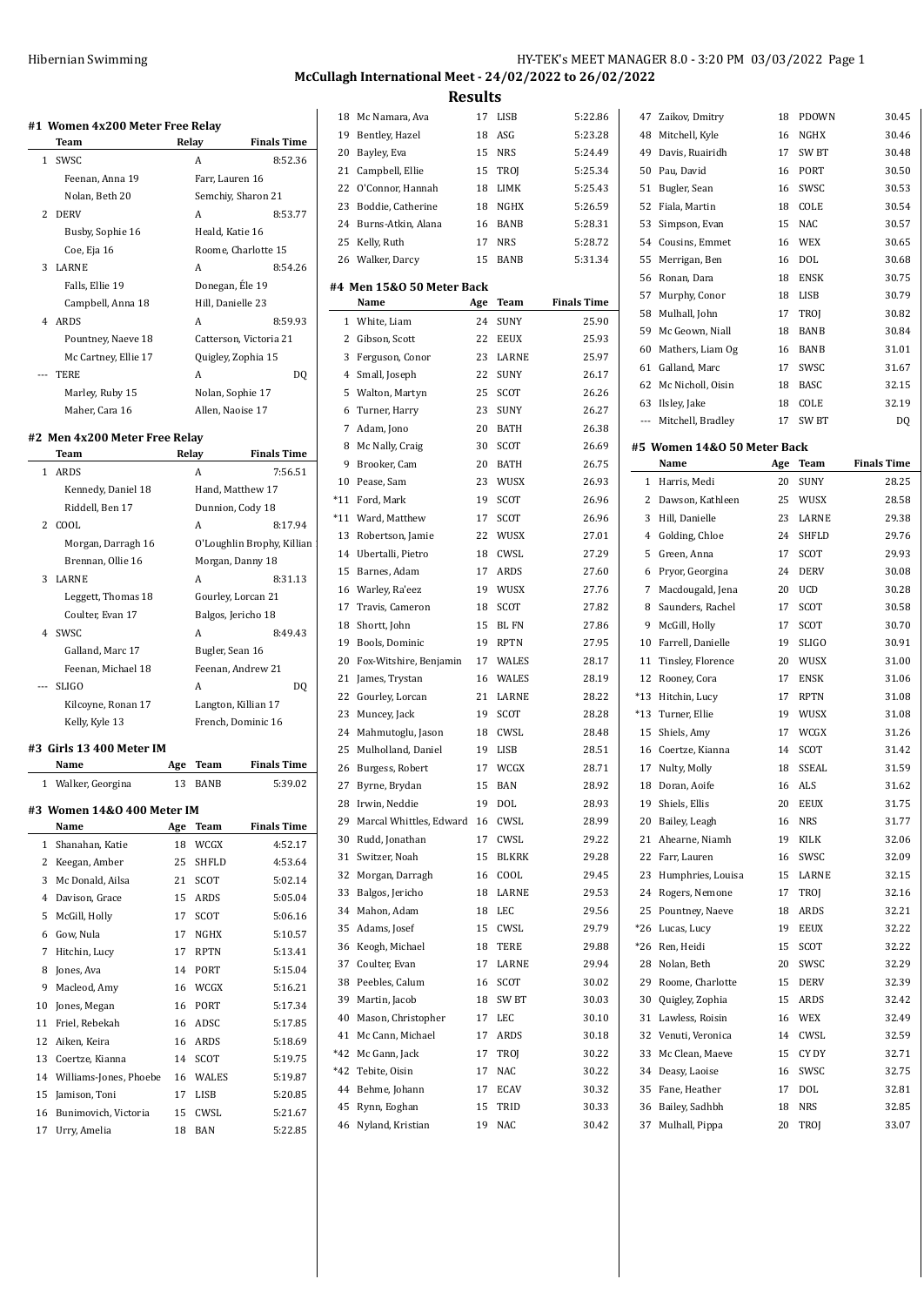McCullagh International Meet - 24/02/2022 to 26/02/2022

## Results

### #1 Women 4x200 Meter Free Relay

| | Team | Relay | Finals Time |
|---|---|---|---|
| 1 | SWSC | A | 8:52.36 |
| | Feenan, Anna 19 | Farr, Lauren 16 | |
| | Nolan, Beth 20 | Semchiy, Sharon 21 | |
| 2 | DERV | A | 8:53.77 |
| | Busby, Sophie 16 | Heald, Katie 16 | |
| | Coe, Eja 16 | Roome, Charlotte 15 | |
| 3 | LARNE | A | 8:54.26 |
| | Falls, Ellie 19 | Donegan, Éle 19 | |
| | Campbell, Anna 18 | Hill, Danielle 23 | |
| 4 | ARDS | A | 8:59.93 |
| | Pountney, Naeve 18 | Catterson, Victoria 21 | |
| | Mc Cartney, Ellie 17 | Quigley, Zophia 15 | |
| --- | TERE | A | DQ |
| | Marley, Ruby 15 | Nolan, Sophie 17 | |
| | Maher, Cara 16 | Allen, Naoise 17 | |

### #2 Men 4x200 Meter Free Relay

| | Team | Relay | Finals Time |
|---|---|---|---|
| 1 | ARDS | A | 7:56.51 |
| | Kennedy, Daniel 18 | Hand, Matthew 17 | |
| | Riddell, Ben 17 | Dunnion, Cody 18 | |
| 2 | COOL | A | 8:17.94 |
| | Morgan, Darragh 16 | O'Loughlin Brophy, Killian | |
| | Brennan, Ollie 16 | Morgan, Danny 18 | |
| 3 | LARNE | A | 8:31.13 |
| | Leggett, Thomas 18 | Gourley, Lorcan 21 | |
| | Coulter, Evan 17 | Balgos, Jericho 18 | |
| 4 | SWSC | A | 8:49.43 |
| | Galland, Marc 17 | Bugler, Sean 16 | |
| | Feenan, Michael 18 | Feenan, Andrew 21 | |
| --- | SLIGO | A | DQ |
| | Kilcoyne, Ronan 17 | Langton, Killian 17 | |
| | Kelly, Kyle 13 | French, Dominic 16 | |

### #3 Girls 13 400 Meter IM

| | Name | Age | Team | Finals Time |
|---|---|---|---|---|
| 1 | Walker, Georgina | 13 | BANB | 5:39.02 |

### #3 Women 14&O 400 Meter IM

| | Name | Age | Team | Finals Time |
|---|---|---|---|---|
| 1 | Shanahan, Katie | 18 | WCGX | 4:52.17 |
| 2 | Keegan, Amber | 25 | SHFLD | 4:53.64 |
| 3 | Mc Donald, Ailsa | 21 | SCOT | 5:02.14 |
| 4 | Davison, Grace | 15 | ARDS | 5:05.04 |
| 5 | McGill, Holly | 17 | SCOT | 5:06.16 |
| 6 | Gow, Nula | 17 | NGHX | 5:10.57 |
| 7 | Hitchin, Lucy | 17 | RPTN | 5:13.41 |
| 8 | Jones, Ava | 14 | PORT | 5:15.04 |
| 9 | Macleod, Amy | 16 | WCGX | 5:16.21 |
| 10 | Jones, Megan | 16 | PORT | 5:17.34 |
| 11 | Friel, Rebekah | 16 | ADSC | 5:17.85 |
| 12 | Aiken, Keira | 16 | ARDS | 5:18.69 |
| 13 | Coertze, Kianna | 14 | SCOT | 5:19.75 |
| 14 | Williams-Jones, Phoebe | 16 | WALES | 5:19.87 |
| 15 | Jamison, Toni | 17 | LISB | 5:20.85 |
| 16 | Bunimovich, Victoria | 15 | CWSL | 5:21.67 |
| 17 | Urry, Amelia | 18 | BAN | 5:22.85 |
| 18 | Mc Namara, Ava | 17 | LISB | 5:22.86 |
| 19 | Bentley, Hazel | 18 | ASG | 5:23.28 |
| 20 | Bayley, Eva | 15 | NRS | 5:24.49 |
| 21 | Campbell, Ellie | 15 | TROJ | 5:25.34 |
| 22 | O'Connor, Hannah | 18 | LIMK | 5:25.43 |
| 23 | Boddie, Catherine | 18 | NGHX | 5:26.59 |
| 24 | Burns-Atkin, Alana | 16 | BANB | 5:28.31 |
| 25 | Kelly, Ruth | 17 | NRS | 5:28.72 |
| 26 | Walker, Darcy | 15 | BANB | 5:31.34 |

### #4 Men 15&O 50 Meter Back

| | Name | Age | Team | Finals Time |
|---|---|---|---|---|
| 1 | White, Liam | 24 | SUNY | 25.90 |
| 2 | Gibson, Scott | 22 | EEUX | 25.93 |
| 3 | Ferguson, Conor | 23 | LARNE | 25.97 |
| 4 | Small, Joseph | 22 | SUNY | 26.17 |
| 5 | Walton, Martyn | 25 | SCOT | 26.26 |
| 6 | Turner, Harry | 23 | SUNY | 26.27 |
| 7 | Adam, Jono | 20 | BATH | 26.38 |
| 8 | Mc Nally, Craig | 30 | SCOT | 26.69 |
| 9 | Brooker, Cam | 20 | BATH | 26.75 |
| 10 | Pease, Sam | 23 | WUSX | 26.93 |
| *11 | Ford, Mark | 19 | SCOT | 26.96 |
| *11 | Ward, Matthew | 17 | SCOT | 26.96 |
| 13 | Robertson, Jamie | 22 | WUSX | 27.01 |
| 14 | Ubertalli, Pietro | 18 | CWSL | 27.29 |
| 15 | Barnes, Adam | 17 | ARDS | 27.60 |
| 16 | Warley, Ra'eez | 19 | WUSX | 27.76 |
| 17 | Travis, Cameron | 18 | SCOT | 27.82 |
| 18 | Shortt, John | 15 | BL FN | 27.86 |
| 19 | Bools, Dominic | 19 | RPTN | 27.95 |
| 20 | Fox-Witshire, Benjamin | 17 | WALES | 28.17 |
| 21 | James, Trystan | 16 | WALES | 28.19 |
| 22 | Gourley, Lorcan | 21 | LARNE | 28.22 |
| 23 | Muncey, Jack | 19 | SCOT | 28.28 |
| 24 | Mahmutoglu, Jason | 18 | CWSL | 28.48 |
| 25 | Mulholland, Daniel | 19 | LISB | 28.51 |
| 26 | Burgess, Robert | 17 | WCGX | 28.71 |
| 27 | Byrne, Brydan | 15 | BAN | 28.92 |
| 28 | Irwin, Neddie | 19 | DOL | 28.93 |
| 29 | Marcal Whittles, Edward | 16 | CWSL | 28.99 |
| 30 | Rudd, Jonathan | 17 | CWSL | 29.22 |
| 31 | Switzer, Noah | 15 | BLKRK | 29.28 |
| 32 | Morgan, Darragh | 16 | COOL | 29.45 |
| 33 | Balgos, Jericho | 18 | LARNE | 29.53 |
| 34 | Mahon, Adam | 18 | LEC | 29.56 |
| 35 | Adams, Josef | 15 | CWSL | 29.79 |
| 36 | Keogh, Michael | 18 | TERE | 29.88 |
| 37 | Coulter, Evan | 17 | LARNE | 29.94 |
| 38 | Peebles, Calum | 16 | SCOT | 30.02 |
| 39 | Martin, Jacob | 18 | SW BT | 30.03 |
| 40 | Mason, Christopher | 17 | LEC | 30.10 |
| 41 | Mc Cann, Michael | 17 | ARDS | 30.18 |
| *42 | Mc Gann, Jack | 17 | TROJ | 30.22 |
| *42 | Tebite, Oisin | 17 | NAC | 30.22 |
| 44 | Behme, Johann | 17 | ECAV | 30.32 |
| 45 | Rynn, Eoghan | 15 | TRID | 30.33 |
| 46 | Nyland, Kristian | 19 | NAC | 30.42 |
| 47 | Zaikov, Dmitry | 18 | PDOWN | 30.45 |
| 48 | Mitchell, Kyle | 16 | NGHX | 30.46 |
| 49 | Davis, Ruairidh | 17 | SW BT | 30.48 |
| 50 | Pau, David | 16 | PORT | 30.50 |
| 51 | Bugler, Sean | 16 | SWSC | 30.53 |
| 52 | Fiala, Martin | 18 | COLE | 30.54 |
| 53 | Simpson, Evan | 15 | NAC | 30.57 |
| 54 | Cousins, Emmet | 16 | WEX | 30.65 |
| 55 | Merrigan, Ben | 16 | DOL | 30.68 |
| 56 | Ronan, Dara | 18 | ENSK | 30.75 |
| 57 | Murphy, Conor | 18 | LISB | 30.79 |
| 58 | Mulhall, John | 17 | TROJ | 30.82 |
| 59 | Mc Geown, Niall | 18 | BANB | 30.84 |
| 60 | Mathers, Liam Og | 16 | BANB | 31.01 |
| 61 | Galland, Marc | 17 | SWSC | 31.67 |
| 62 | Mc Nicholl, Oisin | 18 | BASC | 32.15 |
| 63 | Ilsley, Jake | 18 | COLE | 32.19 |
| --- | Mitchell, Bradley | 17 | SW BT | DQ |

### #5 Women 14&O 50 Meter Back

| | Name | Age | Team | Finals Time |
|---|---|---|---|---|
| 1 | Harris, Medi | 20 | SUNY | 28.25 |
| 2 | Dawson, Kathleen | 25 | WUSX | 28.58 |
| 3 | Hill, Danielle | 23 | LARNE | 29.38 |
| 4 | Golding, Chloe | 24 | SHFLD | 29.76 |
| 5 | Green, Anna | 17 | SCOT | 29.93 |
| 6 | Pryor, Georgina | 24 | DERV | 30.08 |
| 7 | Macdougald, Jena | 20 | UCD | 30.28 |
| 8 | Saunders, Rachel | 17 | SCOT | 30.58 |
| 9 | McGill, Holly | 17 | SCOT | 30.70 |
| 10 | Farrell, Danielle | 19 | SLIGO | 30.91 |
| 11 | Tinsley, Florence | 20 | WUSX | 31.00 |
| 12 | Rooney, Cora | 17 | ENSK | 31.06 |
| *13 | Hitchin, Lucy | 17 | RPTN | 31.08 |
| *13 | Turner, Ellie | 19 | WUSX | 31.08 |
| 15 | Shiels, Amy | 17 | WCGX | 31.26 |
| 16 | Coertze, Kianna | 14 | SCOT | 31.42 |
| 17 | Nulty, Molly | 18 | SSEAL | 31.59 |
| 18 | Doran, Aoife | 16 | ALS | 31.62 |
| 19 | Shiels, Ellis | 20 | EEUX | 31.75 |
| 20 | Bailey, Leagh | 16 | NRS | 31.77 |
| 21 | Ahearne, Niamh | 19 | KILK | 32.06 |
| 22 | Farr, Lauren | 16 | SWSC | 32.09 |
| 23 | Humphries, Louisa | 15 | LARNE | 32.15 |
| 24 | Rogers, Nemone | 17 | TROJ | 32.16 |
| 25 | Pountney, Naeve | 18 | ARDS | 32.21 |
| *26 | Lucas, Lucy | 19 | EEUX | 32.22 |
| *26 | Ren, Heidi | 15 | SCOT | 32.22 |
| 28 | Nolan, Beth | 20 | SWSC | 32.29 |
| 29 | Roome, Charlotte | 15 | DERV | 32.39 |
| 30 | Quigley, Zophia | 15 | ARDS | 32.42 |
| 31 | Lawless, Roisin | 16 | WEX | 32.49 |
| 32 | Venuti, Veronica | 14 | CWSL | 32.59 |
| 33 | Mc Clean, Maeve | 15 | CY DY | 32.71 |
| 34 | Deasy, Laoise | 16 | SWSC | 32.75 |
| 35 | Fane, Heather | 17 | DOL | 32.81 |
| 36 | Bailey, Sadhbh | 18 | NRS | 32.85 |
| 37 | Mulhall, Pippa | 20 | TROJ | 33.07 |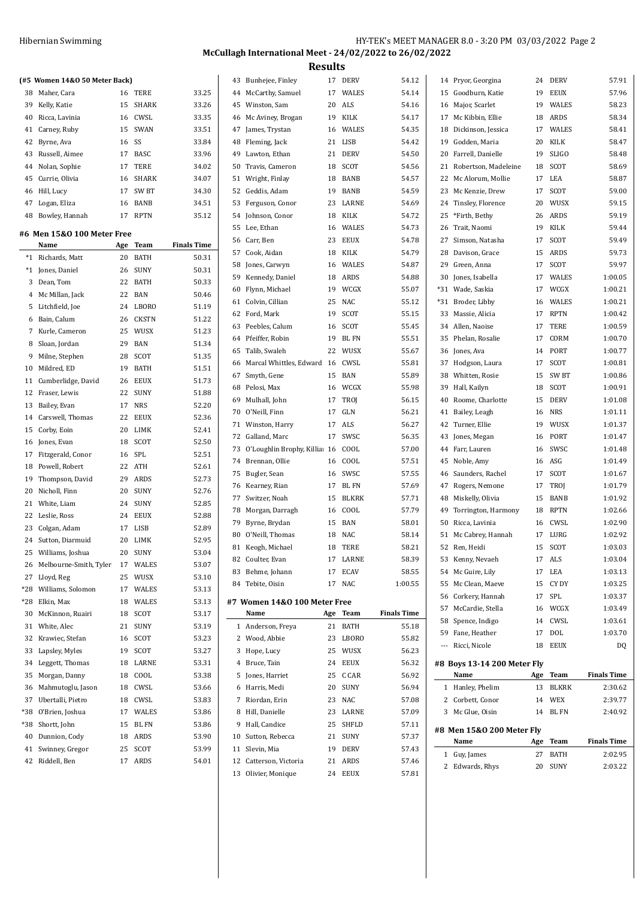**McCullagh International Meet - 24/02/2022 to 26/02/2022**

## Results

### (#5 Women 14&O 50 Meter Back)

| | Name | Age | Team | Finals Time |
|---|---|---|---|---|
| 38 | Maher, Cara | 16 | TERE | 33.25 |
| 39 | Kelly, Katie | 15 | SHARK | 33.26 |
| 40 | Ricca, Lavinia | 16 | CWSL | 33.35 |
| 41 | Carney, Ruby | 15 | SWAN | 33.51 |
| 42 | Byrne, Ava | 16 | SS | 33.84 |
| 43 | Russell, Aimee | 17 | BASC | 33.96 |
| 44 | Nolan, Sophie | 17 | TERE | 34.02 |
| 45 | Currie, Olivia | 16 | SHARK | 34.07 |
| 46 | Hill, Lucy | 17 | SW BT | 34.30 |
| 47 | Logan, Eliza | 16 | BANB | 34.51 |
| 48 | Bowley, Hannah | 17 | RPTN | 35.12 |

### #6 Men 15&O 100 Meter Free

| | Name | Age | Team | Finals Time |
|---|---|---|---|---|
| *1 | Richards, Matt | 20 | BATH | 50.31 |
| *1 | Jones, Daniel | 26 | SUNY | 50.31 |
| 3 | Dean, Tom | 22 | BATH | 50.33 |
| 4 | Mc Millan, Jack | 22 | BAN | 50.46 |
| 5 | Litchfield, Joe | 24 | LBORO | 51.19 |
| 6 | Bain, Calum | 26 | CKSTN | 51.22 |
| 7 | Kurle, Cameron | 25 | WUSX | 51.23 |
| 8 | Sloan, Jordan | 29 | BAN | 51.34 |
| 9 | Milne, Stephen | 28 | SCOT | 51.35 |
| 10 | Mildred, ED | 19 | BATH | 51.51 |
| 11 | Cumberlidge, David | 26 | EEUX | 51.73 |
| 12 | Fraser, Lewis | 22 | SUNY | 51.88 |
| 13 | Bailey, Evan | 17 | NRS | 52.20 |
| 14 | Carswell, Thomas | 22 | EEUX | 52.36 |
| 15 | Corby, Eoin | 20 | LIMK | 52.41 |
| 16 | Jones, Evan | 18 | SCOT | 52.50 |
| 17 | Fitzgerald, Conor | 16 | SPL | 52.51 |
| 18 | Powell, Robert | 22 | ATH | 52.61 |
| 19 | Thompson, David | 29 | ARDS | 52.73 |
| 20 | Nicholl, Finn | 20 | SUNY | 52.76 |
| 21 | White, Liam | 24 | SUNY | 52.85 |
| 22 | Leslie, Ross | 24 | EEUX | 52.88 |
| 23 | Colgan, Adam | 17 | LISB | 52.89 |
| 24 | Sutton, Diarmuid | 20 | LIMK | 52.95 |
| 25 | Williams, Joshua | 20 | SUNY | 53.04 |
| 26 | Melbourne-Smith, Tyler | 17 | WALES | 53.07 |
| 27 | Lloyd, Reg | 25 | WUSX | 53.10 |
| *28 | Williams, Solomon | 17 | WALES | 53.13 |
| *28 | Elkin, Max | 18 | WALES | 53.13 |
| 30 | McKinnon, Ruairi | 18 | SCOT | 53.17 |
| 31 | White, Alec | 21 | SUNY | 53.19 |
| 32 | Krawiec, Stefan | 16 | SCOT | 53.23 |
| 33 | Lapsley, Myles | 19 | SCOT | 53.27 |
| 34 | Leggett, Thomas | 18 | LARNE | 53.31 |
| 35 | Morgan, Danny | 18 | COOL | 53.38 |
| 36 | Mahmutoglu, Jason | 18 | CWSL | 53.66 |
| 37 | Ubertalli, Pietro | 18 | CWSL | 53.83 |
| *38 | O'Brien, Joshua | 17 | WALES | 53.86 |
| *38 | Shortt, John | 15 | BL FN | 53.86 |
| 40 | Dunnion, Cody | 18 | ARDS | 53.90 |
| 41 | Swinney, Gregor | 25 | SCOT | 53.99 |
| 42 | Riddell, Ben | 17 | ARDS | 54.01 |
| 43 | Bunhejee, Finley | 17 | DERV | 54.12 |
| 44 | McCarthy, Samuel | 17 | WALES | 54.14 |
| 45 | Winston, Sam | 20 | ALS | 54.16 |
| 46 | Mc Aviney, Brogan | 19 | KILK | 54.17 |
| 47 | James, Trystan | 16 | WALES | 54.35 |
| 48 | Fleming, Jack | 21 | LISB | 54.42 |
| 49 | Lawton, Ethan | 21 | DERV | 54.50 |
| 50 | Travis, Cameron | 18 | SCOT | 54.56 |
| 51 | Wright, Finlay | 18 | BANB | 54.57 |
| 52 | Geddis, Adam | 19 | BANB | 54.59 |
| 53 | Ferguson, Conor | 23 | LARNE | 54.69 |
| 54 | Johnson, Conor | 18 | KILK | 54.72 |
| 55 | Lee, Ethan | 16 | WALES | 54.73 |
| 56 | Carr, Ben | 23 | EEUX | 54.78 |
| 57 | Cook, Aidan | 18 | KILK | 54.79 |
| 58 | Jones, Carwyn | 16 | WALES | 54.87 |
| 59 | Kennedy, Daniel | 18 | ARDS | 54.88 |
| 60 | Flynn, Michael | 19 | WCGX | 55.07 |
| 61 | Colvin, Cillian | 25 | NAC | 55.12 |
| 62 | Ford, Mark | 19 | SCOT | 55.15 |
| 63 | Peebles, Calum | 16 | SCOT | 55.45 |
| 64 | Pfeiffer, Robin | 19 | BL FN | 55.51 |
| 65 | Talib, Swaleh | 22 | WUSX | 55.67 |
| 66 | Marcal Whittles, Edward | 16 | CWSL | 55.81 |
| 67 | Smyth, Gene | 15 | BAN | 55.89 |
| 68 | Pelosi, Max | 16 | WCGX | 55.98 |
| 69 | Mulhall, John | 17 | TROJ | 56.15 |
| 70 | O'Neill, Finn | 17 | GLN | 56.21 |
| 71 | Winston, Harry | 17 | ALS | 56.27 |
| 72 | Galland, Marc | 17 | SWSC | 56.35 |
| 73 | O'Loughlin Brophy, Killian | 16 | COOL | 57.00 |
| 74 | Brennan, Ollie | 16 | COOL | 57.51 |
| 75 | Bugler, Sean | 16 | SWSC | 57.55 |
| 76 | Kearney, Rian | 17 | BL FN | 57.69 |
| 77 | Switzer, Noah | 15 | BLKRK | 57.71 |
| 78 | Morgan, Darragh | 16 | COOL | 57.79 |
| 79 | Byrne, Brydan | 15 | BAN | 58.01 |
| 80 | O'Neill, Thomas | 18 | NAC | 58.14 |
| 81 | Keogh, Michael | 18 | TERE | 58.21 |
| 82 | Coulter, Evan | 17 | LARNE | 58.39 |
| 83 | Behme, Johann | 17 | ECAV | 58.55 |
| 84 | Tebite, Oisin | 17 | NAC | 1:00.55 |

### #7 Women 14&O 100 Meter Free

| | Name | Age | Team | Finals Time |
|---|---|---|---|---|
| 1 | Anderson, Freya | 21 | BATH | 55.18 |
| 2 | Wood, Abbie | 23 | LBORO | 55.82 |
| 3 | Hope, Lucy | 25 | WUSX | 56.23 |
| 4 | Bruce, Tain | 24 | EEUX | 56.32 |
| 5 | Jones, Harriet | 25 | C CAR | 56.92 |
| 6 | Harris, Medi | 20 | SUNY | 56.94 |
| 7 | Riordan, Erin | 23 | NAC | 57.08 |
| 8 | Hill, Danielle | 23 | LARNE | 57.09 |
| 9 | Hall, Candice | 25 | SHFLD | 57.11 |
| 10 | Sutton, Rebecca | 21 | SUNY | 57.37 |
| 11 | Slevin, Mia | 19 | DERV | 57.43 |
| 12 | Catterson, Victoria | 21 | ARDS | 57.46 |
| 13 | Olivier, Monique | 24 | EEUX | 57.81 |
| 14 | Pryor, Georgina | 24 | DERV | 57.91 |
| 15 | Goodburn, Katie | 19 | EEUX | 57.96 |
| 16 | Major, Scarlet | 19 | WALES | 58.23 |
| 17 | Mc Kibbin, Ellie | 18 | ARDS | 58.34 |
| 18 | Dickinson, Jessica | 17 | WALES | 58.41 |
| 19 | Godden, Maria | 20 | KILK | 58.47 |
| 20 | Farrell, Danielle | 19 | SLIGO | 58.48 |
| 21 | Robertson, Madeleine | 18 | SCOT | 58.69 |
| 22 | Mc Alorum, Mollie | 17 | LEA | 58.87 |
| 23 | Mc Kenzie, Drew | 17 | SCOT | 59.00 |
| 24 | Tinsley, Florence | 20 | WUSX | 59.15 |
| 25 | *Firth, Bethy | 26 | ARDS | 59.19 |
| 26 | Trait, Naomi | 19 | KILK | 59.44 |
| 27 | Simson, Natasha | 17 | SCOT | 59.49 |
| 28 | Davison, Grace | 15 | ARDS | 59.73 |
| 29 | Green, Anna | 17 | SCOT | 59.97 |
| 30 | Jones, Isabella | 17 | WALES | 1:00.05 |
| *31 | Wade, Saskia | 17 | WCGX | 1:00.21 |
| *31 | Broder, Libby | 16 | WALES | 1:00.21 |
| 33 | Massie, Alicia | 17 | RPTN | 1:00.42 |
| 34 | Allen, Naoise | 17 | TERE | 1:00.59 |
| 35 | Phelan, Rosalie | 17 | CORM | 1:00.70 |
| 36 | Jones, Ava | 14 | PORT | 1:00.77 |
| 37 | Hodgson, Laura | 17 | SCOT | 1:00.81 |
| 38 | Whitten, Rosie | 15 | SW BT | 1:00.86 |
| 39 | Hall, Kailyn | 18 | SCOT | 1:00.91 |
| 40 | Roome, Charlotte | 15 | DERV | 1:01.08 |
| 41 | Bailey, Leagh | 16 | NRS | 1:01.11 |
| 42 | Turner, Ellie | 19 | WUSX | 1:01.37 |
| 43 | Jones, Megan | 16 | PORT | 1:01.47 |
| 44 | Farr, Lauren | 16 | SWSC | 1:01.48 |
| 45 | Noble, Amy | 16 | ASG | 1:01.49 |
| 46 | Saunders, Rachel | 17 | SCOT | 1:01.67 |
| 47 | Rogers, Nemone | 17 | TROJ | 1:01.79 |
| 48 | Miskelly, Olivia | 15 | BANB | 1:01.92 |
| 49 | Torrington, Harmony | 18 | RPTN | 1:02.66 |
| 50 | Ricca, Lavinia | 16 | CWSL | 1:02.90 |
| 51 | Mc Cabrey, Hannah | 17 | LURG | 1:02.92 |
| 52 | Ren, Heidi | 15 | SCOT | 1:03.03 |
| 53 | Kenny, Nevaeh | 17 | ALS | 1:03.04 |
| 54 | Mc Guire, Lily | 17 | LEA | 1:03.13 |
| 55 | Mc Clean, Maeve | 15 | CY DY | 1:03.25 |
| 56 | Corkery, Hannah | 17 | SPL | 1:03.37 |
| 57 | McCardie, Stella | 16 | WCGX | 1:03.49 |
| 58 | Spence, Indigo | 14 | CWSL | 1:03.61 |
| 59 | Fane, Heather | 17 | DOL | 1:03.70 |
| --- | Ricci, Nicole | 18 | EEUX | DQ |

### #8 Boys 13-14 200 Meter Fly

| | Name | Age | Team | Finals Time |
|---|---|---|---|---|
| 1 | Hanley, Phelim | 13 | BLKRK | 2:30.62 |
| 2 | Corbett, Conor | 14 | WEX | 2:39.77 |
| 3 | Mc Glue, Oisin | 14 | BL FN | 2:40.92 |

### #8 Men 15&O 200 Meter Fly

| | Name | Age | Team | Finals Time |
|---|---|---|---|---|
| 1 | Guy, James | 27 | BATH | 2:02.95 |
| 2 | Edwards, Rhys | 20 | SUNY | 2:03.22 |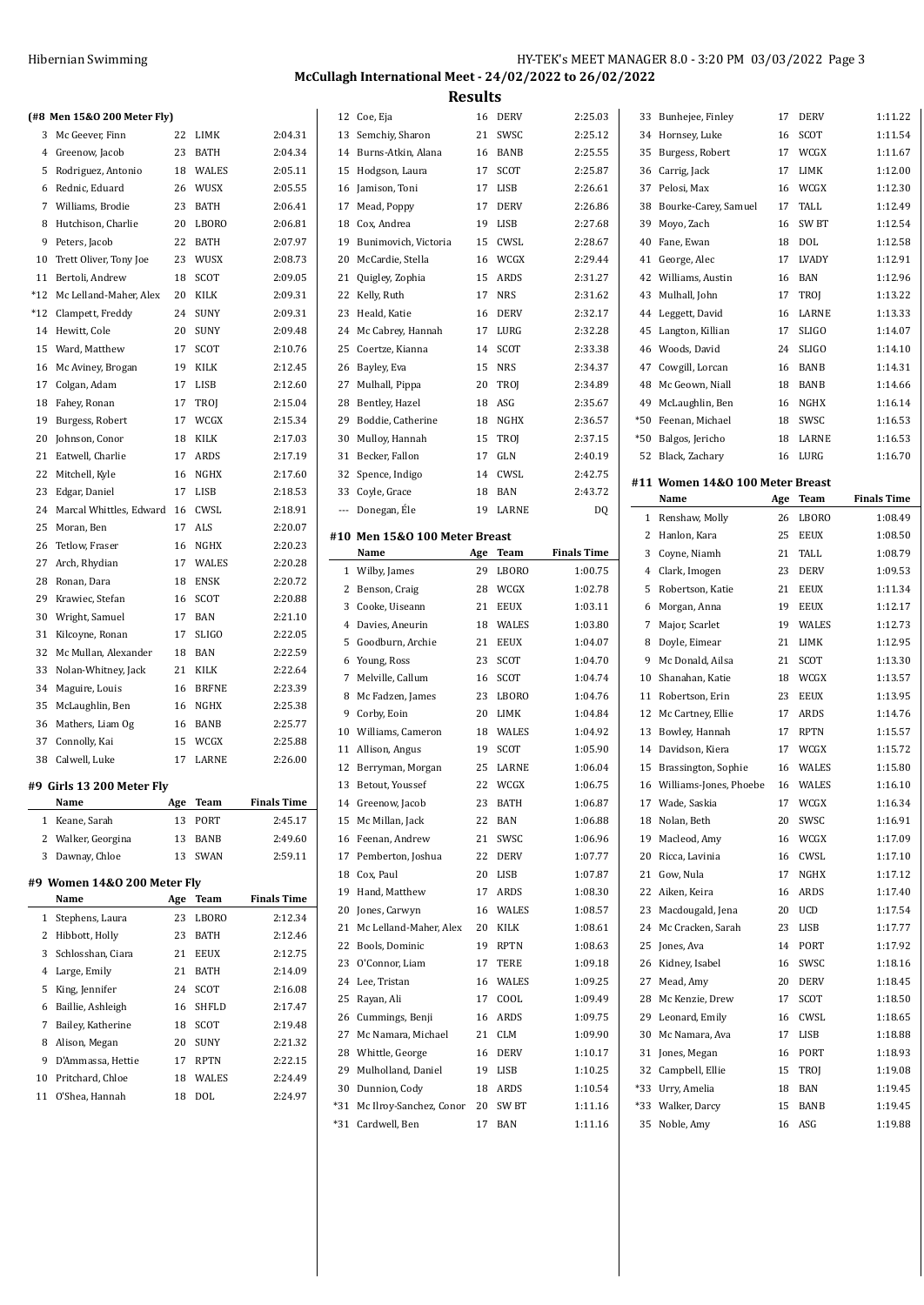## Results

**(#8 Men 15&O 200 Meter Fly)**

| | Name | Age | Team | Finals Time |
|---|---|---|---|---|
| 3 | Mc Geever, Finn | 22 | LIMK | 2:04.31 |
| 4 | Greenow, Jacob | 23 | BATH | 2:04.34 |
| 5 | Rodriguez, Antonio | 18 | WALES | 2:05.11 |
| 6 | Rednic, Eduard | 26 | WUSX | 2:05.55 |
| 7 | Williams, Brodie | 23 | BATH | 2:06.41 |
| 8 | Hutchison, Charlie | 20 | LBORO | 2:06.81 |
| 9 | Peters, Jacob | 22 | BATH | 2:07.97 |
| 10 | Trett Oliver, Tony Joe | 23 | WUSX | 2:08.73 |
| 11 | Bertoli, Andrew | 18 | SCOT | 2:09.05 |
| *12 | Mc Lelland-Maher, Alex | 20 | KILK | 2:09.31 |
| *12 | Clampett, Freddy | 24 | SUNY | 2:09.31 |
| 14 | Hewitt, Cole | 20 | SUNY | 2:09.48 |
| 15 | Ward, Matthew | 17 | SCOT | 2:10.76 |
| 16 | Mc Aviney, Brogan | 19 | KILK | 2:12.45 |
| 17 | Colgan, Adam | 17 | LISB | 2:12.60 |
| 18 | Fahey, Ronan | 17 | TROJ | 2:15.04 |
| 19 | Burgess, Robert | 17 | WCGX | 2:15.34 |
| 20 | Johnson, Conor | 18 | KILK | 2:17.03 |
| 21 | Eatwell, Charlie | 17 | ARDS | 2:17.19 |
| 22 | Mitchell, Kyle | 16 | NGHX | 2:17.60 |
| 23 | Edgar, Daniel | 17 | LISB | 2:18.53 |
| 24 | Marcal Whittles, Edward | 16 | CWSL | 2:18.91 |
| 25 | Moran, Ben | 17 | ALS | 2:20.07 |
| 26 | Tetlow, Fraser | 16 | NGHX | 2:20.23 |
| 27 | Arch, Rhydian | 17 | WALES | 2:20.28 |
| 28 | Ronan, Dara | 18 | ENSK | 2:20.72 |
| 29 | Krawiec, Stefan | 16 | SCOT | 2:20.88 |
| 30 | Wright, Samuel | 17 | BAN | 2:21.10 |
| 31 | Kilcoyne, Ronan | 17 | SLIGO | 2:22.05 |
| 32 | Mc Mullan, Alexander | 18 | BAN | 2:22.59 |
| 33 | Nolan-Whitney, Jack | 21 | KILK | 2:22.64 |
| 34 | Maguire, Louis | 16 | BRFNE | 2:23.39 |
| 35 | McLaughlin, Ben | 16 | NGHX | 2:25.38 |
| 36 | Mathers, Liam Og | 16 | BANB | 2:25.77 |
| 37 | Connolly, Kai | 15 | WCGX | 2:25.88 |
| 38 | Calwell, Luke | 17 | LARNE | 2:26.00 |

**#9 Girls 13 200 Meter Fly**

| | Name | Age | Team | Finals Time |
|---|---|---|---|---|
| 1 | Keane, Sarah | 13 | PORT | 2:45.17 |
| 2 | Walker, Georgina | 13 | BANB | 2:49.60 |
| 3 | Dawnay, Chloe | 13 | SWAN | 2:59.11 |

**#9 Women 14&O 200 Meter Fly**

| | Name | Age | Team | Finals Time |
|---|---|---|---|---|
| 1 | Stephens, Laura | 23 | LBORO | 2:12.34 |
| 2 | Hibbott, Holly | 23 | BATH | 2:12.46 |
| 3 | Schlosshan, Ciara | 21 | EEUX | 2:12.75 |
| 4 | Large, Emily | 21 | BATH | 2:14.09 |
| 5 | King, Jennifer | 24 | SCOT | 2:16.08 |
| 6 | Baillie, Ashleigh | 16 | SHFLD | 2:17.47 |
| 7 | Bailey, Katherine | 18 | SCOT | 2:19.48 |
| 8 | Alison, Megan | 20 | SUNY | 2:21.32 |
| 9 | D'Ammassa, Hettie | 17 | RPTN | 2:22.15 |
| 10 | Pritchard, Chloe | 18 | WALES | 2:24.49 |
| 11 | O'Shea, Hannah | 18 | DOL | 2:24.97 |
| 12 | Coe, Eja | 16 | DERV | 2:25.03 |
| 13 | Semchiy, Sharon | 21 | SWSC | 2:25.12 |
| 14 | Burns-Atkin, Alana | 16 | BANB | 2:25.55 |
| 15 | Hodgson, Laura | 17 | SCOT | 2:25.87 |
| 16 | Jamison, Toni | 17 | LISB | 2:26.61 |
| 17 | Mead, Poppy | 17 | DERV | 2:26.86 |
| 18 | Cox, Andrea | 19 | LISB | 2:27.68 |
| 19 | Bunimovich, Victoria | 15 | CWSL | 2:28.67 |
| 20 | McCardie, Stella | 16 | WCGX | 2:29.44 |
| 21 | Quigley, Zophia | 15 | ARDS | 2:31.27 |
| 22 | Kelly, Ruth | 17 | NRS | 2:31.62 |
| 23 | Heald, Katie | 16 | DERV | 2:32.17 |
| 24 | Mc Cabrey, Hannah | 17 | LURG | 2:32.28 |
| 25 | Coertze, Kianna | 14 | SCOT | 2:33.38 |
| 26 | Bayley, Eva | 15 | NRS | 2:34.37 |
| 27 | Mulhall, Pippa | 20 | TROJ | 2:34.89 |
| 28 | Bentley, Hazel | 18 | ASG | 2:35.67 |
| 29 | Boddie, Catherine | 18 | NGHX | 2:36.57 |
| 30 | Mulloy, Hannah | 15 | TROJ | 2:37.15 |
| 31 | Becker, Fallon | 17 | GLN | 2:40.19 |
| 32 | Spence, Indigo | 14 | CWSL | 2:42.75 |
| 33 | Coyle, Grace | 18 | BAN | 2:43.72 |
| --- | Donegan, Éle | 19 | LARNE | DQ |

**#10 Men 15&O 100 Meter Breast**

| | Name | Age | Team | Finals Time |
|---|---|---|---|---|
| 1 | Wilby, James | 29 | LBORO | 1:00.75 |
| 2 | Benson, Craig | 28 | WCGX | 1:02.78 |
| 3 | Cooke, Uiseann | 21 | EEUX | 1:03.11 |
| 4 | Davies, Aneurin | 18 | WALES | 1:03.80 |
| 5 | Goodburn, Archie | 21 | EEUX | 1:04.07 |
| 6 | Young, Ross | 23 | SCOT | 1:04.70 |
| 7 | Melville, Callum | 16 | SCOT | 1:04.74 |
| 8 | Mc Fadzen, James | 23 | LBORO | 1:04.76 |
| 9 | Corby, Eoin | 20 | LIMK | 1:04.84 |
| 10 | Williams, Cameron | 18 | WALES | 1:04.92 |
| 11 | Allison, Angus | 19 | SCOT | 1:05.90 |
| 12 | Berryman, Morgan | 25 | LARNE | 1:06.04 |
| 13 | Betout, Youssef | 22 | WCGX | 1:06.75 |
| 14 | Greenow, Jacob | 23 | BATH | 1:06.87 |
| 15 | Mc Millan, Jack | 22 | BAN | 1:06.88 |
| 16 | Feenan, Andrew | 21 | SWSC | 1:06.96 |
| 17 | Pemberton, Joshua | 22 | DERV | 1:07.77 |
| 18 | Cox, Paul | 20 | LISB | 1:07.87 |
| 19 | Hand, Matthew | 17 | ARDS | 1:08.30 |
| 20 | Jones, Carwyn | 16 | WALES | 1:08.57 |
| 21 | Mc Lelland-Maher, Alex | 20 | KILK | 1:08.61 |
| 22 | Bools, Dominic | 19 | RPTN | 1:08.63 |
| 23 | O'Connor, Liam | 17 | TERE | 1:09.18 |
| 24 | Lee, Tristan | 16 | WALES | 1:09.25 |
| 25 | Rayan, Ali | 17 | COOL | 1:09.49 |
| 26 | Cummings, Benji | 16 | ARDS | 1:09.75 |
| 27 | Mc Namara, Michael | 21 | CLM | 1:09.90 |
| 28 | Whittle, George | 16 | DERV | 1:10.17 |
| 29 | Mulholland, Daniel | 19 | LISB | 1:10.25 |
| 30 | Dunnion, Cody | 18 | ARDS | 1:10.54 |
| *31 | Mc Ilroy-Sanchez, Conor | 20 | SW BT | 1:11.16 |
| *31 | Cardwell, Ben | 17 | BAN | 1:11.16 |
| 33 | Bunhejee, Finley | 17 | DERV | 1:11.22 |
| 34 | Hornsey, Luke | 16 | SCOT | 1:11.54 |
| 35 | Burgess, Robert | 17 | WCGX | 1:11.67 |
| 36 | Carrig, Jack | 17 | LIMK | 1:12.00 |
| 37 | Pelosi, Max | 16 | WCGX | 1:12.30 |
| 38 | Bourke-Carey, Samuel | 17 | TALL | 1:12.49 |
| 39 | Moyo, Zach | 16 | SW BT | 1:12.54 |
| 40 | Fane, Ewan | 18 | DOL | 1:12.58 |
| 41 | George, Alec | 17 | LVADY | 1:12.91 |
| 42 | Williams, Austin | 16 | BAN | 1:12.96 |
| 43 | Mulhall, John | 17 | TROJ | 1:13.22 |
| 44 | Leggett, David | 16 | LARNE | 1:13.33 |
| 45 | Langton, Killian | 17 | SLIGO | 1:14.07 |
| 46 | Woods, David | 24 | SLIGO | 1:14.10 |
| 47 | Cowgill, Lorcan | 16 | BANB | 1:14.31 |
| 48 | Mc Geown, Niall | 18 | BANB | 1:14.66 |
| 49 | McLaughlin, Ben | 16 | NGHX | 1:16.14 |
| *50 | Feenan, Michael | 18 | SWSC | 1:16.53 |
| *50 | Balgos, Jericho | 18 | LARNE | 1:16.53 |
| 52 | Black, Zachary | 16 | LURG | 1:16.70 |

**#11 Women 14&O 100 Meter Breast**

| | Name | Age | Team | Finals Time |
|---|---|---|---|---|
| 1 | Renshaw, Molly | 26 | LBORO | 1:08.49 |
| 2 | Hanlon, Kara | 25 | EEUX | 1:08.50 |
| 3 | Coyne, Niamh | 21 | TALL | 1:08.79 |
| 4 | Clark, Imogen | 23 | DERV | 1:09.53 |
| 5 | Robertson, Katie | 21 | EEUX | 1:11.34 |
| 6 | Morgan, Anna | 19 | EEUX | 1:12.17 |
| 7 | Major, Scarlet | 19 | WALES | 1:12.73 |
| 8 | Doyle, Eimear | 21 | LIMK | 1:12.95 |
| 9 | Mc Donald, Ailsa | 21 | SCOT | 1:13.30 |
| 10 | Shanahan, Katie | 18 | WCGX | 1:13.57 |
| 11 | Robertson, Erin | 23 | EEUX | 1:13.95 |
| 12 | Mc Cartney, Ellie | 17 | ARDS | 1:14.76 |
| 13 | Bowley, Hannah | 17 | RPTN | 1:15.57 |
| 14 | Davidson, Kiera | 17 | WCGX | 1:15.72 |
| 15 | Brassington, Sophie | 16 | WALES | 1:15.80 |
| 16 | Williams-Jones, Phoebe | 16 | WALES | 1:16.10 |
| 17 | Wade, Saskia | 17 | WCGX | 1:16.34 |
| 18 | Nolan, Beth | 20 | SWSC | 1:16.91 |
| 19 | Macleod, Amy | 16 | WCGX | 1:17.09 |
| 20 | Ricca, Lavinia | 16 | CWSL | 1:17.10 |
| 21 | Gow, Nula | 17 | NGHX | 1:17.12 |
| 22 | Aiken, Keira | 16 | ARDS | 1:17.40 |
| 23 | Macdougald, Jena | 20 | UCD | 1:17.54 |
| 24 | Mc Cracken, Sarah | 23 | LISB | 1:17.77 |
| 25 | Jones, Ava | 14 | PORT | 1:17.92 |
| 26 | Kidney, Isabel | 16 | SWSC | 1:18.16 |
| 27 | Mead, Amy | 20 | DERV | 1:18.45 |
| 28 | Mc Kenzie, Drew | 17 | SCOT | 1:18.50 |
| 29 | Leonard, Emily | 16 | CWSL | 1:18.65 |
| 30 | Mc Namara, Ava | 17 | LISB | 1:18.88 |
| 31 | Jones, Megan | 16 | PORT | 1:18.93 |
| 32 | Campbell, Ellie | 15 | TROJ | 1:19.08 |
| *33 | Urry, Amelia | 18 | BAN | 1:19.45 |
| *33 | Walker, Darcy | 15 | BANB | 1:19.45 |
| 35 | Noble, Amy | 16 | ASG | 1:19.88 |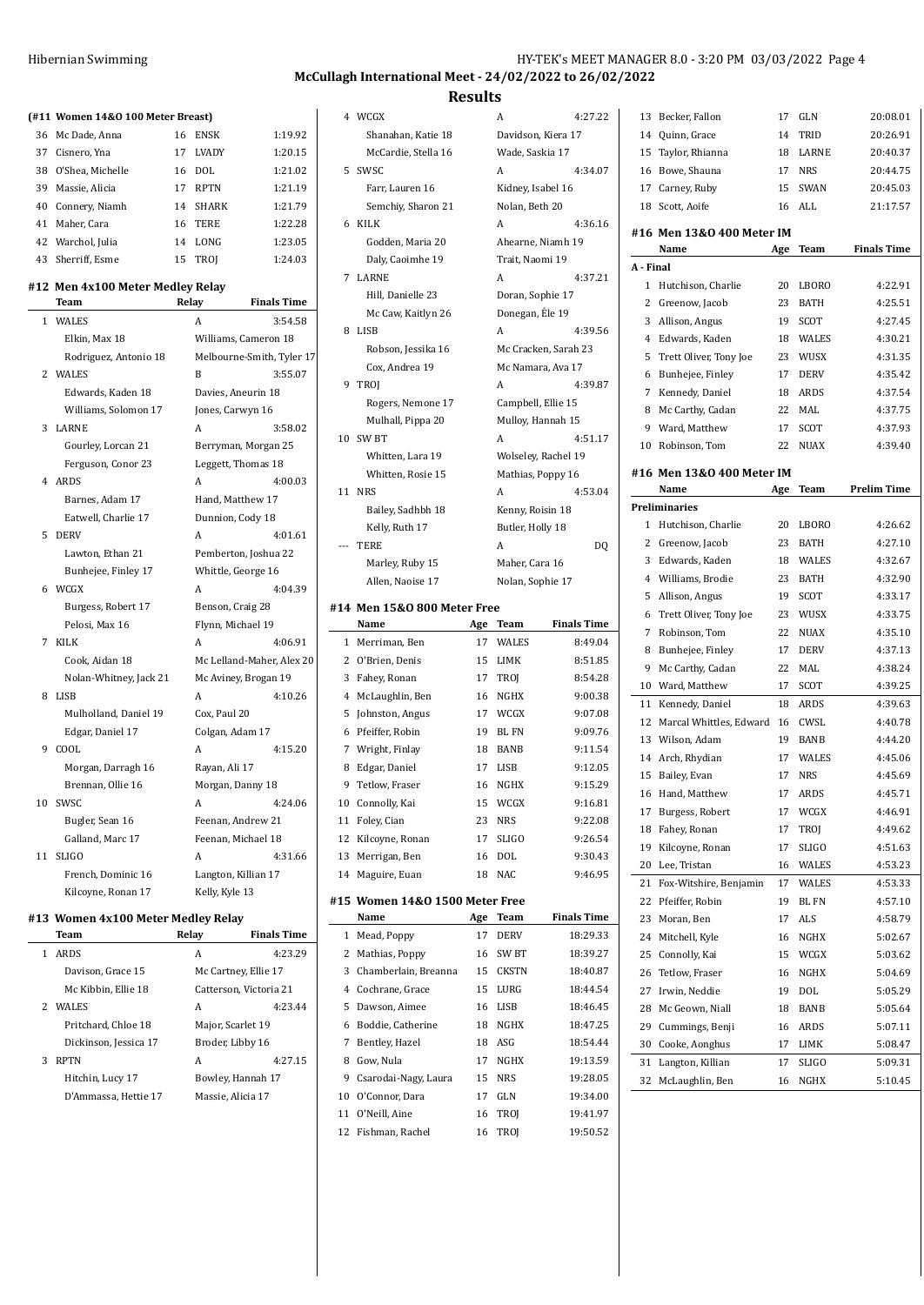## McCullagh International Meet - 24/02/2022 to 26/02/2022

## Results

### (#11 Women 14&O 100 Meter Breast)

| | Name | Age | Team | Finals Time |
|---|---|---|---|---|
| 36 | Mc Dade, Anna | 16 | ENSK | 1:19.92 |
| 37 | Cisnero, Yna | 17 | LVADY | 1:20.15 |
| 38 | O'Shea, Michelle | 16 | DOL | 1:21.02 |
| 39 | Massie, Alicia | 17 | RPTN | 1:21.19 |
| 40 | Connery, Niamh | 14 | SHARK | 1:21.79 |
| 41 | Maher, Cara | 16 | TERE | 1:22.28 |
| 42 | Warchol, Julia | 14 | LONG | 1:23.05 |
| 43 | Sherriff, Esme | 15 | TROJ | 1:24.03 |

### #12 Men 4x100 Meter Medley Relay

| | Team | Relay | Finals Time |
|---|---|---|---|
| 1 | WALES | A | 3:54.58 |
| | Elkin, Max 18 | Williams, Cameron 18 | |
| | Rodriguez, Antonio 18 | Melbourne-Smith, Tyler 17 | |
| 2 | WALES | B | 3:55.07 |
| | Edwards, Kaden 18 | Davies, Aneurin 18 | |
| | Williams, Solomon 17 | Jones, Carwyn 16 | |
| 3 | LARNE | A | 3:58.02 |
| | Gourley, Lorcan 21 | Berryman, Morgan 25 | |
| | Ferguson, Conor 23 | Leggett, Thomas 18 | |
| 4 | ARDS | A | 4:00.03 |
| | Barnes, Adam 17 | Hand, Matthew 17 | |
| | Eatwell, Charlie 17 | Dunnion, Cody 18 | |
| 5 | DERV | A | 4:01.61 |
| | Lawton, Ethan 21 | Pemberton, Joshua 22 | |
| | Bunhejee, Finley 17 | Whittle, George 16 | |
| 6 | WCGX | A | 4:04.39 |
| | Burgess, Robert 17 | Benson, Craig 28 | |
| | Pelosi, Max 16 | Flynn, Michael 19 | |
| 7 | KILK | A | 4:06.91 |
| | Cook, Aidan 18 | Mc Lelland-Maher, Alex 20 | |
| | Nolan-Whitney, Jack 21 | Mc Aviney, Brogan 19 | |
| 8 | LISB | A | 4:10.26 |
| | Mulholland, Daniel 19 | Cox, Paul 20 | |
| | Edgar, Daniel 17 | Colgan, Adam 17 | |
| 9 | COOL | A | 4:15.20 |
| | Morgan, Darragh 16 | Rayan, Ali 17 | |
| | Brennan, Ollie 16 | Morgan, Danny 18 | |
| 10 | SWSC | A | 4:24.06 |
| | Bugler, Sean 16 | Feenan, Andrew 21 | |
| | Galland, Marc 17 | Feenan, Michael 18 | |
| 11 | SLIGO | A | 4:31.66 |
| | French, Dominic 16 | Langton, Killian 17 | |
| | Kilcoyne, Ronan 17 | Kelly, Kyle 13 | |

### #13 Women 4x100 Meter Medley Relay

| | Team | Relay | Finals Time |
|---|---|---|---|
| 1 | ARDS | A | 4:23.29 |
| | Davison, Grace 15 | Mc Cartney, Ellie 17 | |
| | Mc Kibbin, Ellie 18 | Catterson, Victoria 21 | |
| 2 | WALES | A | 4:23.44 |
| | Pritchard, Chloe 18 | Major, Scarlet 19 | |
| | Dickinson, Jessica 17 | Broder, Libby 16 | |
| 3 | RPTN | A | 4:27.15 |
| | Hitchin, Lucy 17 | Bowley, Hannah 17 | |
| | D'Ammassa, Hettie 17 | Massie, Alicia 17 | |
| 4 | WCGX | A | 4:27.22 |
| | Shanahan, Katie 18 | Davidson, Kiera 17 | |
| | McCardie, Stella 16 | Wade, Saskia 17 | |
| 5 | SWSC | A | 4:34.07 |
| | Farr, Lauren 16 | Kidney, Isabel 16 | |
| | Semchiy, Sharon 21 | Nolan, Beth 20 | |
| 6 | KILK | A | 4:36.16 |
| | Godden, Maria 20 | Ahearne, Niamh 19 | |
| | Daly, Caoimhe 19 | Trait, Naomi 19 | |
| 7 | LARNE | A | 4:37.21 |
| | Hill, Danielle 23 | Doran, Sophie 17 | |
| | Mc Caw, Kaitlyn 26 | Donegan, Éle 19 | |
| 8 | LISB | A | 4:39.56 |
| | Robson, Jessika 16 | Mc Cracken, Sarah 23 | |
| | Cox, Andrea 19 | Mc Namara, Ava 17 | |
| 9 | TROJ | A | 4:39.87 |
| | Rogers, Nemone 17 | Campbell, Ellie 15 | |
| | Mulhall, Pippa 20 | Mulloy, Hannah 15 | |
| 10 | SW BT | A | 4:51.17 |
| | Whitten, Lara 19 | Wolseley, Rachel 19 | |
| | Whitten, Rosie 15 | Mathias, Poppy 16 | |
| 11 | NRS | A | 4:53.04 |
| | Bailey, Sadhbh 18 | Kenny, Roisin 18 | |
| | Kelly, Ruth 17 | Butler, Holly 18 | |
| --- | TERE | A | DQ |
| | Marley, Ruby 15 | Maher, Cara 16 | |
| | Allen, Naoise 17 | Nolan, Sophie 17 | |

### #14 Men 15&O 800 Meter Free

| | Name | Age | Team | Finals Time |
|---|---|---|---|---|
| 1 | Merriman, Ben | 17 | WALES | 8:49.04 |
| 2 | O'Brien, Denis | 15 | LIMK | 8:51.85 |
| 3 | Fahey, Ronan | 17 | TROJ | 8:54.28 |
| 4 | McLaughlin, Ben | 16 | NGHX | 9:00.38 |
| 5 | Johnston, Angus | 17 | WCGX | 9:07.08 |
| 6 | Pfeiffer, Robin | 19 | BL FN | 9:09.76 |
| 7 | Wright, Finlay | 18 | BANB | 9:11.54 |
| 8 | Edgar, Daniel | 17 | LISB | 9:12.05 |
| 9 | Tetlow, Fraser | 16 | NGHX | 9:15.29 |
| 10 | Connolly, Kai | 15 | WCGX | 9:16.81 |
| 11 | Foley, Cian | 23 | NRS | 9:22.08 |
| 12 | Kilcoyne, Ronan | 17 | SLIGO | 9:26.54 |
| 13 | Merrigan, Ben | 16 | DOL | 9:30.43 |
| 14 | Maguire, Euan | 18 | NAC | 9:46.95 |

### #15 Women 14&O 1500 Meter Free

| | Name | Age | Team | Finals Time |
|---|---|---|---|---|
| 1 | Mead, Poppy | 17 | DERV | 18:29.33 |
| 2 | Mathias, Poppy | 16 | SW BT | 18:39.27 |
| 3 | Chamberlain, Breanna | 15 | CKSTN | 18:40.87 |
| 4 | Cochrane, Grace | 15 | LURG | 18:44.54 |
| 5 | Dawson, Aimee | 16 | LISB | 18:46.45 |
| 6 | Boddie, Catherine | 18 | NGHX | 18:47.25 |
| 7 | Bentley, Hazel | 18 | ASG | 18:54.44 |
| 8 | Gow, Nula | 17 | NGHX | 19:13.59 |
| 9 | Csarodai-Nagy, Laura | 15 | NRS | 19:28.05 |
| 10 | O'Connor, Dara | 17 | GLN | 19:34.00 |
| 11 | O'Neill, Aine | 16 | TROJ | 19:41.97 |
| 12 | Fishman, Rachel | 16 | TROJ | 19:50.52 |
| 13 | Becker, Fallon | 17 | GLN | 20:08.01 |
| 14 | Quinn, Grace | 14 | TRID | 20:26.91 |
| 15 | Taylor, Rhianna | 18 | LARNE | 20:40.37 |
| 16 | Bowe, Shauna | 17 | NRS | 20:44.75 |
| 17 | Carney, Ruby | 15 | SWAN | 20:45.03 |
| 18 | Scott, Aoife | 16 | ALL | 21:17.57 |

### #16 Men 13&O 400 Meter IM

| | Name | Age | Team | Finals Time |
|---|---|---|---|---|
| **A - Final** | | | | |
| 1 | Hutchison, Charlie | 20 | LBORO | 4:22.91 |
| 2 | Greenow, Jacob | 23 | BATH | 4:25.51 |
| 3 | Allison, Angus | 19 | SCOT | 4:27.45 |
| 4 | Edwards, Kaden | 18 | WALES | 4:30.21 |
| 5 | Trett Oliver, Tony Joe | 23 | WUSX | 4:31.35 |
| 6 | Bunhejee, Finley | 17 | DERV | 4:35.42 |
| 7 | Kennedy, Daniel | 18 | ARDS | 4:37.54 |
| 8 | Mc Carthy, Cadan | 22 | MAL | 4:37.75 |
| 9 | Ward, Matthew | 17 | SCOT | 4:37.93 |
| 10 | Robinson, Tom | 22 | NUAX | 4:39.40 |

### #16 Men 13&O 400 Meter IM

| | Name | Age | Team | Prelim Time |
|---|---|---|---|---|
| **Preliminaries** | | | | |
| 1 | Hutchison, Charlie | 20 | LBORO | 4:26.62 |
| 2 | Greenow, Jacob | 23 | BATH | 4:27.10 |
| 3 | Edwards, Kaden | 18 | WALES | 4:32.67 |
| 4 | Williams, Brodie | 23 | BATH | 4:32.90 |
| 5 | Allison, Angus | 19 | SCOT | 4:33.17 |
| 6 | Trett Oliver, Tony Joe | 23 | WUSX | 4:33.75 |
| 7 | Robinson, Tom | 22 | NUAX | 4:35.10 |
| 8 | Bunhejee, Finley | 17 | DERV | 4:37.13 |
| 9 | Mc Carthy, Cadan | 22 | MAL | 4:38.24 |
| 10 | Ward, Matthew | 17 | SCOT | 4:39.25 |
| 11 | Kennedy, Daniel | 18 | ARDS | 4:39.63 |
| 12 | Marcal Whittles, Edward | 16 | CWSL | 4:40.78 |
| 13 | Wilson, Adam | 19 | BANB | 4:44.20 |
| 14 | Arch, Rhydian | 17 | WALES | 4:45.06 |
| 15 | Bailey, Evan | 17 | NRS | 4:45.69 |
| 16 | Hand, Matthew | 17 | ARDS | 4:45.71 |
| 17 | Burgess, Robert | 17 | WCGX | 4:46.91 |
| 18 | Fahey, Ronan | 17 | TROJ | 4:49.62 |
| 19 | Kilcoyne, Ronan | 17 | SLIGO | 4:51.63 |
| 20 | Lee, Tristan | 16 | WALES | 4:53.23 |
| 21 | Fox-Witshire, Benjamin | 17 | WALES | 4:53.33 |
| 22 | Pfeiffer, Robin | 19 | BL FN | 4:57.10 |
| 23 | Moran, Ben | 17 | ALS | 4:58.79 |
| 24 | Mitchell, Kyle | 16 | NGHX | 5:02.67 |
| 25 | Connolly, Kai | 15 | WCGX | 5:03.62 |
| 26 | Tetlow, Fraser | 16 | NGHX | 5:04.69 |
| 27 | Irwin, Neddie | 19 | DOL | 5:05.29 |
| 28 | Mc Geown, Niall | 18 | BANB | 5:05.64 |
| 29 | Cummings, Benji | 16 | ARDS | 5:07.11 |
| 30 | Cooke, Aonghus | 17 | LIMK | 5:08.47 |
| 31 | Langton, Killian | 17 | SLIGO | 5:09.31 |
| 32 | McLaughlin, Ben | 16 | NGHX | 5:10.45 |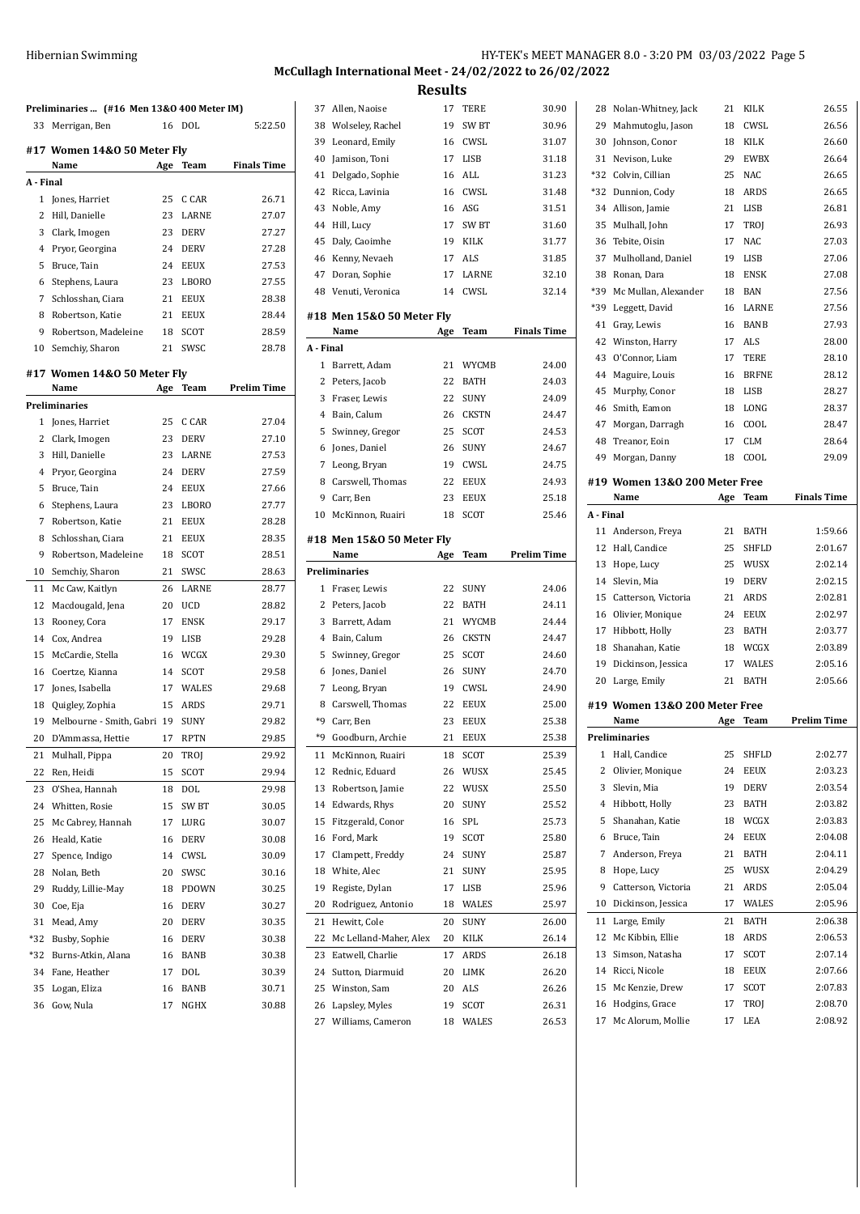**McCullagh International Meet - 24/02/2022 to 26/02/2022**

## Results

### Preliminaries ... (#16 Men 13&O 400 Meter IM)

| | Name | Age | Team | |
|---|---|---|---|---|
| 33 | Merrigan, Ben | 16 | DOL | 5:22.50 |

### #17 Women 14&O 50 Meter Fly

| | Name | Age | Team | Finals Time |
|---|---|---|---|---|
| **A - Final** | | | | |
| 1 | Jones, Harriet | 25 | C CAR | 26.71 |
| 2 | Hill, Danielle | 23 | LARNE | 27.07 |
| 3 | Clark, Imogen | 23 | DERV | 27.27 |
| 4 | Pryor, Georgina | 24 | DERV | 27.28 |
| 5 | Bruce, Tain | 24 | EEUX | 27.53 |
| 6 | Stephens, Laura | 23 | LBORO | 27.55 |
| 7 | Schlosshan, Ciara | 21 | EEUX | 28.38 |
| 8 | Robertson, Katie | 21 | EEUX | 28.44 |
| 9 | Robertson, Madeleine | 18 | SCOT | 28.59 |
| 10 | Semchiy, Sharon | 21 | SWSC | 28.78 |

### #17 Women 14&O 50 Meter Fly

| | Name | Age | Team | Prelim Time |
|---|---|---|---|---|
| **Preliminaries** | | | | |
| 1 | Jones, Harriet | 25 | C CAR | 27.04 |
| 2 | Clark, Imogen | 23 | DERV | 27.10 |
| 3 | Hill, Danielle | 23 | LARNE | 27.53 |
| 4 | Pryor, Georgina | 24 | DERV | 27.59 |
| 5 | Bruce, Tain | 24 | EEUX | 27.66 |
| 6 | Stephens, Laura | 23 | LBORO | 27.77 |
| 7 | Robertson, Katie | 21 | EEUX | 28.28 |
| 8 | Schlosshan, Ciara | 21 | EEUX | 28.35 |
| 9 | Robertson, Madeleine | 18 | SCOT | 28.51 |
| 10 | Semchiy, Sharon | 21 | SWSC | 28.63 |
| 11 | Mc Caw, Kaitlyn | 26 | LARNE | 28.77 |
| 12 | Macdougald, Jena | 20 | UCD | 28.82 |
| 13 | Rooney, Cora | 17 | ENSK | 29.17 |
| 14 | Cox, Andrea | 19 | LISB | 29.28 |
| 15 | McCardie, Stella | 16 | WCGX | 29.30 |
| 16 | Coertze, Kianna | 14 | SCOT | 29.58 |
| 17 | Jones, Isabella | 17 | WALES | 29.68 |
| 18 | Quigley, Zophia | 15 | ARDS | 29.71 |
| 19 | Melbourne - Smith, Gabri | 19 | SUNY | 29.82 |
| 20 | D'Ammassa, Hettie | 17 | RPTN | 29.85 |
| 21 | Mulhall, Pippa | 20 | TROJ | 29.92 |
| 22 | Ren, Heidi | 15 | SCOT | 29.94 |
| 23 | O'Shea, Hannah | 18 | DOL | 29.98 |
| 24 | Whitten, Rosie | 15 | SW BT | 30.05 |
| 25 | Mc Cabrey, Hannah | 17 | LURG | 30.07 |
| 26 | Heald, Katie | 16 | DERV | 30.08 |
| 27 | Spence, Indigo | 14 | CWSL | 30.09 |
| 28 | Nolan, Beth | 20 | SWSC | 30.16 |
| 29 | Ruddy, Lillie-May | 18 | PDOWN | 30.25 |
| 30 | Coe, Eja | 16 | DERV | 30.27 |
| 31 | Mead, Amy | 20 | DERV | 30.35 |
| *32 | Busby, Sophie | 16 | DERV | 30.38 |
| *32 | Burns-Atkin, Alana | 16 | BANB | 30.38 |
| 34 | Fane, Heather | 17 | DOL | 30.39 |
| 35 | Logan, Eliza | 16 | BANB | 30.71 |
| 36 | Gow, Nula | 17 | NGHX | 30.88 |
| 37 | Allen, Naoise | 17 | TERE | 30.90 |
| 38 | Wolseley, Rachel | 19 | SW BT | 30.96 |
| 39 | Leonard, Emily | 16 | CWSL | 31.07 |
| 40 | Jamison, Toni | 17 | LISB | 31.18 |
| 41 | Delgado, Sophie | 16 | ALL | 31.23 |
| 42 | Ricca, Lavinia | 16 | CWSL | 31.48 |
| 43 | Noble, Amy | 16 | ASG | 31.51 |
| 44 | Hill, Lucy | 17 | SW BT | 31.60 |
| 45 | Daly, Caoimhe | 19 | KILK | 31.77 |
| 46 | Kenny, Nevaeh | 17 | ALS | 31.85 |
| 47 | Doran, Sophie | 17 | LARNE | 32.10 |
| 48 | Venuti, Veronica | 14 | CWSL | 32.14 |

### #18 Men 15&O 50 Meter Fly

| | Name | Age | Team | Finals Time |
|---|---|---|---|---|
| **A - Final** | | | | |
| 1 | Barrett, Adam | 21 | WYCMB | 24.00 |
| 2 | Peters, Jacob | 22 | BATH | 24.03 |
| 3 | Fraser, Lewis | 22 | SUNY | 24.09 |
| 4 | Bain, Calum | 26 | CKSTN | 24.47 |
| 5 | Swinney, Gregor | 25 | SCOT | 24.53 |
| 6 | Jones, Daniel | 26 | SUNY | 24.67 |
| 7 | Leong, Bryan | 19 | CWSL | 24.75 |
| 8 | Carswell, Thomas | 22 | EEUX | 24.93 |
| 9 | Carr, Ben | 23 | EEUX | 25.18 |
| 10 | McKinnon, Ruairi | 18 | SCOT | 25.46 |

### #18 Men 15&O 50 Meter Fly

| | Name | Age | Team | Prelim Time |
|---|---|---|---|---|
| **Preliminaries** | | | | |
| 1 | Fraser, Lewis | 22 | SUNY | 24.06 |
| 2 | Peters, Jacob | 22 | BATH | 24.11 |
| 3 | Barrett, Adam | 21 | WYCMB | 24.44 |
| 4 | Bain, Calum | 26 | CKSTN | 24.47 |
| 5 | Swinney, Gregor | 25 | SCOT | 24.60 |
| 6 | Jones, Daniel | 26 | SUNY | 24.70 |
| 7 | Leong, Bryan | 19 | CWSL | 24.90 |
| 8 | Carswell, Thomas | 22 | EEUX | 25.00 |
| *9 | Carr, Ben | 23 | EEUX | 25.38 |
| *9 | Goodburn, Archie | 21 | EEUX | 25.38 |
| 11 | McKinnon, Ruairi | 18 | SCOT | 25.39 |
| 12 | Rednic, Eduard | 26 | WUSX | 25.45 |
| 13 | Robertson, Jamie | 22 | WUSX | 25.50 |
| 14 | Edwards, Rhys | 20 | SUNY | 25.52 |
| 15 | Fitzgerald, Conor | 16 | SPL | 25.73 |
| 16 | Ford, Mark | 19 | SCOT | 25.80 |
| 17 | Clampett, Freddy | 24 | SUNY | 25.87 |
| 18 | White, Alec | 21 | SUNY | 25.95 |
| 19 | Registe, Dylan | 17 | LISB | 25.96 |
| 20 | Rodriguez, Antonio | 18 | WALES | 25.97 |
| 21 | Hewitt, Cole | 20 | SUNY | 26.00 |
| 22 | Mc Lelland-Maher, Alex | 20 | KILK | 26.14 |
| 23 | Eatwell, Charlie | 17 | ARDS | 26.18 |
| 24 | Sutton, Diarmuid | 20 | LIMK | 26.20 |
| 25 | Winston, Sam | 20 | ALS | 26.26 |
| 26 | Lapsley, Myles | 19 | SCOT | 26.31 |
| 27 | Williams, Cameron | 18 | WALES | 26.53 |
| 28 | Nolan-Whitney, Jack | 21 | KILK | 26.55 |
| 29 | Mahmutoglu, Jason | 18 | CWSL | 26.56 |
| 30 | Johnson, Conor | 18 | KILK | 26.60 |
| 31 | Nevison, Luke | 29 | EWBX | 26.64 |
| *32 | Colvin, Cillian | 25 | NAC | 26.65 |
| *32 | Dunnion, Cody | 18 | ARDS | 26.65 |
| 34 | Allison, Jamie | 21 | LISB | 26.81 |
| 35 | Mulhall, John | 17 | TROJ | 26.93 |
| 36 | Tebite, Oisin | 17 | NAC | 27.03 |
| 37 | Mulholland, Daniel | 19 | LISB | 27.06 |
| 38 | Ronan, Dara | 18 | ENSK | 27.08 |
| *39 | Mc Mullan, Alexander | 18 | BAN | 27.56 |
| *39 | Leggett, David | 16 | LARNE | 27.56 |
| 41 | Gray, Lewis | 16 | BANB | 27.93 |
| 42 | Winston, Harry | 17 | ALS | 28.00 |
| 43 | O'Connor, Liam | 17 | TERE | 28.10 |
| 44 | Maguire, Louis | 16 | BRFNE | 28.12 |
| 45 | Murphy, Conor | 18 | LISB | 28.27 |
| 46 | Smith, Eamon | 18 | LONG | 28.37 |
| 47 | Morgan, Darragh | 16 | COOL | 28.47 |
| 48 | Treanor, Eoin | 17 | CLM | 28.64 |
| 49 | Morgan, Danny | 18 | COOL | 29.09 |

### #19 Women 13&O 200 Meter Free

| | Name | Age | Team | Finals Time |
|---|---|---|---|---|
| **A - Final** | | | | |
| 11 | Anderson, Freya | 21 | BATH | 1:59.66 |
| 12 | Hall, Candice | 25 | SHFLD | 2:01.67 |
| 13 | Hope, Lucy | 25 | WUSX | 2:02.14 |
| 14 | Slevin, Mia | 19 | DERV | 2:02.15 |
| 15 | Catterson, Victoria | 21 | ARDS | 2:02.81 |
| 16 | Olivier, Monique | 24 | EEUX | 2:02.97 |
| 17 | Hibbott, Holly | 23 | BATH | 2:03.77 |
| 18 | Shanahan, Katie | 18 | WCGX | 2:03.89 |
| 19 | Dickinson, Jessica | 17 | WALES | 2:05.16 |
| 20 | Large, Emily | 21 | BATH | 2:05.66 |

### #19 Women 13&O 200 Meter Free

| | Name | Age | Team | Prelim Time |
|---|---|---|---|---|
| **Preliminaries** | | | | |
| 1 | Hall, Candice | 25 | SHFLD | 2:02.77 |
| 2 | Olivier, Monique | 24 | EEUX | 2:03.23 |
| 3 | Slevin, Mia | 19 | DERV | 2:03.54 |
| 4 | Hibbott, Holly | 23 | BATH | 2:03.82 |
| 5 | Shanahan, Katie | 18 | WCGX | 2:03.83 |
| 6 | Bruce, Tain | 24 | EEUX | 2:04.08 |
| 7 | Anderson, Freya | 21 | BATH | 2:04.11 |
| 8 | Hope, Lucy | 25 | WUSX | 2:04.29 |
| 9 | Catterson, Victoria | 21 | ARDS | 2:05.04 |
| 10 | Dickinson, Jessica | 17 | WALES | 2:05.96 |
| 11 | Large, Emily | 21 | BATH | 2:06.38 |
| 12 | Mc Kibbin, Ellie | 18 | ARDS | 2:06.53 |
| 13 | Simson, Natasha | 17 | SCOT | 2:07.14 |
| 14 | Ricci, Nicole | 18 | EEUX | 2:07.66 |
| 15 | Mc Kenzie, Drew | 17 | SCOT | 2:07.83 |
| 16 | Hodgins, Grace | 17 | TROJ | 2:08.70 |
| 17 | Mc Alorum, Mollie | 17 | LEA | 2:08.92 |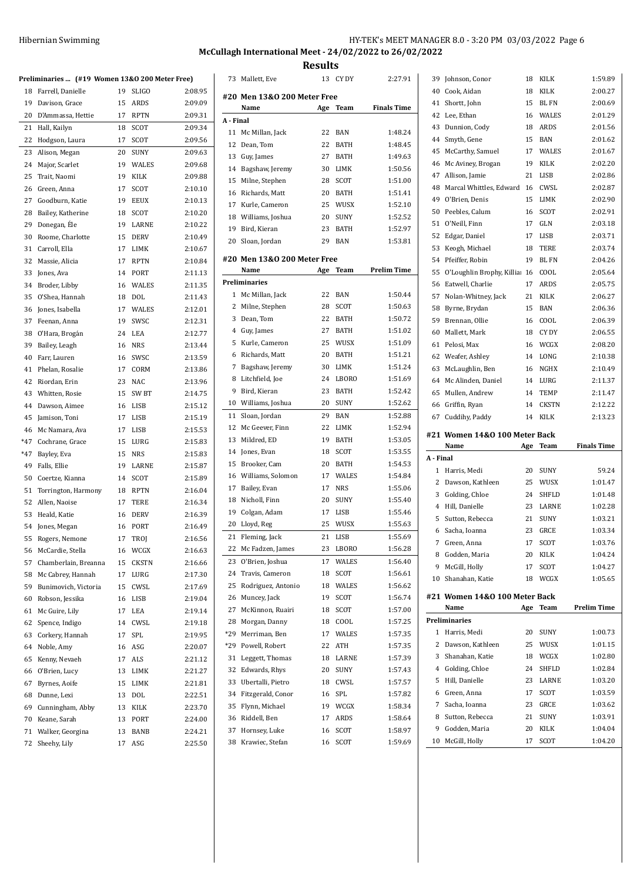**McCullagh International Meet - 24/02/2022 to 26/02/2022**

**Results**

### Preliminaries ... (#19 Women 13&O 200 Meter Free)

| | Name | Age | Team | Prelim Time |
|---|---|---|---|---|
| 18 | Farrell, Danielle | 19 | SLIGO | 2:08.95 |
| 19 | Davison, Grace | 15 | ARDS | 2:09.09 |
| 20 | D'Ammassa, Hettie | 17 | RPTN | 2:09.31 |
| 21 | Hall, Kailyn | 18 | SCOT | 2:09.34 |
| 22 | Hodgson, Laura | 17 | SCOT | 2:09.56 |
| 23 | Alison, Megan | 20 | SUNY | 2:09.63 |
| 24 | Major, Scarlet | 19 | WALES | 2:09.68 |
| 25 | Trait, Naomi | 19 | KILK | 2:09.88 |
| 26 | Green, Anna | 17 | SCOT | 2:10.10 |
| 27 | Goodburn, Katie | 19 | EEUX | 2:10.13 |
| 28 | Bailey, Katherine | 18 | SCOT | 2:10.20 |
| 29 | Donegan, Éle | 19 | LARNE | 2:10.22 |
| 30 | Roome, Charlotte | 15 | DERV | 2:10.49 |
| 31 | Carroll, Ella | 17 | LIMK | 2:10.67 |
| 32 | Massie, Alicia | 17 | RPTN | 2:10.84 |
| 33 | Jones, Ava | 14 | PORT | 2:11.13 |
| 34 | Broder, Libby | 16 | WALES | 2:11.35 |
| 35 | O'Shea, Hannah | 18 | DOL | 2:11.43 |
| 36 | Jones, Isabella | 17 | WALES | 2:12.01 |
| 37 | Feenan, Anna | 19 | SWSC | 2:12.31 |
| 38 | O'Hara, Brogán | 24 | LEA | 2:12.77 |
| 39 | Bailey, Leagh | 16 | NRS | 2:13.44 |
| 40 | Farr, Lauren | 16 | SWSC | 2:13.59 |
| 41 | Phelan, Rosalie | 17 | CORM | 2:13.86 |
| 42 | Riordan, Erin | 23 | NAC | 2:13.96 |
| 43 | Whitten, Rosie | 15 | SW BT | 2:14.75 |
| 44 | Dawson, Aimee | 16 | LISB | 2:15.12 |
| 45 | Jamison, Toni | 17 | LISB | 2:15.19 |
| 46 | Mc Namara, Ava | 17 | LISB | 2:15.53 |
| *47 | Cochrane, Grace | 15 | LURG | 2:15.83 |
| *47 | Bayley, Eva | 15 | NRS | 2:15.83 |
| 49 | Falls, Ellie | 19 | LARNE | 2:15.87 |
| 50 | Coertze, Kianna | 14 | SCOT | 2:15.89 |
| 51 | Torrington, Harmony | 18 | RPTN | 2:16.04 |
| 52 | Allen, Naoise | 17 | TERE | 2:16.34 |
| 53 | Heald, Katie | 16 | DERV | 2:16.39 |
| 54 | Jones, Megan | 16 | PORT | 2:16.49 |
| 55 | Rogers, Nemone | 17 | TROJ | 2:16.56 |
| 56 | McCardie, Stella | 16 | WCGX | 2:16.63 |
| 57 | Chamberlain, Breanna | 15 | CKSTN | 2:16.66 |
| 58 | Mc Cabrey, Hannah | 17 | LURG | 2:17.30 |
| 59 | Bunimovich, Victoria | 15 | CWSL | 2:17.69 |
| 60 | Robson, Jessika | 16 | LISB | 2:19.04 |
| 61 | Mc Guire, Lily | 17 | LEA | 2:19.14 |
| 62 | Spence, Indigo | 14 | CWSL | 2:19.18 |
| 63 | Corkery, Hannah | 17 | SPL | 2:19.95 |
| 64 | Noble, Amy | 16 | ASG | 2:20.07 |
| 65 | Kenny, Nevaeh | 17 | ALS | 2:21.12 |
| 66 | O'Brien, Lucy | 13 | LIMK | 2:21.27 |
| 67 | Byrnes, Aoife | 15 | LIMK | 2:21.81 |
| 68 | Dunne, Lexi | 13 | DOL | 2:22.51 |
| 69 | Cunningham, Abby | 13 | KILK | 2:23.70 |
| 70 | Keane, Sarah | 13 | PORT | 2:24.00 |
| 71 | Walker, Georgina | 13 | BANB | 2:24.21 |
| 72 | Sheehy, Lily | 17 | ASG | 2:25.50 |
| 73 | Mallett, Eve | 13 | CY DY | 2:27.91 |

### #20 Men 13&O 200 Meter Free

| | Name | Age | Team | Finals Time |
|---|---|---|---|---|
| **A - Final** | | | | |
| 11 | Mc Millan, Jack | 22 | BAN | 1:48.24 |
| 12 | Dean, Tom | 22 | BATH | 1:48.45 |
| 13 | Guy, James | 27 | BATH | 1:49.63 |
| 14 | Bagshaw, Jeremy | 30 | LIMK | 1:50.56 |
| 15 | Milne, Stephen | 28 | SCOT | 1:51.00 |
| 16 | Richards, Matt | 20 | BATH | 1:51.41 |
| 17 | Kurle, Cameron | 25 | WUSX | 1:52.10 |
| 18 | Williams, Joshua | 20 | SUNY | 1:52.52 |
| 19 | Bird, Kieran | 23 | BATH | 1:52.97 |
| 20 | Sloan, Jordan | 29 | BAN | 1:53.81 |

### #20 Men 13&O 200 Meter Free

| | Name | Age | Team | Prelim Time |
|---|---|---|---|---|
| **Preliminaries** | | | | |
| 1 | Mc Millan, Jack | 22 | BAN | 1:50.44 |
| 2 | Milne, Stephen | 28 | SCOT | 1:50.63 |
| 3 | Dean, Tom | 22 | BATH | 1:50.72 |
| 4 | Guy, James | 27 | BATH | 1:51.02 |
| 5 | Kurle, Cameron | 25 | WUSX | 1:51.09 |
| 6 | Richards, Matt | 20 | BATH | 1:51.21 |
| 7 | Bagshaw, Jeremy | 30 | LIMK | 1:51.24 |
| 8 | Litchfield, Joe | 24 | LBORO | 1:51.69 |
| 9 | Bird, Kieran | 23 | BATH | 1:52.42 |
| 10 | Williams, Joshua | 20 | SUNY | 1:52.62 |
| 11 | Sloan, Jordan | 29 | BAN | 1:52.88 |
| 12 | Mc Geever, Finn | 22 | LIMK | 1:52.94 |
| 13 | Mildred, ED | 19 | BATH | 1:53.05 |
| 14 | Jones, Evan | 18 | SCOT | 1:53.55 |
| 15 | Brooker, Cam | 20 | BATH | 1:54.53 |
| 16 | Williams, Solomon | 17 | WALES | 1:54.84 |
| 17 | Bailey, Evan | 17 | NRS | 1:55.06 |
| 18 | Nicholl, Finn | 20 | SUNY | 1:55.40 |
| 19 | Colgan, Adam | 17 | LISB | 1:55.46 |
| 20 | Lloyd, Reg | 25 | WUSX | 1:55.63 |
| 21 | Fleming, Jack | 21 | LISB | 1:55.69 |
| 22 | Mc Fadzen, James | 23 | LBORO | 1:56.28 |
| 23 | O'Brien, Joshua | 17 | WALES | 1:56.40 |
| 24 | Travis, Cameron | 18 | SCOT | 1:56.61 |
| 25 | Rodriguez, Antonio | 18 | WALES | 1:56.62 |
| 26 | Muncey, Jack | 19 | SCOT | 1:56.74 |
| 27 | McKinnon, Ruairi | 18 | SCOT | 1:57.00 |
| 28 | Morgan, Danny | 18 | COOL | 1:57.25 |
| *29 | Merriman, Ben | 17 | WALES | 1:57.35 |
| *29 | Powell, Robert | 22 | ATH | 1:57.35 |
| 31 | Leggett, Thomas | 18 | LARNE | 1:57.39 |
| 32 | Edwards, Rhys | 20 | SUNY | 1:57.43 |
| 33 | Ubertalli, Pietro | 18 | CWSL | 1:57.57 |
| 34 | Fitzgerald, Conor | 16 | SPL | 1:57.82 |
| 35 | Flynn, Michael | 19 | WCGX | 1:58.34 |
| 36 | Riddell, Ben | 17 | ARDS | 1:58.64 |
| 37 | Hornsey, Luke | 16 | SCOT | 1:58.97 |
| 38 | Krawiec, Stefan | 16 | SCOT | 1:59.69 |
| 39 | Johnson, Conor | 18 | KILK | 1:59.89 |
| 40 | Cook, Aidan | 18 | KILK | 2:00.27 |
| 41 | Shortt, John | 15 | BL FN | 2:00.69 |
| 42 | Lee, Ethan | 16 | WALES | 2:01.29 |
| 43 | Dunnion, Cody | 18 | ARDS | 2:01.56 |
| 44 | Smyth, Gene | 15 | BAN | 2:01.62 |
| 45 | McCarthy, Samuel | 17 | WALES | 2:01.67 |
| 46 | Mc Aviney, Brogan | 19 | KILK | 2:02.20 |
| 47 | Allison, Jamie | 21 | LISB | 2:02.86 |
| 48 | Marcal Whittles, Edward | 16 | CWSL | 2:02.87 |
| 49 | O'Brien, Denis | 15 | LIMK | 2:02.90 |
| 50 | Peebles, Calum | 16 | SCOT | 2:02.91 |
| 51 | O'Neill, Finn | 17 | GLN | 2:03.18 |
| 52 | Edgar, Daniel | 17 | LISB | 2:03.71 |
| 53 | Keogh, Michael | 18 | TERE | 2:03.74 |
| 54 | Pfeiffer, Robin | 19 | BL FN | 2:04.26 |
| 55 | O'Loughlin Brophy, Killia | 16 | COOL | 2:05.64 |
| 56 | Eatwell, Charlie | 17 | ARDS | 2:05.75 |
| 57 | Nolan-Whitney, Jack | 21 | KILK | 2:06.27 |
| 58 | Byrne, Brydan | 15 | BAN | 2:06.36 |
| 59 | Brennan, Ollie | 16 | COOL | 2:06.39 |
| 60 | Mallett, Mark | 18 | CY DY | 2:06.55 |
| 61 | Pelosi, Max | 16 | WCGX | 2:08.20 |
| 62 | Weafer, Ashley | 14 | LONG | 2:10.38 |
| 63 | McLaughlin, Ben | 16 | NGHX | 2:10.49 |
| 64 | Mc Alinden, Daniel | 14 | LURG | 2:11.37 |
| 65 | Mullen, Andrew | 14 | TEMP | 2:11.47 |
| 66 | Griffin, Ryan | 14 | CKSTN | 2:12.22 |
| 67 | Cuddihy, Paddy | 14 | KILK | 2:13.23 |

### #21 Women 14&O 100 Meter Back

| | Name | Age | Team | Finals Time |
|---|---|---|---|---|
| **A - Final** | | | | |
| 1 | Harris, Medi | 20 | SUNY | 59.24 |
| 2 | Dawson, Kathleen | 25 | WUSX | 1:01.47 |
| 3 | Golding, Chloe | 24 | SHFLD | 1:01.48 |
| 4 | Hill, Danielle | 23 | LARNE | 1:02.28 |
| 5 | Sutton, Rebecca | 21 | SUNY | 1:03.21 |
| 6 | Sacha, Ioanna | 23 | GRCE | 1:03.34 |
| 7 | Green, Anna | 17 | SCOT | 1:03.76 |
| 8 | Godden, Maria | 20 | KILK | 1:04.24 |
| 9 | McGill, Holly | 17 | SCOT | 1:04.27 |
| 10 | Shanahan, Katie | 18 | WCGX | 1:05.65 |

### #21 Women 14&O 100 Meter Back

| | Name | Age | Team | Prelim Time |
|---|---|---|---|---|
| **Preliminaries** | | | | |
| 1 | Harris, Medi | 20 | SUNY | 1:00.73 |
| 2 | Dawson, Kathleen | 25 | WUSX | 1:01.15 |
| 3 | Shanahan, Katie | 18 | WCGX | 1:02.80 |
| 4 | Golding, Chloe | 24 | SHFLD | 1:02.84 |
| 5 | Hill, Danielle | 23 | LARNE | 1:03.20 |
| 6 | Green, Anna | 17 | SCOT | 1:03.59 |
| 7 | Sacha, Ioanna | 23 | GRCE | 1:03.62 |
| 8 | Sutton, Rebecca | 21 | SUNY | 1:03.91 |
| 9 | Godden, Maria | 20 | KILK | 1:04.04 |
| 10 | McGill, Holly | 17 | SCOT | 1:04.20 |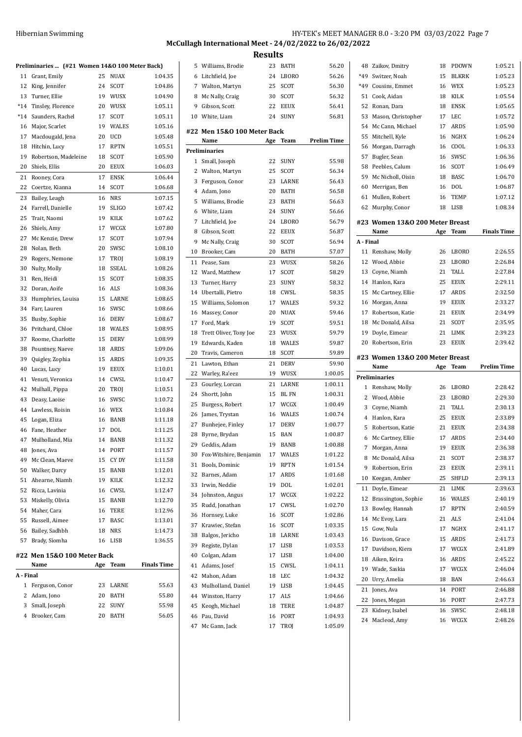McCullagh International Meet - 24/02/2022 to 26/02/2022

## Results

### Preliminaries ... (#21 Women 14&O 100 Meter Back)

| | Name | Age | Team | Prelim Time |
|---|---|---|---|---|
| 11 | Grant, Emily | 25 | NUAX | 1:04.35 |
| 12 | King, Jennifer | 24 | SCOT | 1:04.86 |
| 13 | Turner, Ellie | 19 | WUSX | 1:04.90 |
| *14 | Tinsley, Florence | 20 | WUSX | 1:05.11 |
| *14 | Saunders, Rachel | 17 | SCOT | 1:05.11 |
| 16 | Major, Scarlet | 19 | WALES | 1:05.16 |
| 17 | Macdougald, Jena | 20 | UCD | 1:05.48 |
| 18 | Hitchin, Lucy | 17 | RPTN | 1:05.51 |
| 19 | Robertson, Madeleine | 18 | SCOT | 1:05.90 |
| 20 | Shiels, Ellis | 20 | EEUX | 1:06.03 |
| 21 | Rooney, Cora | 17 | ENSK | 1:06.44 |
| 22 | Coertze, Kianna | 14 | SCOT | 1:06.68 |
| 23 | Bailey, Leagh | 16 | NRS | 1:07.15 |
| 24 | Farrell, Danielle | 19 | SLIGO | 1:07.42 |
| 25 | Trait, Naomi | 19 | KILK | 1:07.62 |
| 26 | Shiels, Amy | 17 | WCGX | 1:07.80 |
| 27 | Mc Kenzie, Drew | 17 | SCOT | 1:07.94 |
| 28 | Nolan, Beth | 20 | SWSC | 1:08.10 |
| 29 | Rogers, Nemone | 17 | TROJ | 1:08.19 |
| 30 | Nulty, Molly | 18 | SSEAL | 1:08.26 |
| 31 | Ren, Heidi | 15 | SCOT | 1:08.35 |
| 32 | Doran, Aoife | 16 | ALS | 1:08.36 |
| 33 | Humphries, Louisa | 15 | LARNE | 1:08.65 |
| 34 | Farr, Lauren | 16 | SWSC | 1:08.66 |
| 35 | Busby, Sophie | 16 | DERV | 1:08.67 |
| 36 | Pritchard, Chloe | 18 | WALES | 1:08.95 |
| 37 | Roome, Charlotte | 15 | DERV | 1:08.99 |
| 38 | Pountney, Naeve | 18 | ARDS | 1:09.06 |
| 39 | Quigley, Zophia | 15 | ARDS | 1:09.35 |
| 40 | Lucas, Lucy | 19 | EEUX | 1:10.01 |
| 41 | Venuti, Veronica | 14 | CWSL | 1:10.47 |
| 42 | Mulhall, Pippa | 20 | TROJ | 1:10.51 |
| 43 | Deasy, Laoise | 16 | SWSC | 1:10.72 |
| 44 | Lawless, Roisin | 16 | WEX | 1:10.84 |
| 45 | Logan, Eliza | 16 | BANB | 1:11.18 |
| 46 | Fane, Heather | 17 | DOL | 1:11.25 |
| 47 | Mulholland, Mia | 14 | BANB | 1:11.32 |
| 48 | Jones, Ava | 14 | PORT | 1:11.57 |
| 49 | Mc Clean, Maeve | 15 | CY DY | 1:11.58 |
| 50 | Walker, Darcy | 15 | BANB | 1:12.01 |
| 51 | Ahearne, Niamh | 19 | KILK | 1:12.32 |
| 52 | Ricca, Lavinia | 16 | CWSL | 1:12.47 |
| 53 | Miskelly, Olivia | 15 | BANB | 1:12.70 |
| 54 | Maher, Cara | 16 | TERE | 1:12.96 |
| 55 | Russell, Aimee | 17 | BASC | 1:13.01 |
| 56 | Bailey, Sadhbh | 18 | NRS | 1:14.73 |
| 57 | Brady, Síomha | 16 | LISB | 1:36.55 |

### #22 Men 15&O 100 Meter Back

| | Name | Age | Team | Finals Time |
|---|---|---|---|---|
| **A - Final** | | | | |
| 1 | Ferguson, Conor | 23 | LARNE | 55.63 |
| 2 | Adam, Jono | 20 | BATH | 55.80 |
| 3 | Small, Joseph | 22 | SUNY | 55.98 |
| 4 | Brooker, Cam | 20 | BATH | 56.05 |
| 5 | Williams, Brodie | 23 | BATH | 56.20 |
| 6 | Litchfield, Joe | 24 | LBORO | 56.26 |
| 7 | Walton, Martyn | 25 | SCOT | 56.30 |
| 8 | Mc Nally, Craig | 30 | SCOT | 56.32 |
| 9 | Gibson, Scott | 22 | EEUX | 56.41 |
| 10 | White, Liam | 24 | SUNY | 56.81 |

### #22 Men 15&O 100 Meter Back

| | Name | Age | Team | Prelim Time |
|---|---|---|---|---|
| **Preliminaries** | | | | |
| 1 | Small, Joseph | 22 | SUNY | 55.98 |
| 2 | Walton, Martyn | 25 | SCOT | 56.34 |
| 3 | Ferguson, Conor | 23 | LARNE | 56.43 |
| 4 | Adam, Jono | 20 | BATH | 56.58 |
| 5 | Williams, Brodie | 23 | BATH | 56.63 |
| 6 | White, Liam | 24 | SUNY | 56.66 |
| 7 | Litchfield, Joe | 24 | LBORO | 56.79 |
| 8 | Gibson, Scott | 22 | EEUX | 56.87 |
| 9 | Mc Nally, Craig | 30 | SCOT | 56.94 |
| 10 | Brooker, Cam | 20 | BATH | 57.07 |
| 11 | Pease, Sam | 23 | WUSX | 58.26 |
| 12 | Ward, Matthew | 17 | SCOT | 58.29 |
| 13 | Turner, Harry | 23 | SUNY | 58.32 |
| 14 | Ubertalli, Pietro | 18 | CWSL | 58.35 |
| 15 | Williams, Solomon | 17 | WALES | 59.32 |
| 16 | Massey, Conor | 20 | NUAX | 59.46 |
| 17 | Ford, Mark | 19 | SCOT | 59.51 |
| 18 | Trett Oliver, Tony Joe | 23 | WUSX | 59.79 |
| 19 | Edwards, Kaden | 18 | WALES | 59.87 |
| 20 | Travis, Cameron | 18 | SCOT | 59.89 |
| 21 | Lawton, Ethan | 21 | DERV | 59.90 |
| 22 | Warley, Ra'eez | 19 | WUSX | 1:00.05 |
| 23 | Gourley, Lorcan | 21 | LARNE | 1:00.11 |
| 24 | Shortt, John | 15 | BL FN | 1:00.31 |
| 25 | Burgess, Robert | 17 | WCGX | 1:00.49 |
| 26 | James, Trystan | 16 | WALES | 1:00.74 |
| 27 | Bunhejee, Finley | 17 | DERV | 1:00.77 |
| 28 | Byrne, Brydan | 15 | BAN | 1:00.87 |
| 29 | Geddis, Adam | 19 | BANB | 1:00.88 |
| 30 | Fox-Witshire, Benjamin | 17 | WALES | 1:01.22 |
| 31 | Bools, Dominic | 19 | RPTN | 1:01.54 |
| 32 | Barnes, Adam | 17 | ARDS | 1:01.68 |
| 33 | Irwin, Neddie | 19 | DOL | 1:02.01 |
| 34 | Johnston, Angus | 17 | WCGX | 1:02.22 |
| 35 | Rudd, Jonathan | 17 | CWSL | 1:02.70 |
| 36 | Hornsey, Luke | 16 | SCOT | 1:02.86 |
| 37 | Krawiec, Stefan | 16 | SCOT | 1:03.35 |
| 38 | Balgos, Jericho | 18 | LARNE | 1:03.43 |
| 39 | Registe, Dylan | 17 | LISB | 1:03.53 |
| 40 | Colgan, Adam | 17 | LISB | 1:04.00 |
| 41 | Adams, Josef | 15 | CWSL | 1:04.11 |
| 42 | Mahon, Adam | 18 | LEC | 1:04.32 |
| 43 | Mulholland, Daniel | 19 | LISB | 1:04.45 |
| 44 | Winston, Harry | 17 | ALS | 1:04.66 |
| 45 | Keogh, Michael | 18 | TERE | 1:04.87 |
| 46 | Pau, David | 16 | PORT | 1:04.93 |
| 47 | Mc Gann, Jack | 17 | TROJ | 1:05.09 |
| 48 | Zaikov, Dmitry | 18 | PDOWN | 1:05.21 |
| *49 | Switzer, Noah | 15 | BLKRK | 1:05.23 |
| *49 | Cousins, Emmet | 16 | WEX | 1:05.23 |
| 51 | Cook, Aidan | 18 | KILK | 1:05.54 |
| 52 | Ronan, Dara | 18 | ENSK | 1:05.65 |
| 53 | Mason, Christopher | 17 | LEC | 1:05.72 |
| 54 | Mc Cann, Michael | 17 | ARDS | 1:05.90 |
| 55 | Mitchell, Kyle | 16 | NGHX | 1:06.24 |
| 56 | Morgan, Darragh | 16 | COOL | 1:06.33 |
| 57 | Bugler, Sean | 16 | SWSC | 1:06.36 |
| 58 | Peebles, Calum | 16 | SCOT | 1:06.49 |
| 59 | Mc Nicholl, Oisin | 18 | BASC | 1:06.70 |
| 60 | Merrigan, Ben | 16 | DOL | 1:06.87 |
| 61 | Mullen, Robert | 16 | TEMP | 1:07.12 |
| 62 | Murphy, Conor | 18 | LISB | 1:08.34 |

### #23 Women 13&O 200 Meter Breast

| | Name | Age | Team | Finals Time |
|---|---|---|---|---|
| **A - Final** | | | | |
| 11 | Renshaw, Molly | 26 | LBORO | 2:26.55 |
| 12 | Wood, Abbie | 23 | LBORO | 2:26.84 |
| 13 | Coyne, Niamh | 21 | TALL | 2:27.84 |
| 14 | Hanlon, Kara | 25 | EEUX | 2:29.11 |
| 15 | Mc Cartney, Ellie | 17 | ARDS | 2:32.50 |
| 16 | Morgan, Anna | 19 | EEUX | 2:33.27 |
| 17 | Robertson, Katie | 21 | EEUX | 2:34.99 |
| 18 | Mc Donald, Ailsa | 21 | SCOT | 2:35.95 |
| 19 | Doyle, Eimear | 21 | LIMK | 2:39.23 |
| 20 | Robertson, Erin | 23 | EEUX | 2:39.42 |

### #23 Women 13&O 200 Meter Breast

| | Name | Age | Team | Prelim Time |
|---|---|---|---|---|
| **Preliminaries** | | | | |
| 1 | Renshaw, Molly | 26 | LBORO | 2:28.42 |
| 2 | Wood, Abbie | 23 | LBORO | 2:29.30 |
| 3 | Coyne, Niamh | 21 | TALL | 2:30.13 |
| 4 | Hanlon, Kara | 25 | EEUX | 2:33.89 |
| 5 | Robertson, Katie | 21 | EEUX | 2:34.38 |
| 6 | Mc Cartney, Ellie | 17 | ARDS | 2:34.40 |
| 7 | Morgan, Anna | 19 | EEUX | 2:36.38 |
| 8 | Mc Donald, Ailsa | 21 | SCOT | 2:38.37 |
| 9 | Robertson, Erin | 23 | EEUX | 2:39.11 |
| 10 | Keegan, Amber | 25 | SHFLD | 2:39.13 |
| 11 | Doyle, Eimear | 21 | LIMK | 2:39.63 |
| 12 | Brassington, Sophie | 16 | WALES | 2:40.19 |
| 13 | Bowley, Hannah | 17 | RPTN | 2:40.59 |
| 14 | Mc Evoy, Lara | 21 | ALS | 2:41.04 |
| 15 | Gow, Nula | 17 | NGHX | 2:41.17 |
| 16 | Davison, Grace | 15 | ARDS | 2:41.73 |
| 17 | Davidson, Kiera | 17 | WCGX | 2:41.89 |
| 18 | Aiken, Keira | 16 | ARDS | 2:45.22 |
| 19 | Wade, Saskia | 17 | WCGX | 2:46.04 |
| 20 | Urry, Amelia | 18 | BAN | 2:46.63 |
| 21 | Jones, Ava | 14 | PORT | 2:46.88 |
| 22 | Jones, Megan | 16 | PORT | 2:47.73 |
| 23 | Kidney, Isabel | 16 | SWSC | 2:48.18 |
| 24 | Macleod, Amy | 16 | WCGX | 2:48.26 |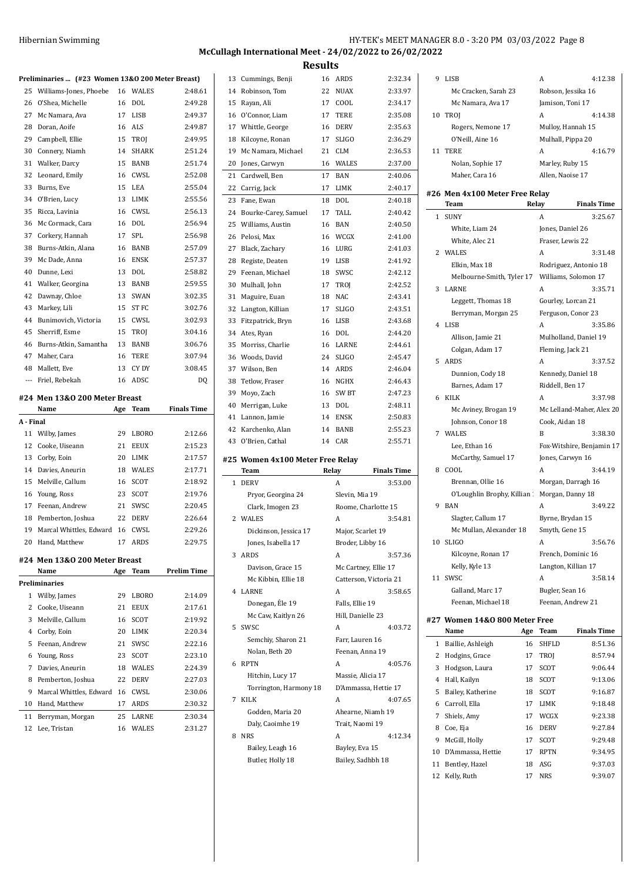## McCullagh International Meet - 24/02/2022 to 26/02/2022

## Results

### Preliminaries ... (#23 Women 13&O 200 Meter Breast)

| | Name | Age | Team | Time |
|---|---|---|---|---|
| 25 | Williams-Jones, Phoebe | 16 | WALES | 2:48.61 |
| 26 | O'Shea, Michelle | 16 | DOL | 2:49.28 |
| 27 | Mc Namara, Ava | 17 | LISB | 2:49.37 |
| 28 | Doran, Aoife | 16 | ALS | 2:49.87 |
| 29 | Campbell, Ellie | 15 | TROJ | 2:49.95 |
| 30 | Connery, Niamh | 14 | SHARK | 2:51.24 |
| 31 | Walker, Darcy | 15 | BANB | 2:51.74 |
| 32 | Leonard, Emily | 16 | CWSL | 2:52.08 |
| 33 | Burns, Eve | 15 | LEA | 2:55.04 |
| 34 | O'Brien, Lucy | 13 | LIMK | 2:55.56 |
| 35 | Ricca, Lavinia | 16 | CWSL | 2:56.13 |
| 36 | Mc Cormack, Cara | 16 | DOL | 2:56.94 |
| 37 | Corkery, Hannah | 17 | SPL | 2:56.98 |
| 38 | Burns-Atkin, Alana | 16 | BANB | 2:57.09 |
| 39 | Mc Dade, Anna | 16 | ENSK | 2:57.37 |
| 40 | Dunne, Lexi | 13 | DOL | 2:58.82 |
| 41 | Walker, Georgina | 13 | BANB | 2:59.55 |
| 42 | Dawnay, Chloe | 13 | SWAN | 3:02.35 |
| 43 | Markey, Lili | 15 | ST FC | 3:02.76 |
| 44 | Bunimovich, Victoria | 15 | CWSL | 3:02.93 |
| 45 | Sherriff, Esme | 15 | TROJ | 3:04.16 |
| 46 | Burns-Atkin, Samantha | 13 | BANB | 3:06.76 |
| 47 | Maher, Cara | 16 | TERE | 3:07.94 |
| 48 | Mallett, Eve | 13 | CY DY | 3:08.45 |
| --- | Friel, Rebekah | 16 | ADSC | DQ |

### #24 Men 13&O 200 Meter Breast

| | Name | Age | Team | Finals Time |
|---|---|---|---|---|
| **A - Final** | | | | |
| 11 | Wilby, James | 29 | LBORO | 2:12.66 |
| 12 | Cooke, Uiseann | 21 | EEUX | 2:15.23 |
| 13 | Corby, Eoin | 20 | LIMK | 2:17.57 |
| 14 | Davies, Aneurin | 18 | WALES | 2:17.71 |
| 15 | Melville, Callum | 16 | SCOT | 2:18.92 |
| 16 | Young, Ross | 23 | SCOT | 2:19.76 |
| 17 | Feenan, Andrew | 21 | SWSC | 2:20.45 |
| 18 | Pemberton, Joshua | 22 | DERV | 2:26.64 |
| 19 | Marcal Whittles, Edward | 16 | CWSL | 2:29.26 |
| 20 | Hand, Matthew | 17 | ARDS | 2:29.75 |

### #24 Men 13&O 200 Meter Breast

| | Name | Age | Team | Prelim Time |
|---|---|---|---|---|
| **Preliminaries** | | | | |
| 1 | Wilby, James | 29 | LBORO | 2:14.09 |
| 2 | Cooke, Uiseann | 21 | EEUX | 2:17.61 |
| 3 | Melville, Callum | 16 | SCOT | 2:19.92 |
| 4 | Corby, Eoin | 20 | LIMK | 2:20.34 |
| 5 | Feenan, Andrew | 21 | SWSC | 2:22.16 |
| 6 | Young, Ross | 23 | SCOT | 2:23.10 |
| 7 | Davies, Aneurin | 18 | WALES | 2:24.39 |
| 8 | Pemberton, Joshua | 22 | DERV | 2:27.03 |
| 9 | Marcal Whittles, Edward | 16 | CWSL | 2:30.06 |
| 10 | Hand, Matthew | 17 | ARDS | 2:30.32 |
| 11 | Berryman, Morgan | 25 | LARNE | 2:30.34 |
| 12 | Lee, Tristan | 16 | WALES | 2:31.27 |
| 13 | Cummings, Benji | 16 | ARDS | 2:32.34 |
| 14 | Robinson, Tom | 22 | NUAX | 2:33.97 |
| 15 | Rayan, Ali | 17 | COOL | 2:34.17 |
| 16 | O'Connor, Liam | 17 | TERE | 2:35.08 |
| 17 | Whittle, George | 16 | DERV | 2:35.63 |
| 18 | Kilcoyne, Ronan | 17 | SLIGO | 2:36.29 |
| 19 | Mc Namara, Michael | 21 | CLM | 2:36.53 |
| 20 | Jones, Carwyn | 16 | WALES | 2:37.00 |
| 21 | Cardwell, Ben | 17 | BAN | 2:40.06 |
| 22 | Carrig, Jack | 17 | LIMK | 2:40.17 |
| 23 | Fane, Ewan | 18 | DOL | 2:40.18 |
| 24 | Bourke-Carey, Samuel | 17 | TALL | 2:40.42 |
| 25 | Williams, Austin | 16 | BAN | 2:40.50 |
| 26 | Pelosi, Max | 16 | WCGX | 2:41.00 |
| 27 | Black, Zachary | 16 | LURG | 2:41.03 |
| 28 | Registe, Deaten | 19 | LISB | 2:41.92 |
| 29 | Feenan, Michael | 18 | SWSC | 2:42.12 |
| 30 | Mulhall, John | 17 | TROJ | 2:42.52 |
| 31 | Maguire, Euan | 18 | NAC | 2:43.41 |
| 32 | Langton, Killian | 17 | SLIGO | 2:43.51 |
| 33 | Fitzpatrick, Bryn | 16 | LISB | 2:43.68 |
| 34 | Ates, Ryan | 16 | DOL | 2:44.20 |
| 35 | Morriss, Charlie | 16 | LARNE | 2:44.61 |
| 36 | Woods, David | 24 | SLIGO | 2:45.47 |
| 37 | Wilson, Ben | 14 | ARDS | 2:46.04 |
| 38 | Tetlow, Fraser | 16 | NGHX | 2:46.43 |
| 39 | Moyo, Zach | 16 | SW BT | 2:47.23 |
| 40 | Merrigan, Luke | 13 | DOL | 2:48.11 |
| 41 | Lannon, Jamie | 14 | ENSK | 2:50.83 |
| 42 | Karchenko, Alan | 14 | BANB | 2:55.23 |
| 43 | O'Brien, Cathal | 14 | CAR | 2:55.71 |

### #25 Women 4x100 Meter Free Relay

| | Team | Relay | Finals Time |
|---|---|---|---|
| 1 | DERV | A | 3:53.00 |
| | Pryor, Georgina 24 | Slevin, Mia 19 | |
| | Clark, Imogen 23 | Roome, Charlotte 15 | |
| 2 | WALES | A | 3:54.81 |
| | Dickinson, Jessica 17 | Major, Scarlet 19 | |
| | Jones, Isabella 17 | Broder, Libby 16 | |
| 3 | ARDS | A | 3:57.36 |
| | Davison, Grace 15 | Mc Cartney, Ellie 17 | |
| | Mc Kibbin, Ellie 18 | Catterson, Victoria 21 | |
| 4 | LARNE | A | 3:58.65 |
| | Donegan, Éle 19 | Falls, Ellie 19 | |
| | Mc Caw, Kaitlyn 26 | Hill, Danielle 23 | |
| 5 | SWSC | A | 4:03.72 |
| | Semchiy, Sharon 21 | Farr, Lauren 16 | |
| | Nolan, Beth 20 | Feenan, Anna 19 | |
| 6 | RPTN | A | 4:05.76 |
| | Hitchin, Lucy 17 | Massie, Alicia 17 | |
| | Torrington, Harmony 18 | D'Ammassa, Hettie 17 | |
| 7 | KILK | A | 4:07.65 |
| | Godden, Maria 20 | Ahearne, Niamh 19 | |
| | Daly, Caoimhe 19 | Trait, Naomi 19 | |
| 8 | NRS | A | 4:12.34 |
| | Bailey, Leagh 16 | Bayley, Eva 15 | |
| | Butler, Holly 18 | Bailey, Sadhbh 18 | |
| 9 | LISB | A | 4:12.38 |
| | Mc Cracken, Sarah 23 | Robson, Jessika 16 | |
| | Mc Namara, Ava 17 | Jamison, Toni 17 | |
| 10 | TROJ | A | 4:14.38 |
| | Rogers, Nemone 17 | Mulloy, Hannah 15 | |
| | O'Neill, Aine 16 | Mulhall, Pippa 20 | |
| 11 | TERE | A | 4:16.79 |
| | Nolan, Sophie 17 | Marley, Ruby 15 | |
| | Maher, Cara 16 | Allen, Naoise 17 | |

### #26 Men 4x100 Meter Free Relay

| | Team | Relay | Finals Time |
|---|---|---|---|
| 1 | SUNY | A | 3:25.67 |
| | White, Liam 24 | Jones, Daniel 26 | |
| | White, Alec 21 | Fraser, Lewis 22 | |
| 2 | WALES | A | 3:31.48 |
| | Elkin, Max 18 | Rodriguez, Antonio 18 | |
| | Melbourne-Smith, Tyler 17 | Williams, Solomon 17 | |
| 3 | LARNE | A | 3:35.71 |
| | Leggett, Thomas 18 | Gourley, Lorcan 21 | |
| | Berryman, Morgan 25 | Ferguson, Conor 23 | |
| 4 | LISB | A | 3:35.86 |
| | Allison, Jamie 21 | Mulholland, Daniel 19 | |
| | Colgan, Adam 17 | Fleming, Jack 21 | |
| 5 | ARDS | A | 3:37.52 |
| | Dunnion, Cody 18 | Kennedy, Daniel 18 | |
| | Barnes, Adam 17 | Riddell, Ben 17 | |
| 6 | KILK | A | 3:37.98 |
| | Mc Aviney, Brogan 19 | Mc Lelland-Maher, Alex 20 | |
| | Johnson, Conor 18 | Cook, Aidan 18 | |
| 7 | WALES | B | 3:38.30 |
| | Lee, Ethan 16 | Fox-Witshire, Benjamin 17 | |
| | McCarthy, Samuel 17 | Jones, Carwyn 16 | |
| 8 | COOL | A | 3:44.19 |
| | Brennan, Ollie 16 | Morgan, Darragh 16 | |
| | O'Loughlin Brophy, Killian 1 | Morgan, Danny 18 | |
| 9 | BAN | A | 3:49.22 |
| | Slagter, Callum 17 | Byrne, Brydan 15 | |
| | Mc Mullan, Alexander 18 | Smyth, Gene 15 | |
| 10 | SLIGO | A | 3:56.76 |
| | Kilcoyne, Ronan 17 | French, Dominic 16 | |
| | Kelly, Kyle 13 | Langton, Killian 17 | |
| 11 | SWSC | A | 3:58.14 |
| | Galland, Marc 17 | Bugler, Sean 16 | |
| | Feenan, Michael 18 | Feenan, Andrew 21 | |

### #27 Women 14&O 800 Meter Free

| | Name | Age | Team | Finals Time |
|---|---|---|---|---|
| 1 | Baillie, Ashleigh | 16 | SHFLD | 8:51.36 |
| 2 | Hodgins, Grace | 17 | TROJ | 8:57.94 |
| 3 | Hodgson, Laura | 17 | SCOT | 9:06.44 |
| 4 | Hall, Kailyn | 18 | SCOT | 9:13.06 |
| 5 | Bailey, Katherine | 18 | SCOT | 9:16.87 |
| 6 | Carroll, Ella | 17 | LIMK | 9:18.48 |
| 7 | Shiels, Amy | 17 | WCGX | 9:23.38 |
| 8 | Coe, Eja | 16 | DERV | 9:27.84 |
| 9 | McGill, Holly | 17 | SCOT | 9:29.48 |
| 10 | D'Ammassa, Hettie | 17 | RPTN | 9:34.95 |
| 11 | Bentley, Hazel | 18 | ASG | 9:37.03 |
| 12 | Kelly, Ruth | 17 | NRS | 9:39.07 |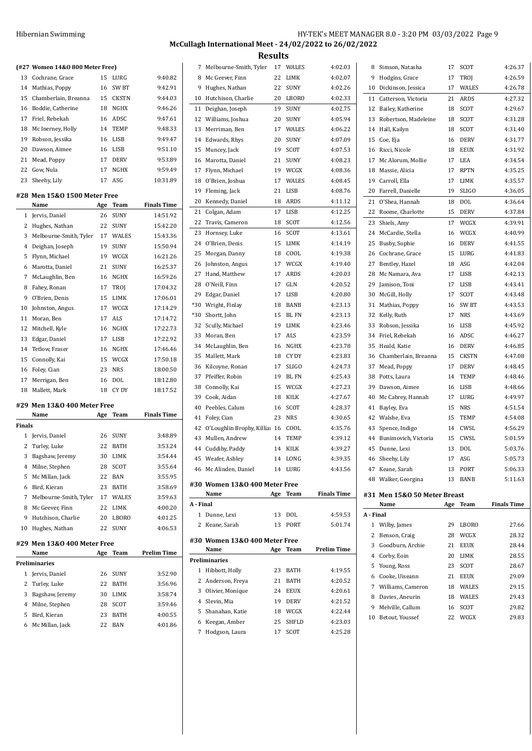Hibernian Swimming

HY-TEK's MEET MANAGER 8.0 - 3:20 PM 03/03/2022

**McCullagh International Meet - 24/02/2022 to 26/02/2022**

## Results

### (#27 Women 14&O 800 Meter Free)

| | Name | Age | Team | Finals Time |
|---|---|---|---|---|
| 13 | Cochrane, Grace | 15 | LURG | 9:40.82 |
| 14 | Mathias, Poppy | 16 | SW BT | 9:42.91 |
| 15 | Chamberlain, Breanna | 15 | CKSTN | 9:44.03 |
| 16 | Boddie, Catherine | 18 | NGHX | 9:46.26 |
| 17 | Friel, Rebekah | 16 | ADSC | 9:47.61 |
| 18 | Mc Inerney, Holly | 14 | TEMP | 9:48.33 |
| 19 | Robson, Jessika | 16 | LISB | 9:49.47 |
| 20 | Dawson, Aimee | 16 | LISB | 9:51.10 |
| 21 | Mead, Poppy | 17 | DERV | 9:53.89 |
| 22 | Gow, Nula | 17 | NGHX | 9:59.49 |
| 23 | Sheehy, Lily | 17 | ASG | 10:31.89 |

### #28 Men 15&O 1500 Meter Free

| | Name | Age | Team | Finals Time |
|---|---|---|---|---|
| 1 | Jervis, Daniel | 26 | SUNY | 14:51.92 |
| 2 | Hughes, Nathan | 22 | SUNY | 15:42.20 |
| 3 | Melbourne-Smith, Tyler | 17 | WALES | 15:43.36 |
| 4 | Deighan, Joseph | 19 | SUNY | 15:50.94 |
| 5 | Flynn, Michael | 19 | WCGX | 16:21.26 |
| 6 | Marotta, Daniel | 21 | SUNY | 16:25.37 |
| 7 | McLaughlin, Ben | 16 | NGHX | 16:59.26 |
| 8 | Fahey, Ronan | 17 | TROJ | 17:04.32 |
| 9 | O'Brien, Denis | 15 | LIMK | 17:06.01 |
| 10 | Johnston, Angus | 17 | WCGX | 17:14.29 |
| 11 | Moran, Ben | 17 | ALS | 17:14.72 |
| 12 | Mitchell, Kyle | 16 | NGHX | 17:22.73 |
| 13 | Edgar, Daniel | 17 | LISB | 17:22.92 |
| 14 | Tetlow, Fraser | 16 | NGHX | 17:46.46 |
| 15 | Connolly, Kai | 15 | WCGX | 17:50.18 |
| 16 | Foley, Cian | 23 | NRS | 18:00.50 |
| 17 | Merrigan, Ben | 16 | DOL | 18:12.80 |
| 18 | Mallett, Mark | 18 | CY DY | 18:17.52 |

### #29 Men 13&O 400 Meter Free

| | Name | Age | Team | Finals Time |
|---|---|---|---|---|
| **Finals** | | | | |
| 1 | Jervis, Daniel | 26 | SUNY | 3:48.89 |
| 2 | Turley, Luke | 22 | BATH | 3:53.24 |
| 3 | Bagshaw, Jeremy | 30 | LIMK | 3:54.44 |
| 4 | Milne, Stephen | 28 | SCOT | 3:55.64 |
| 5 | Mc Millan, Jack | 22 | BAN | 3:55.95 |
| 6 | Bird, Kieran | 23 | BATH | 3:58.69 |
| 7 | Melbourne-Smith, Tyler | 17 | WALES | 3:59.63 |
| 8 | Mc Geever, Finn | 22 | LIMK | 4:00.20 |
| 9 | Hutchison, Charlie | 20 | LBORO | 4:01.25 |
| 10 | Hughes, Nathan | 22 | SUNY | 4:06.53 |

### #29 Men 13&O 400 Meter Free

| | Name | Age | Team | Prelim Time |
|---|---|---|---|---|
| **Preliminaries** | | | | |
| 1 | Jervis, Daniel | 26 | SUNY | 3:52.90 |
| 2 | Turley, Luke | 22 | BATH | 3:56.96 |
| 3 | Bagshaw, Jeremy | 30 | LIMK | 3:58.74 |
| 4 | Milne, Stephen | 28 | SCOT | 3:59.46 |
| 5 | Bird, Kieran | 23 | BATH | 4:00.55 |
| 6 | Mc Millan, Jack | 22 | BAN | 4:01.86 |
| 7 | Melbourne-Smith, Tyler | 17 | WALES | 4:02.03 |
| 8 | Mc Geever, Finn | 22 | LIMK | 4:02.07 |
| 9 | Hughes, Nathan | 22 | SUNY | 4:02.26 |
| 10 | Hutchison, Charlie | 20 | LBORO | 4:02.33 |
| 11 | Deighan, Joseph | 19 | SUNY | 4:02.75 |
| 12 | Williams, Joshua | 20 | SUNY | 4:05.94 |
| 13 | Merriman, Ben | 17 | WALES | 4:06.22 |
| 14 | Edwards, Rhys | 20 | SUNY | 4:07.09 |
| 15 | Muncey, Jack | 19 | SCOT | 4:07.53 |
| 16 | Marotta, Daniel | 21 | SUNY | 4:08.23 |
| 17 | Flynn, Michael | 19 | WCGX | 4:08.36 |
| 18 | O'Brien, Joshua | 17 | WALES | 4:08.45 |
| 19 | Fleming, Jack | 21 | LISB | 4:08.76 |
| 20 | Kennedy, Daniel | 18 | ARDS | 4:11.12 |
| 21 | Colgan, Adam | 17 | LISB | 4:12.25 |
| 22 | Travis, Cameron | 18 | SCOT | 4:12.56 |
| 23 | Hornsey, Luke | 16 | SCOT | 4:13.61 |
| 24 | O'Brien, Denis | 15 | LIMK | 4:14.19 |
| 25 | Morgan, Danny | 18 | COOL | 4:19.38 |
| 26 | Johnston, Angus | 17 | WCGX | 4:19.40 |
| 27 | Hand, Matthew | 17 | ARDS | 4:20.03 |
| 28 | O'Neill, Finn | 17 | GLN | 4:20.52 |
| 29 | Edgar, Daniel | 17 | LISB | 4:20.80 |
| *30 | Wright, Finlay | 18 | BANB | 4:23.13 |
| *30 | Shortt, John | 15 | BL FN | 4:23.13 |
| 32 | Scully, Michael | 19 | LIMK | 4:23.46 |
| 33 | Moran, Ben | 17 | ALS | 4:23.59 |
| 34 | McLaughlin, Ben | 16 | NGHX | 4:23.78 |
| 35 | Mallett, Mark | 18 | CY DY | 4:23.83 |
| 36 | Kilcoyne, Ronan | 17 | SLIGO | 4:24.73 |
| 37 | Pfeiffer, Robin | 19 | BL FN | 4:25.43 |
| 38 | Connolly, Kai | 15 | WCGX | 4:27.23 |
| 39 | Cook, Aidan | 18 | KILK | 4:27.67 |
| 40 | Peebles, Calum | 16 | SCOT | 4:28.37 |
| 41 | Foley, Cian | 23 | NRS | 4:30.65 |
| 42 | O'Loughlin Brophy, Killian | 16 | COOL | 4:35.76 |
| 43 | Mullen, Andrew | 14 | TEMP | 4:39.12 |
| 44 | Cuddihy, Paddy | 14 | KILK | 4:39.27 |
| 45 | Weafer, Ashley | 14 | LONG | 4:39.35 |
| 46 | Mc Alinden, Daniel | 14 | LURG | 4:43.56 |

### #30 Women 13&O 400 Meter Free

| | Name | Age | Team | Finals Time |
|---|---|---|---|---|
| **A - Final** | | | | |
| 1 | Dunne, Lexi | 13 | DOL | 4:59.53 |
| 2 | Keane, Sarah | 13 | PORT | 5:01.74 |

### #30 Women 13&O 400 Meter Free

| | Name | Age | Team | Prelim Time |
|---|---|---|---|---|
| **Preliminaries** | | | | |
| 1 | Hibbott, Holly | 23 | BATH | 4:19.55 |
| 2 | Anderson, Freya | 21 | BATH | 4:20.52 |
| 3 | Olivier, Monique | 24 | EEUX | 4:20.61 |
| 4 | Slevin, Mia | 19 | DERV | 4:21.52 |
| 5 | Shanahan, Katie | 18 | WCGX | 4:22.44 |
| 6 | Keegan, Amber | 25 | SHFLD | 4:23.03 |
| 7 | Hodgson, Laura | 17 | SCOT | 4:25.28 |
| 8 | Simson, Natasha | 17 | SCOT | 4:26.37 |
| 9 | Hodgins, Grace | 17 | TROJ | 4:26.59 |
| 10 | Dickinson, Jessica | 17 | WALES | 4:26.78 |
| 11 | Catterson, Victoria | 21 | ARDS | 4:27.32 |
| 12 | Bailey, Katherine | 18 | SCOT | 4:29.67 |
| 13 | Robertson, Madeleine | 18 | SCOT | 4:31.28 |
| 14 | Hall, Kailyn | 18 | SCOT | 4:31.40 |
| 15 | Coe, Eja | 16 | DERV | 4:31.77 |
| 16 | Ricci, Nicole | 18 | EEUX | 4:31.92 |
| 17 | Mc Alorum, Mollie | 17 | LEA | 4:34.54 |
| 18 | Massie, Alicia | 17 | RPTN | 4:35.25 |
| 19 | Carroll, Ella | 17 | LIMK | 4:35.57 |
| 20 | Farrell, Danielle | 19 | SLIGO | 4:36.05 |
| 21 | O'Shea, Hannah | 18 | DOL | 4:36.64 |
| 22 | Roome, Charlotte | 15 | DERV | 4:37.84 |
| 23 | Shiels, Amy | 17 | WCGX | 4:39.91 |
| 24 | McCardie, Stella | 16 | WCGX | 4:40.99 |
| 25 | Busby, Sophie | 16 | DERV | 4:41.55 |
| 26 | Cochrane, Grace | 15 | LURG | 4:41.83 |
| 27 | Bentley, Hazel | 18 | ASG | 4:42.04 |
| 28 | Mc Namara, Ava | 17 | LISB | 4:42.13 |
| 29 | Jamison, Toni | 17 | LISB | 4:43.41 |
| 30 | McGill, Holly | 17 | SCOT | 4:43.48 |
| 31 | Mathias, Poppy | 16 | SW BT | 4:43.53 |
| 32 | Kelly, Ruth | 17 | NRS | 4:43.69 |
| 33 | Robson, Jessika | 16 | LISB | 4:45.92 |
| 34 | Friel, Rebekah | 16 | ADSC | 4:46.27 |
| 35 | Heald, Katie | 16 | DERV | 4:46.85 |
| 36 | Chamberlain, Breanna | 15 | CKSTN | 4:47.08 |
| 37 | Mead, Poppy | 17 | DERV | 4:48.45 |
| 38 | Potts, Laura | 14 | TEMP | 4:48.46 |
| 39 | Dawson, Aimee | 16 | LISB | 4:48.66 |
| 40 | Mc Cabrey, Hannah | 17 | LURG | 4:49.97 |
| 41 | Bayley, Eva | 15 | NRS | 4:51.54 |
| 42 | Walshe, Eva | 15 | TEMP | 4:54.08 |
| 43 | Spence, Indigo | 14 | CWSL | 4:56.29 |
| 44 | Bunimovich, Victoria | 15 | CWSL | 5:01.59 |
| 45 | Dunne, Lexi | 13 | DOL | 5:03.76 |
| 46 | Sheehy, Lily | 17 | ASG | 5:05.73 |
| 47 | Keane, Sarah | 13 | PORT | 5:06.33 |
| 48 | Walker, Georgina | 13 | BANB | 5:11.63 |

### #31 Men 15&O 50 Meter Breast

| | Name | Age | Team | Finals Time |
|---|---|---|---|---|
| **A - Final** | | | | |
| 1 | Wilby, James | 29 | LBORO | 27.66 |
| 2 | Benson, Craig | 28 | WCGX | 28.32 |
| 3 | Goodburn, Archie | 21 | EEUX | 28.44 |
| 4 | Corby, Eoin | 20 | LIMK | 28.55 |
| 5 | Young, Ross | 23 | SCOT | 28.67 |
| 6 | Cooke, Uiseann | 21 | EEUX | 29.09 |
| 7 | Williams, Cameron | 18 | WALES | 29.15 |
| 8 | Davies, Aneurin | 18 | WALES | 29.43 |
| 9 | Melville, Callum | 16 | SCOT | 29.82 |
| 10 | Betout, Youssef | 22 | WCGX | 29.83 |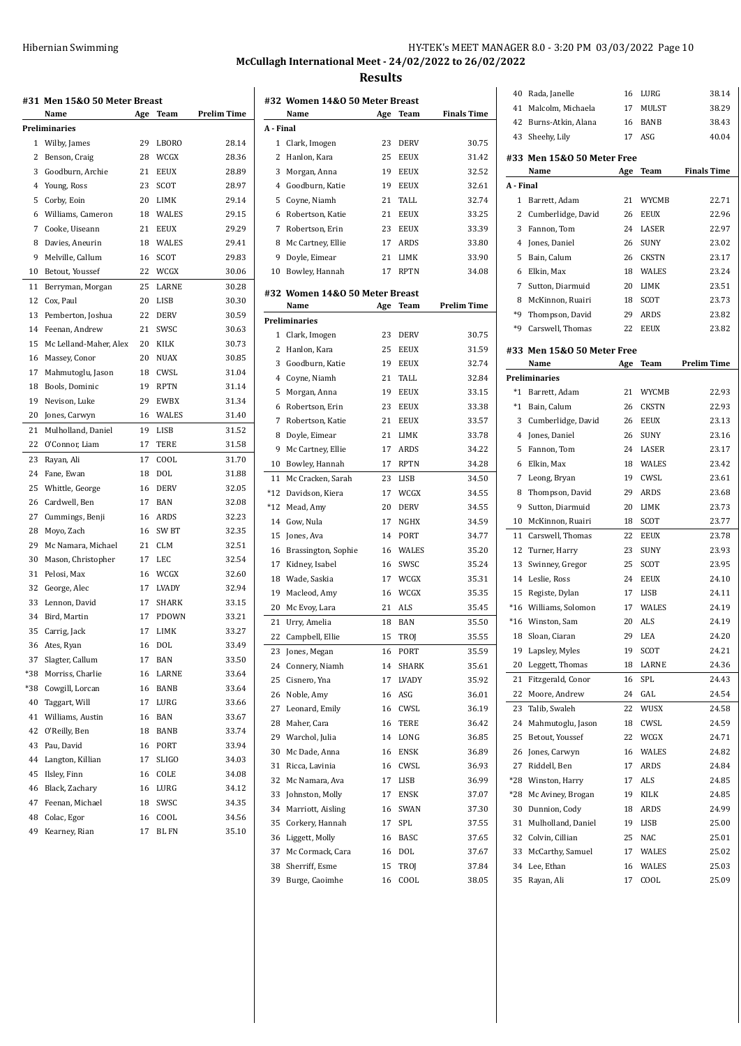## McCullagh International Meet - 24/02/2022 to 26/02/2022

## Results

### #31 Men 15&O 50 Meter Breast

| | Name | Age | Team | Prelim Time |
|---|---|---|---|---|
| **Preliminaries** | | | | |
| 1 | Wilby, James | 29 | LBORO | 28.14 |
| 2 | Benson, Craig | 28 | WCGX | 28.36 |
| 3 | Goodburn, Archie | 21 | EEUX | 28.89 |
| 4 | Young, Ross | 23 | SCOT | 28.97 |
| 5 | Corby, Eoin | 20 | LIMK | 29.14 |
| 6 | Williams, Cameron | 18 | WALES | 29.15 |
| 7 | Cooke, Uiseann | 21 | EEUX | 29.29 |
| 8 | Davies, Aneurin | 18 | WALES | 29.41 |
| 9 | Melville, Callum | 16 | SCOT | 29.83 |
| 10 | Betout, Youssef | 22 | WCGX | 30.06 |
| 11 | Berryman, Morgan | 25 | LARNE | 30.28 |
| 12 | Cox, Paul | 20 | LISB | 30.30 |
| 13 | Pemberton, Joshua | 22 | DERV | 30.59 |
| 14 | Feenan, Andrew | 21 | SWSC | 30.63 |
| 15 | Mc Lelland-Maher, Alex | 20 | KILK | 30.73 |
| 16 | Massey, Conor | 20 | NUAX | 30.85 |
| 17 | Mahmutoglu, Jason | 18 | CWSL | 31.04 |
| 18 | Bools, Dominic | 19 | RPTN | 31.14 |
| 19 | Nevison, Luke | 29 | EWBX | 31.34 |
| 20 | Jones, Carwyn | 16 | WALES | 31.40 |
| 21 | Mulholland, Daniel | 19 | LISB | 31.52 |
| 22 | O'Connor, Liam | 17 | TERE | 31.58 |
| 23 | Rayan, Ali | 17 | COOL | 31.70 |
| 24 | Fane, Ewan | 18 | DOL | 31.88 |
| 25 | Whittle, George | 16 | DERV | 32.05 |
| 26 | Cardwell, Ben | 17 | BAN | 32.08 |
| 27 | Cummings, Benji | 16 | ARDS | 32.23 |
| 28 | Moyo, Zach | 16 | SW BT | 32.35 |
| 29 | Mc Namara, Michael | 21 | CLM | 32.51 |
| 30 | Mason, Christopher | 17 | LEC | 32.54 |
| 31 | Pelosi, Max | 16 | WCGX | 32.60 |
| 32 | George, Alec | 17 | LVADY | 32.94 |
| 33 | Lennon, David | 17 | SHARK | 33.15 |
| 34 | Bird, Martin | 17 | PDOWN | 33.21 |
| 35 | Carrig, Jack | 17 | LIMK | 33.27 |
| 36 | Ates, Ryan | 16 | DOL | 33.49 |
| 37 | Slagter, Callum | 17 | BAN | 33.50 |
| *38 | Morriss, Charlie | 16 | LARNE | 33.64 |
| *38 | Cowgill, Lorcan | 16 | BANB | 33.64 |
| 40 | Taggart, Will | 17 | LURG | 33.66 |
| 41 | Williams, Austin | 16 | BAN | 33.67 |
| 42 | O'Reilly, Ben | 18 | BANB | 33.74 |
| 43 | Pau, David | 16 | PORT | 33.94 |
| 44 | Langton, Killian | 17 | SLIGO | 34.03 |
| 45 | Ilsley, Finn | 16 | COLE | 34.08 |
| 46 | Black, Zachary | 16 | LURG | 34.12 |
| 47 | Feenan, Michael | 18 | SWSC | 34.35 |
| 48 | Colac, Egor | 16 | COOL | 34.56 |
| 49 | Kearney, Rian | 17 | BL FN | 35.10 |

### #32 Women 14&O 50 Meter Breast

| | Name | Age | Team | Finals Time |
|---|---|---|---|---|
| **A - Final** | | | | |
| 1 | Clark, Imogen | 23 | DERV | 30.75 |
| 2 | Hanlon, Kara | 25 | EEUX | 31.42 |
| 3 | Morgan, Anna | 19 | EEUX | 32.52 |
| 4 | Goodburn, Katie | 19 | EEUX | 32.61 |
| 5 | Coyne, Niamh | 21 | TALL | 32.74 |
| 6 | Robertson, Katie | 21 | EEUX | 33.25 |
| 7 | Robertson, Erin | 23 | EEUX | 33.39 |
| 8 | Mc Cartney, Ellie | 17 | ARDS | 33.80 |
| 9 | Doyle, Eimear | 21 | LIMK | 33.90 |
| 10 | Bowley, Hannah | 17 | RPTN | 34.08 |

### #32 Women 14&O 50 Meter Breast

| | Name | Age | Team | Prelim Time |
|---|---|---|---|---|
| **Preliminaries** | | | | |
| 1 | Clark, Imogen | 23 | DERV | 30.75 |
| 2 | Hanlon, Kara | 25 | EEUX | 31.59 |
| 3 | Goodburn, Katie | 19 | EEUX | 32.74 |
| 4 | Coyne, Niamh | 21 | TALL | 32.84 |
| 5 | Morgan, Anna | 19 | EEUX | 33.15 |
| 6 | Robertson, Erin | 23 | EEUX | 33.38 |
| 7 | Robertson, Katie | 21 | EEUX | 33.57 |
| 8 | Doyle, Eimear | 21 | LIMK | 33.78 |
| 9 | Mc Cartney, Ellie | 17 | ARDS | 34.22 |
| 10 | Bowley, Hannah | 17 | RPTN | 34.28 |
| 11 | Mc Cracken, Sarah | 23 | LISB | 34.50 |
| *12 | Davidson, Kiera | 17 | WCGX | 34.55 |
| *12 | Mead, Amy | 20 | DERV | 34.55 |
| 14 | Gow, Nula | 17 | NGHX | 34.59 |
| 15 | Jones, Ava | 14 | PORT | 34.77 |
| 16 | Brassington, Sophie | 16 | WALES | 35.20 |
| 17 | Kidney, Isabel | 16 | SWSC | 35.24 |
| 18 | Wade, Saskia | 17 | WCGX | 35.31 |
| 19 | Macleod, Amy | 16 | WCGX | 35.35 |
| 20 | Mc Evoy, Lara | 21 | ALS | 35.45 |
| 21 | Urry, Amelia | 18 | BAN | 35.50 |
| 22 | Campbell, Ellie | 15 | TROJ | 35.55 |
| 23 | Jones, Megan | 16 | PORT | 35.59 |
| 24 | Connery, Niamh | 14 | SHARK | 35.61 |
| 25 | Cisnero, Yna | 17 | LVADY | 35.92 |
| 26 | Noble, Amy | 16 | ASG | 36.01 |
| 27 | Leonard, Emily | 16 | CWSL | 36.19 |
| 28 | Maher, Cara | 16 | TERE | 36.42 |
| 29 | Warchol, Julia | 14 | LONG | 36.85 |
| 30 | Mc Dade, Anna | 16 | ENSK | 36.89 |
| 31 | Ricca, Lavinia | 16 | CWSL | 36.93 |
| 32 | Mc Namara, Ava | 17 | LISB | 36.99 |
| 33 | Johnston, Molly | 17 | ENSK | 37.07 |
| 34 | Marriott, Aisling | 16 | SWAN | 37.30 |
| 35 | Corkery, Hannah | 17 | SPL | 37.55 |
| 36 | Liggett, Molly | 16 | BASC | 37.65 |
| 37 | Mc Cormack, Cara | 16 | DOL | 37.67 |
| 38 | Sherriff, Esme | 15 | TROJ | 37.84 |
| 39 | Burge, Caoimhe | 16 | COOL | 38.05 |
| 40 | Rada, Janelle | 16 | LURG | 38.14 |
| 41 | Malcolm, Michaela | 17 | MULST | 38.29 |
| 42 | Burns-Atkin, Alana | 16 | BANB | 38.43 |
| 43 | Sheehy, Lily | 17 | ASG | 40.04 |

### #33 Men 15&O 50 Meter Free

| | Name | Age | Team | Finals Time |
|---|---|---|---|---|
| **A - Final** | | | | |
| 1 | Barrett, Adam | 21 | WYCMB | 22.71 |
| 2 | Cumberlidge, David | 26 | EEUX | 22.96 |
| 3 | Fannon, Tom | 24 | LASER | 22.97 |
| 4 | Jones, Daniel | 26 | SUNY | 23.02 |
| 5 | Bain, Calum | 26 | CKSTN | 23.17 |
| 6 | Elkin, Max | 18 | WALES | 23.24 |
| 7 | Sutton, Diarmuid | 20 | LIMK | 23.51 |
| 8 | McKinnon, Ruairi | 18 | SCOT | 23.73 |
| *9 | Thompson, David | 29 | ARDS | 23.82 |
| *9 | Carswell, Thomas | 22 | EEUX | 23.82 |

### #33 Men 15&O 50 Meter Free

| | Name | Age | Team | Prelim Time |
|---|---|---|---|---|
| **Preliminaries** | | | | |
| *1 | Barrett, Adam | 21 | WYCMB | 22.93 |
| *1 | Bain, Calum | 26 | CKSTN | 22.93 |
| 3 | Cumberlidge, David | 26 | EEUX | 23.13 |
| 4 | Jones, Daniel | 26 | SUNY | 23.16 |
| 5 | Fannon, Tom | 24 | LASER | 23.17 |
| 6 | Elkin, Max | 18 | WALES | 23.42 |
| 7 | Leong, Bryan | 19 | CWSL | 23.61 |
| 8 | Thompson, David | 29 | ARDS | 23.68 |
| 9 | Sutton, Diarmuid | 20 | LIMK | 23.73 |
| 10 | McKinnon, Ruairi | 18 | SCOT | 23.77 |
| 11 | Carswell, Thomas | 22 | EEUX | 23.78 |
| 12 | Turner, Harry | 23 | SUNY | 23.93 |
| 13 | Swinney, Gregor | 25 | SCOT | 23.95 |
| 14 | Leslie, Ross | 24 | EEUX | 24.10 |
| 15 | Registe, Dylan | 17 | LISB | 24.11 |
| *16 | Williams, Solomon | 17 | WALES | 24.19 |
| *16 | Winston, Sam | 20 | ALS | 24.19 |
| 18 | Sloan, Ciaran | 29 | LEA | 24.20 |
| 19 | Lapsley, Myles | 19 | SCOT | 24.21 |
| 20 | Leggett, Thomas | 18 | LARNE | 24.36 |
| 21 | Fitzgerald, Conor | 16 | SPL | 24.43 |
| 22 | Moore, Andrew | 24 | GAL | 24.54 |
| 23 | Talib, Swaleh | 22 | WUSX | 24.58 |
| 24 | Mahmutoglu, Jason | 18 | CWSL | 24.59 |
| 25 | Betout, Youssef | 22 | WCGX | 24.71 |
| 26 | Jones, Carwyn | 16 | WALES | 24.82 |
| 27 | Riddell, Ben | 17 | ARDS | 24.84 |
| *28 | Winston, Harry | 17 | ALS | 24.85 |
| *28 | Mc Aviney, Brogan | 19 | KILK | 24.85 |
| 30 | Dunnion, Cody | 18 | ARDS | 24.99 |
| 31 | Mulholland, Daniel | 19 | LISB | 25.00 |
| 32 | Colvin, Cillian | 25 | NAC | 25.01 |
| 33 | McCarthy, Samuel | 17 | WALES | 25.02 |
| 34 | Lee, Ethan | 16 | WALES | 25.03 |
| 35 | Rayan, Ali | 17 | COOL | 25.09 |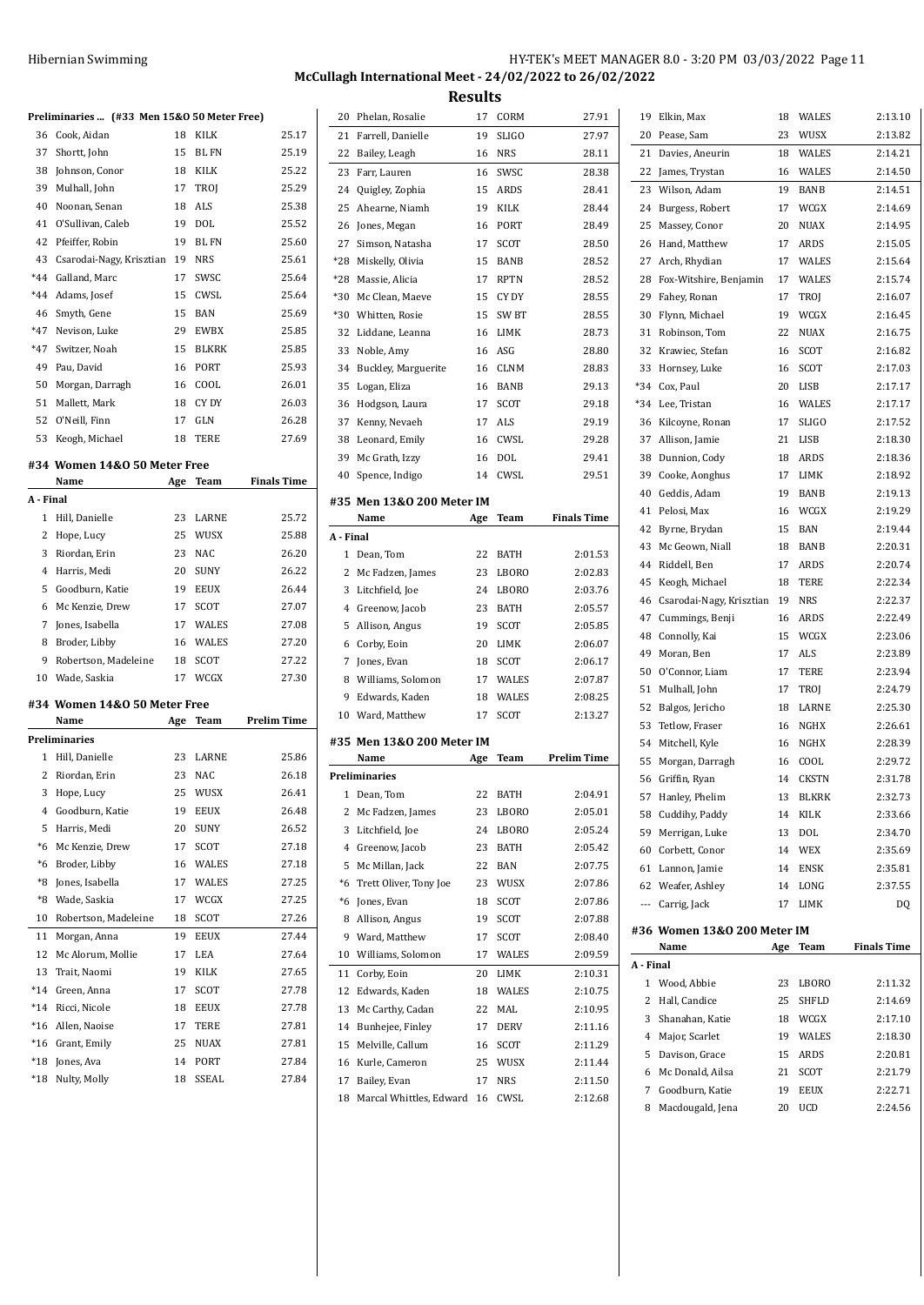## McCullagh International Meet - 24/02/2022 to 26/02/2022

### Results

**Preliminaries ... (#33 Men 15&O 50 Meter Free)**

| | Name | Age | Team | Time |
|---|---|---|---|---|
| 36 | Cook, Aidan | 18 | KILK | 25.17 |
| 37 | Shortt, John | 15 | BL FN | 25.19 |
| 38 | Johnson, Conor | 18 | KILK | 25.22 |
| 39 | Mulhall, John | 17 | TROJ | 25.29 |
| 40 | Noonan, Senan | 18 | ALS | 25.38 |
| 41 | O'Sullivan, Caleb | 19 | DOL | 25.52 |
| 42 | Pfeiffer, Robin | 19 | BL FN | 25.60 |
| 43 | Csarodai-Nagy, Krisztian | 19 | NRS | 25.61 |
| *44 | Galland, Marc | 17 | SWSC | 25.64 |
| *44 | Adams, Josef | 15 | CWSL | 25.64 |
| 46 | Smyth, Gene | 15 | BAN | 25.69 |
| *47 | Nevison, Luke | 29 | EWBX | 25.85 |
| *47 | Switzer, Noah | 15 | BLKRK | 25.85 |
| 49 | Pau, David | 16 | PORT | 25.93 |
| 50 | Morgan, Darragh | 16 | COOL | 26.01 |
| 51 | Mallett, Mark | 18 | CY DY | 26.03 |
| 52 | O'Neill, Finn | 17 | GLN | 26.28 |
| 53 | Keogh, Michael | 18 | TERE | 27.69 |

#### #34 Women 14&O 50 Meter Free

| | Name | Age | Team | Finals Time |
|---|---|---|---|---|
| **A - Final** | | | | |
| 1 | Hill, Danielle | 23 | LARNE | 25.72 |
| 2 | Hope, Lucy | 25 | WUSX | 25.88 |
| 3 | Riordan, Erin | 23 | NAC | 26.20 |
| 4 | Harris, Medi | 20 | SUNY | 26.22 |
| 5 | Goodburn, Katie | 19 | EEUX | 26.44 |
| 6 | Mc Kenzie, Drew | 17 | SCOT | 27.07 |
| 7 | Jones, Isabella | 17 | WALES | 27.08 |
| 8 | Broder, Libby | 16 | WALES | 27.20 |
| 9 | Robertson, Madeleine | 18 | SCOT | 27.22 |
| 10 | Wade, Saskia | 17 | WCGX | 27.30 |

#### #34 Women 14&O 50 Meter Free

| | Name | Age | Team | Prelim Time |
|---|---|---|---|---|
| **Preliminaries** | | | | |
| 1 | Hill, Danielle | 23 | LARNE | 25.86 |
| 2 | Riordan, Erin | 23 | NAC | 26.18 |
| 3 | Hope, Lucy | 25 | WUSX | 26.41 |
| 4 | Goodburn, Katie | 19 | EEUX | 26.48 |
| 5 | Harris, Medi | 20 | SUNY | 26.52 |
| *6 | Mc Kenzie, Drew | 17 | SCOT | 27.18 |
| *6 | Broder, Libby | 16 | WALES | 27.18 |
| *8 | Jones, Isabella | 17 | WALES | 27.25 |
| *8 | Wade, Saskia | 17 | WCGX | 27.25 |
| 10 | Robertson, Madeleine | 18 | SCOT | 27.26 |
| 11 | Morgan, Anna | 19 | EEUX | 27.44 |
| 12 | Mc Alorum, Mollie | 17 | LEA | 27.64 |
| 13 | Trait, Naomi | 19 | KILK | 27.65 |
| *14 | Green, Anna | 17 | SCOT | 27.78 |
| *14 | Ricci, Nicole | 18 | EEUX | 27.78 |
| *16 | Allen, Naoise | 17 | TERE | 27.81 |
| *16 | Grant, Emily | 25 | NUAX | 27.81 |
| *18 | Jones, Ava | 14 | PORT | 27.84 |
| *18 | Nulty, Molly | 18 | SSEAL | 27.84 |
| 20 | Phelan, Rosalie | 17 | CORM | 27.91 |
| 21 | Farrell, Danielle | 19 | SLIGO | 27.97 |
| 22 | Bailey, Leagh | 16 | NRS | 28.11 |
| 23 | Farr, Lauren | 16 | SWSC | 28.38 |
| 24 | Quigley, Zophia | 15 | ARDS | 28.41 |
| 25 | Ahearne, Niamh | 19 | KILK | 28.44 |
| 26 | Jones, Megan | 16 | PORT | 28.49 |
| 27 | Simson, Natasha | 17 | SCOT | 28.50 |
| *28 | Miskelly, Olivia | 15 | BANB | 28.52 |
| *28 | Massie, Alicia | 17 | RPTN | 28.52 |
| *30 | Mc Clean, Maeve | 15 | CY DY | 28.55 |
| *30 | Whitten, Rosie | 15 | SW BT | 28.55 |
| 32 | Liddane, Leanna | 16 | LIMK | 28.73 |
| 33 | Noble, Amy | 16 | ASG | 28.80 |
| 34 | Buckley, Marguerite | 16 | CLNM | 28.83 |
| 35 | Logan, Eliza | 16 | BANB | 29.13 |
| 36 | Hodgson, Laura | 17 | SCOT | 29.18 |
| 37 | Kenny, Nevaeh | 17 | ALS | 29.19 |
| 38 | Leonard, Emily | 16 | CWSL | 29.28 |
| 39 | Mc Grath, Izzy | 16 | DOL | 29.41 |
| 40 | Spence, Indigo | 14 | CWSL | 29.51 |

#### #35 Men 13&O 200 Meter IM

| | Name | Age | Team | Finals Time |
|---|---|---|---|---|
| **A - Final** | | | | |
| 1 | Dean, Tom | 22 | BATH | 2:01.53 |
| 2 | Mc Fadzen, James | 23 | LBORO | 2:02.83 |
| 3 | Litchfield, Joe | 24 | LBORO | 2:03.76 |
| 4 | Greenow, Jacob | 23 | BATH | 2:05.57 |
| 5 | Allison, Angus | 19 | SCOT | 2:05.85 |
| 6 | Corby, Eoin | 20 | LIMK | 2:06.07 |
| 7 | Jones, Evan | 18 | SCOT | 2:06.17 |
| 8 | Williams, Solomon | 17 | WALES | 2:07.87 |
| 9 | Edwards, Kaden | 18 | WALES | 2:08.25 |
| 10 | Ward, Matthew | 17 | SCOT | 2:13.27 |

#### #35 Men 13&O 200 Meter IM

| | Name | Age | Team | Prelim Time |
|---|---|---|---|---|
| **Preliminaries** | | | | |
| 1 | Dean, Tom | 22 | BATH | 2:04.91 |
| 2 | Mc Fadzen, James | 23 | LBORO | 2:05.01 |
| 3 | Litchfield, Joe | 24 | LBORO | 2:05.24 |
| 4 | Greenow, Jacob | 23 | BATH | 2:05.42 |
| 5 | Mc Millan, Jack | 22 | BAN | 2:07.75 |
| *6 | Trett Oliver, Tony Joe | 23 | WUSX | 2:07.86 |
| *6 | Jones, Evan | 18 | SCOT | 2:07.86 |
| 8 | Allison, Angus | 19 | SCOT | 2:07.88 |
| 9 | Ward, Matthew | 17 | SCOT | 2:08.40 |
| 10 | Williams, Solomon | 17 | WALES | 2:09.59 |
| 11 | Corby, Eoin | 20 | LIMK | 2:10.31 |
| 12 | Edwards, Kaden | 18 | WALES | 2:10.75 |
| 13 | Mc Carthy, Cadan | 22 | MAL | 2:10.95 |
| 14 | Bunhejee, Finley | 17 | DERV | 2:11.16 |
| 15 | Melville, Callum | 16 | SCOT | 2:11.29 |
| 16 | Kurle, Cameron | 25 | WUSX | 2:11.44 |
| 17 | Bailey, Evan | 17 | NRS | 2:11.50 |
| 18 | Marcal Whittles, Edward | 16 | CWSL | 2:12.68 |
| 19 | Elkin, Max | 18 | WALES | 2:13.10 |
| 20 | Pease, Sam | 23 | WUSX | 2:13.82 |
| 21 | Davies, Aneurin | 18 | WALES | 2:14.21 |
| 22 | James, Trystan | 16 | WALES | 2:14.50 |
| 23 | Wilson, Adam | 19 | BANB | 2:14.51 |
| 24 | Burgess, Robert | 17 | WCGX | 2:14.69 |
| 25 | Massey, Conor | 20 | NUAX | 2:14.95 |
| 26 | Hand, Matthew | 17 | ARDS | 2:15.05 |
| 27 | Arch, Rhydian | 17 | WALES | 2:15.64 |
| 28 | Fox-Witshire, Benjamin | 17 | WALES | 2:15.74 |
| 29 | Fahey, Ronan | 17 | TROJ | 2:16.07 |
| 30 | Flynn, Michael | 19 | WCGX | 2:16.45 |
| 31 | Robinson, Tom | 22 | NUAX | 2:16.75 |
| 32 | Krawiec, Stefan | 16 | SCOT | 2:16.82 |
| 33 | Hornsey, Luke | 16 | SCOT | 2:17.03 |
| *34 | Cox, Paul | 20 | LISB | 2:17.17 |
| *34 | Lee, Tristan | 16 | WALES | 2:17.17 |
| 36 | Kilcoyne, Ronan | 17 | SLIGO | 2:17.52 |
| 37 | Allison, Jamie | 21 | LISB | 2:18.30 |
| 38 | Dunnion, Cody | 18 | ARDS | 2:18.36 |
| 39 | Cooke, Aonghus | 17 | LIMK | 2:18.92 |
| 40 | Geddis, Adam | 19 | BANB | 2:19.13 |
| 41 | Pelosi, Max | 16 | WCGX | 2:19.29 |
| 42 | Byrne, Brydan | 15 | BAN | 2:19.44 |
| 43 | Mc Geown, Niall | 18 | BANB | 2:20.31 |
| 44 | Riddell, Ben | 17 | ARDS | 2:20.74 |
| 45 | Keogh, Michael | 18 | TERE | 2:22.34 |
| 46 | Csarodai-Nagy, Krisztian | 19 | NRS | 2:22.37 |
| 47 | Cummings, Benji | 16 | ARDS | 2:22.49 |
| 48 | Connolly, Kai | 15 | WCGX | 2:23.06 |
| 49 | Moran, Ben | 17 | ALS | 2:23.89 |
| 50 | O'Connor, Liam | 17 | TERE | 2:23.94 |
| 51 | Mulhall, John | 17 | TROJ | 2:24.79 |
| 52 | Balgos, Jericho | 18 | LARNE | 2:25.30 |
| 53 | Tetlow, Fraser | 16 | NGHX | 2:26.61 |
| 54 | Mitchell, Kyle | 16 | NGHX | 2:28.39 |
| 55 | Morgan, Darragh | 16 | COOL | 2:29.72 |
| 56 | Griffin, Ryan | 14 | CKSTN | 2:31.78 |
| 57 | Hanley, Phelim | 13 | BLKRK | 2:32.73 |
| 58 | Cuddihy, Paddy | 14 | KILK | 2:33.66 |
| 59 | Merrigan, Luke | 13 | DOL | 2:34.70 |
| 60 | Corbett, Conor | 14 | WEX | 2:35.69 |
| 61 | Lannon, Jamie | 14 | ENSK | 2:35.81 |
| 62 | Weafer, Ashley | 14 | LONG | 2:37.55 |
| --- | Carrig, Jack | 17 | LIMK | DQ |

#### #36 Women 13&O 200 Meter IM

| | Name | Age | Team | Finals Time |
|---|---|---|---|---|
| **A - Final** | | | | |
| 1 | Wood, Abbie | 23 | LBORO | 2:11.32 |
| 2 | Hall, Candice | 25 | SHFLD | 2:14.69 |
| 3 | Shanahan, Katie | 18 | WCGX | 2:17.10 |
| 4 | Major, Scarlet | 19 | WALES | 2:18.30 |
| 5 | Davison, Grace | 15 | ARDS | 2:20.81 |
| 6 | Mc Donald, Ailsa | 21 | SCOT | 2:21.79 |
| 7 | Goodburn, Katie | 19 | EEUX | 2:22.71 |
| 8 | Macdougald, Jena | 20 | UCD | 2:24.56 |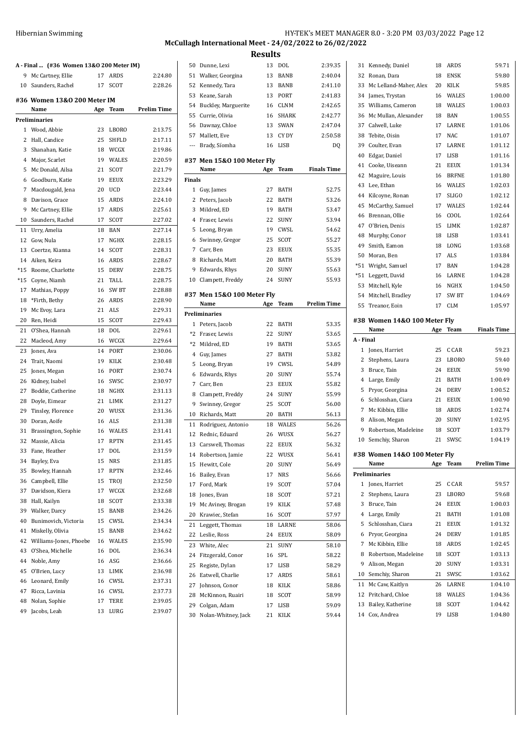**McCullagh International Meet - 24/02/2022 to 26/02/2022**

**Results**

**A - Final ... (#36 Women 13&O 200 Meter IM)**

| | Name | Age | Team | Finals Time |
|---|---|---|---|---|
| 9 | Mc Cartney, Ellie | 17 | ARDS | 2:24.80 |
| 10 | Saunders, Rachel | 17 | SCOT | 2:28.26 |

### #36 Women 13&O 200 Meter IM

| | Name | Age | Team | Prelim Time |
|---|---|---|---|---|
| **Preliminaries** | | | | |
| 1 | Wood, Abbie | 23 | LBORO | 2:13.75 |
| 2 | Hall, Candice | 25 | SHFLD | 2:17.11 |
| 3 | Shanahan, Katie | 18 | WCGX | 2:19.86 |
| 4 | Major, Scarlet | 19 | WALES | 2:20.59 |
| 5 | Mc Donald, Ailsa | 21 | SCOT | 2:21.79 |
| 6 | Goodburn, Katie | 19 | EEUX | 2:23.29 |
| 7 | Macdougald, Jena | 20 | UCD | 2:23.44 |
| 8 | Davison, Grace | 15 | ARDS | 2:24.10 |
| 9 | Mc Cartney, Ellie | 17 | ARDS | 2:25.61 |
| 10 | Saunders, Rachel | 17 | SCOT | 2:27.02 |
| 11 | Urry, Amelia | 18 | BAN | 2:27.14 |
| 12 | Gow, Nula | 17 | NGHX | 2:28.15 |
| 13 | Coertze, Kianna | 14 | SCOT | 2:28.31 |
| 14 | Aiken, Keira | 16 | ARDS | 2:28.67 |
| *15 | Roome, Charlotte | 15 | DERV | 2:28.75 |
| *15 | Coyne, Niamh | 21 | TALL | 2:28.75 |
| 17 | Mathias, Poppy | 16 | SW BT | 2:28.88 |
| 18 | *Firth, Bethy | 26 | ARDS | 2:28.90 |
| 19 | Mc Evoy, Lara | 21 | ALS | 2:29.31 |
| 20 | Ren, Heidi | 15 | SCOT | 2:29.43 |
| 21 | O'Shea, Hannah | 18 | DOL | 2:29.61 |
| 22 | Macleod, Amy | 16 | WCGX | 2:29.64 |
| 23 | Jones, Ava | 14 | PORT | 2:30.06 |
| 24 | Trait, Naomi | 19 | KILK | 2:30.48 |
| 25 | Jones, Megan | 16 | PORT | 2:30.74 |
| 26 | Kidney, Isabel | 16 | SWSC | 2:30.97 |
| 27 | Boddie, Catherine | 18 | NGHX | 2:31.13 |
| 28 | Doyle, Eimear | 21 | LIMK | 2:31.27 |
| 29 | Tinsley, Florence | 20 | WUSX | 2:31.36 |
| 30 | Doran, Aoife | 16 | ALS | 2:31.38 |
| 31 | Brassington, Sophie | 16 | WALES | 2:31.41 |
| 32 | Massie, Alicia | 17 | RPTN | 2:31.45 |
| 33 | Fane, Heather | 17 | DOL | 2:31.59 |
| 34 | Bayley, Eva | 15 | NRS | 2:31.85 |
| 35 | Bowley, Hannah | 17 | RPTN | 2:32.46 |
| 36 | Campbell, Ellie | 15 | TROJ | 2:32.50 |
| 37 | Davidson, Kiera | 17 | WCGX | 2:32.68 |
| 38 | Hall, Kailyn | 18 | SCOT | 2:33.38 |
| 39 | Walker, Darcy | 15 | BANB | 2:34.26 |
| 40 | Bunimovich, Victoria | 15 | CWSL | 2:34.34 |
| 41 | Miskelly, Olivia | 15 | BANB | 2:34.62 |
| 42 | Williams-Jones, Phoebe | 16 | WALES | 2:35.90 |
| 43 | O'Shea, Michelle | 16 | DOL | 2:36.34 |
| 44 | Noble, Amy | 16 | ASG | 2:36.66 |
| 45 | O'Brien, Lucy | 13 | LIMK | 2:36.98 |
| 46 | Leonard, Emily | 16 | CWSL | 2:37.31 |
| 47 | Ricca, Lavinia | 16 | CWSL | 2:37.73 |
| 48 | Nolan, Sophie | 17 | TERE | 2:39.05 |
| 49 | Jacobs, Leah | 13 | LURG | 2:39.07 |
| 50 | Dunne, Lexi | 13 | DOL | 2:39.35 |
| 51 | Walker, Georgina | 13 | BANB | 2:40.04 |
| 52 | Kennedy, Tara | 13 | BANB | 2:41.10 |
| 53 | Keane, Sarah | 13 | PORT | 2:41.83 |
| 54 | Buckley, Marguerite | 16 | CLNM | 2:42.65 |
| 55 | Currie, Olivia | 16 | SHARK | 2:42.77 |
| 56 | Dawnay, Chloe | 13 | SWAN | 2:47.04 |
| 57 | Mallett, Eve | 13 | CY DY | 2:50.58 |
| --- | Brady, Síomha | 16 | LISB | DQ |

### #37 Men 15&O 100 Meter Fly

| | Name | Age | Team | Finals Time |
|---|---|---|---|---|
| **Finals** | | | | |
| 1 | Guy, James | 27 | BATH | 52.75 |
| 2 | Peters, Jacob | 22 | BATH | 53.26 |
| 3 | Mildred, ED | 19 | BATH | 53.47 |
| 4 | Fraser, Lewis | 22 | SUNY | 53.94 |
| 5 | Leong, Bryan | 19 | CWSL | 54.62 |
| 6 | Swinney, Gregor | 25 | SCOT | 55.27 |
| 7 | Carr, Ben | 23 | EEUX | 55.35 |
| 8 | Richards, Matt | 20 | BATH | 55.39 |
| 9 | Edwards, Rhys | 20 | SUNY | 55.63 |
| 10 | Clampett, Freddy | 24 | SUNY | 55.93 |

### #37 Men 15&O 100 Meter Fly

| | Name | Age | Team | Prelim Time |
|---|---|---|---|---|
| **Preliminaries** | | | | |
| 1 | Peters, Jacob | 22 | BATH | 53.35 |
| *2 | Fraser, Lewis | 22 | SUNY | 53.65 |
| *2 | Mildred, ED | 19 | BATH | 53.65 |
| 4 | Guy, James | 27 | BATH | 53.82 |
| 5 | Leong, Bryan | 19 | CWSL | 54.89 |
| 6 | Edwards, Rhys | 20 | SUNY | 55.74 |
| 7 | Carr, Ben | 23 | EEUX | 55.82 |
| 8 | Clampett, Freddy | 24 | SUNY | 55.99 |
| 9 | Swinney, Gregor | 25 | SCOT | 56.00 |
| 10 | Richards, Matt | 20 | BATH | 56.13 |
| 11 | Rodriguez, Antonio | 18 | WALES | 56.26 |
| 12 | Rednic, Eduard | 26 | WUSX | 56.27 |
| 13 | Carswell, Thomas | 22 | EEUX | 56.32 |
| 14 | Robertson, Jamie | 22 | WUSX | 56.41 |
| 15 | Hewitt, Cole | 20 | SUNY | 56.49 |
| 16 | Bailey, Evan | 17 | NRS | 56.66 |
| 17 | Ford, Mark | 19 | SCOT | 57.04 |
| 18 | Jones, Evan | 18 | SCOT | 57.21 |
| 19 | Mc Aviney, Brogan | 19 | KILK | 57.48 |
| 20 | Krawiec, Stefan | 16 | SCOT | 57.97 |
| 21 | Leggett, Thomas | 18 | LARNE | 58.06 |
| 22 | Leslie, Ross | 24 | EEUX | 58.09 |
| 23 | White, Alec | 21 | SUNY | 58.10 |
| 24 | Fitzgerald, Conor | 16 | SPL | 58.22 |
| 25 | Registe, Dylan | 17 | LISB | 58.29 |
| 26 | Eatwell, Charlie | 17 | ARDS | 58.61 |
| 27 | Johnson, Conor | 18 | KILK | 58.86 |
| 28 | McKinnon, Ruairi | 18 | SCOT | 58.99 |
| 29 | Colgan, Adam | 17 | LISB | 59.09 |
| 30 | Nolan-Whitney, Jack | 21 | KILK | 59.44 |
| 31 | Kennedy, Daniel | 18 | ARDS | 59.71 |
| 32 | Ronan, Dara | 18 | ENSK | 59.80 |
| 33 | Mc Lelland-Maher, Alex | 20 | KILK | 59.85 |
| 34 | James, Trystan | 16 | WALES | 1:00.00 |
| 35 | Williams, Cameron | 18 | WALES | 1:00.03 |
| 36 | Mc Mullan, Alexander | 18 | BAN | 1:00.55 |
| 37 | Calwell, Luke | 17 | LARNE | 1:01.06 |
| 38 | Tebite, Oisin | 17 | NAC | 1:01.07 |
| 39 | Coulter, Evan | 17 | LARNE | 1:01.12 |
| 40 | Edgar, Daniel | 17 | LISB | 1:01.16 |
| 41 | Cooke, Uiseann | 21 | EEUX | 1:01.34 |
| 42 | Maguire, Louis | 16 | BRFNE | 1:01.80 |
| 43 | Lee, Ethan | 16 | WALES | 1:02.03 |
| 44 | Kilcoyne, Ronan | 17 | SLIGO | 1:02.12 |
| 45 | McCarthy, Samuel | 17 | WALES | 1:02.44 |
| 46 | Brennan, Ollie | 16 | COOL | 1:02.64 |
| 47 | O'Brien, Denis | 15 | LIMK | 1:02.87 |
| 48 | Murphy, Conor | 18 | LISB | 1:03.41 |
| 49 | Smith, Eamon | 18 | LONG | 1:03.68 |
| 50 | Moran, Ben | 17 | ALS | 1:03.84 |
| *51 | Wright, Samuel | 17 | BAN | 1:04.28 |
| *51 | Leggett, David | 16 | LARNE | 1:04.28 |
| 53 | Mitchell, Kyle | 16 | NGHX | 1:04.50 |
| 54 | Mitchell, Bradley | 17 | SW BT | 1:04.69 |
| 55 | Treanor, Eoin | 17 | CLM | 1:05.97 |

### #38 Women 14&O 100 Meter Fly

| | Name | Age | Team | Finals Time |
|---|---|---|---|---|
| **A - Final** | | | | |
| 1 | Jones, Harriet | 25 | C CAR | 59.23 |
| 2 | Stephens, Laura | 23 | LBORO | 59.40 |
| 3 | Bruce, Tain | 24 | EEUX | 59.90 |
| 4 | Large, Emily | 21 | BATH | 1:00.49 |
| 5 | Pryor, Georgina | 24 | DERV | 1:00.52 |
| 6 | Schlosshan, Ciara | 21 | EEUX | 1:00.90 |
| 7 | Mc Kibbin, Ellie | 18 | ARDS | 1:02.74 |
| 8 | Alison, Megan | 20 | SUNY | 1:02.95 |
| 9 | Robertson, Madeleine | 18 | SCOT | 1:03.79 |
| 10 | Semchiy, Sharon | 21 | SWSC | 1:04.19 |

### #38 Women 14&O 100 Meter Fly

| | Name | Age | Team | Prelim Time |
|---|---|---|---|---|
| **Preliminaries** | | | | |
| 1 | Jones, Harriet | 25 | C CAR | 59.57 |
| 2 | Stephens, Laura | 23 | LBORO | 59.68 |
| 3 | Bruce, Tain | 24 | EEUX | 1:00.03 |
| 4 | Large, Emily | 21 | BATH | 1:01.08 |
| 5 | Schlosshan, Ciara | 21 | EEUX | 1:01.32 |
| 6 | Pryor, Georgina | 24 | DERV | 1:01.85 |
| 7 | Mc Kibbin, Ellie | 18 | ARDS | 1:02.45 |
| 8 | Robertson, Madeleine | 18 | SCOT | 1:03.13 |
| 9 | Alison, Megan | 20 | SUNY | 1:03.31 |
| 10 | Semchiy, Sharon | 21 | SWSC | 1:03.62 |
| 11 | Mc Caw, Kaitlyn | 26 | LARNE | 1:04.10 |
| 12 | Pritchard, Chloe | 18 | WALES | 1:04.36 |
| 13 | Bailey, Katherine | 18 | SCOT | 1:04.42 |
| 14 | Cox, Andrea | 19 | LISB | 1:04.80 |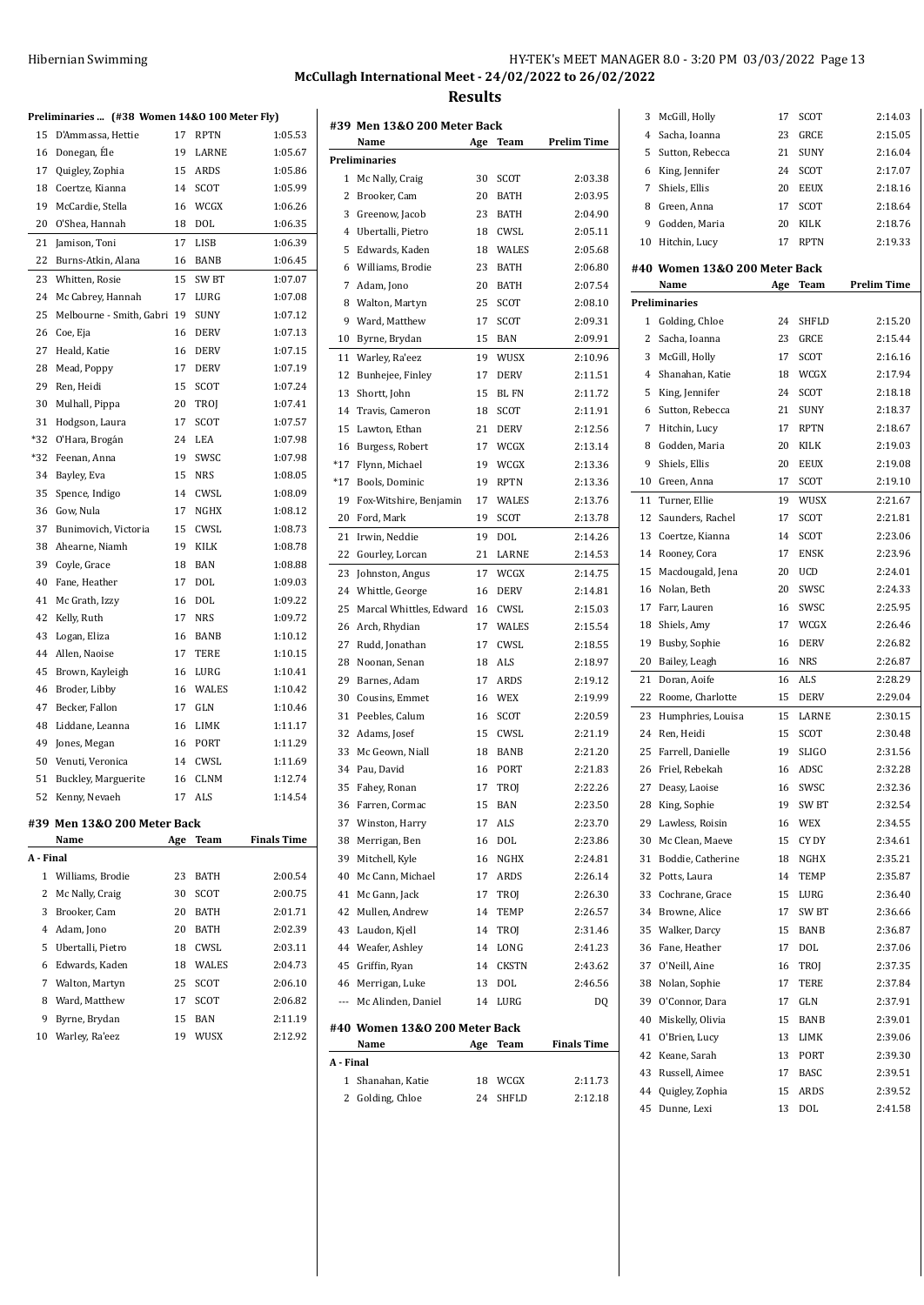**McCullagh International Meet - 24/02/2022 to 26/02/2022**

## Results

### Preliminaries ... (#38 Women 14&O 100 Meter Fly)

| | Name | Age | Team | Prelim Time |
|---|---|---|---|---|
| 15 | D'Ammassa, Hettie | 17 | RPTN | 1:05.53 |
| 16 | Donegan, Éle | 19 | LARNE | 1:05.67 |
| 17 | Quigley, Zophia | 15 | ARDS | 1:05.86 |
| 18 | Coertze, Kianna | 14 | SCOT | 1:05.99 |
| 19 | McCardie, Stella | 16 | WCGX | 1:06.26 |
| 20 | O'Shea, Hannah | 18 | DOL | 1:06.35 |
| 21 | Jamison, Toni | 17 | LISB | 1:06.39 |
| 22 | Burns-Atkin, Alana | 16 | BANB | 1:06.45 |
| 23 | Whitten, Rosie | 15 | SW BT | 1:07.07 |
| 24 | Mc Cabrey, Hannah | 17 | LURG | 1:07.08 |
| 25 | Melbourne - Smith, Gabri | 19 | SUNY | 1:07.12 |
| 26 | Coe, Eja | 16 | DERV | 1:07.13 |
| 27 | Heald, Katie | 16 | DERV | 1:07.15 |
| 28 | Mead, Poppy | 17 | DERV | 1:07.19 |
| 29 | Ren, Heidi | 15 | SCOT | 1:07.24 |
| 30 | Mulhall, Pippa | 20 | TROJ | 1:07.41 |
| 31 | Hodgson, Laura | 17 | SCOT | 1:07.57 |
| *32 | O'Hara, Brogán | 24 | LEA | 1:07.98 |
| *32 | Feenan, Anna | 19 | SWSC | 1:07.98 |
| 34 | Bayley, Eva | 15 | NRS | 1:08.05 |
| 35 | Spence, Indigo | 14 | CWSL | 1:08.09 |
| 36 | Gow, Nula | 17 | NGHX | 1:08.12 |
| 37 | Bunimovich, Victoria | 15 | CWSL | 1:08.73 |
| 38 | Ahearne, Niamh | 19 | KILK | 1:08.78 |
| 39 | Coyle, Grace | 18 | BAN | 1:08.88 |
| 40 | Fane, Heather | 17 | DOL | 1:09.03 |
| 41 | Mc Grath, Izzy | 16 | DOL | 1:09.22 |
| 42 | Kelly, Ruth | 17 | NRS | 1:09.72 |
| 43 | Logan, Eliza | 16 | BANB | 1:10.12 |
| 44 | Allen, Naoise | 17 | TERE | 1:10.15 |
| 45 | Brown, Kayleigh | 16 | LURG | 1:10.41 |
| 46 | Broder, Libby | 16 | WALES | 1:10.42 |
| 47 | Becker, Fallon | 17 | GLN | 1:10.46 |
| 48 | Liddane, Leanna | 16 | LIMK | 1:11.17 |
| 49 | Jones, Megan | 16 | PORT | 1:11.29 |
| 50 | Venuti, Veronica | 14 | CWSL | 1:11.69 |
| 51 | Buckley, Marguerite | 16 | CLNM | 1:12.74 |
| 52 | Kenny, Nevaeh | 17 | ALS | 1:14.54 |

### #39 Men 13&O 200 Meter Back

| | Name | Age | Team | Finals Time |
|---|---|---|---|---|
| **A - Final** | | | | |
| 1 | Williams, Brodie | 23 | BATH | 2:00.54 |
| 2 | Mc Nally, Craig | 30 | SCOT | 2:00.75 |
| 3 | Brooker, Cam | 20 | BATH | 2:01.71 |
| 4 | Adam, Jono | 20 | BATH | 2:02.39 |
| 5 | Ubertalli, Pietro | 18 | CWSL | 2:03.11 |
| 6 | Edwards, Kaden | 18 | WALES | 2:04.73 |
| 7 | Walton, Martyn | 25 | SCOT | 2:06.10 |
| 8 | Ward, Matthew | 17 | SCOT | 2:06.82 |
| 9 | Byrne, Brydan | 15 | BAN | 2:11.19 |
| 10 | Warley, Ra'eez | 19 | WUSX | 2:12.92 |

### #39 Men 13&O 200 Meter Back

| | Name | Age | Team | Prelim Time |
|---|---|---|---|---|
| **Preliminaries** | | | | |
| 1 | Mc Nally, Craig | 30 | SCOT | 2:03.38 |
| 2 | Brooker, Cam | 20 | BATH | 2:03.95 |
| 3 | Greenow, Jacob | 23 | BATH | 2:04.90 |
| 4 | Ubertalli, Pietro | 18 | CWSL | 2:05.11 |
| 5 | Edwards, Kaden | 18 | WALES | 2:05.68 |
| 6 | Williams, Brodie | 23 | BATH | 2:06.80 |
| 7 | Adam, Jono | 20 | BATH | 2:07.54 |
| 8 | Walton, Martyn | 25 | SCOT | 2:08.10 |
| 9 | Ward, Matthew | 17 | SCOT | 2:09.31 |
| 10 | Byrne, Brydan | 15 | BAN | 2:09.91 |
| 11 | Warley, Ra'eez | 19 | WUSX | 2:10.96 |
| 12 | Bunhejee, Finley | 17 | DERV | 2:11.51 |
| 13 | Shortt, John | 15 | BL FN | 2:11.72 |
| 14 | Travis, Cameron | 18 | SCOT | 2:11.91 |
| 15 | Lawton, Ethan | 21 | DERV | 2:12.56 |
| 16 | Burgess, Robert | 17 | WCGX | 2:13.14 |
| *17 | Flynn, Michael | 19 | WCGX | 2:13.36 |
| *17 | Bools, Dominic | 19 | RPTN | 2:13.36 |
| 19 | Fox-Witshire, Benjamin | 17 | WALES | 2:13.76 |
| 20 | Ford, Mark | 19 | SCOT | 2:13.78 |
| 21 | Irwin, Neddie | 19 | DOL | 2:14.26 |
| 22 | Gourley, Lorcan | 21 | LARNE | 2:14.53 |
| 23 | Johnston, Angus | 17 | WCGX | 2:14.75 |
| 24 | Whittle, George | 16 | DERV | 2:14.81 |
| 25 | Marcal Whittles, Edward | 16 | CWSL | 2:15.03 |
| 26 | Arch, Rhydian | 17 | WALES | 2:15.54 |
| 27 | Rudd, Jonathan | 17 | CWSL | 2:18.55 |
| 28 | Noonan, Senan | 18 | ALS | 2:18.97 |
| 29 | Barnes, Adam | 17 | ARDS | 2:19.12 |
| 30 | Cousins, Emmet | 16 | WEX | 2:19.99 |
| 31 | Peebles, Calum | 16 | SCOT | 2:20.59 |
| 32 | Adams, Josef | 15 | CWSL | 2:21.19 |
| 33 | Mc Geown, Niall | 18 | BANB | 2:21.20 |
| 34 | Pau, David | 16 | PORT | 2:21.83 |
| 35 | Fahey, Ronan | 17 | TROJ | 2:22.26 |
| 36 | Farren, Cormac | 15 | BAN | 2:23.50 |
| 37 | Winston, Harry | 17 | ALS | 2:23.70 |
| 38 | Merrigan, Ben | 16 | DOL | 2:23.86 |
| 39 | Mitchell, Kyle | 16 | NGHX | 2:24.81 |
| 40 | Mc Cann, Michael | 17 | ARDS | 2:26.14 |
| 41 | Mc Gann, Jack | 17 | TROJ | 2:26.30 |
| 42 | Mullen, Andrew | 14 | TEMP | 2:26.57 |
| 43 | Laudon, Kjell | 14 | TROJ | 2:31.46 |
| 44 | Weafer, Ashley | 14 | LONG | 2:41.23 |
| 45 | Griffin, Ryan | 14 | CKSTN | 2:43.62 |
| 46 | Merrigan, Luke | 13 | DOL | 2:46.56 |
| --- | Mc Alinden, Daniel | 14 | LURG | DQ |

### #40 Women 13&O 200 Meter Back

| | Name | Age | Team | Finals Time |
|---|---|---|---|---|
| **A - Final** | | | | |
| 1 | Shanahan, Katie | 18 | WCGX | 2:11.73 |
| 2 | Golding, Chloe | 24 | SHFLD | 2:12.18 |
| 3 | McGill, Holly | 17 | SCOT | 2:14.03 |
| 4 | Sacha, Ioanna | 23 | GRCE | 2:15.05 |
| 5 | Sutton, Rebecca | 21 | SUNY | 2:16.04 |
| 6 | King, Jennifer | 24 | SCOT | 2:17.07 |
| 7 | Shiels, Ellis | 20 | EEUX | 2:18.16 |
| 8 | Green, Anna | 17 | SCOT | 2:18.64 |
| 9 | Godden, Maria | 20 | KILK | 2:18.76 |
| 10 | Hitchin, Lucy | 17 | RPTN | 2:19.33 |

### #40 Women 13&O 200 Meter Back

| | Name | Age | Team | Prelim Time |
|---|---|---|---|---|
| **Preliminaries** | | | | |
| 1 | Golding, Chloe | 24 | SHFLD | 2:15.20 |
| 2 | Sacha, Ioanna | 23 | GRCE | 2:15.44 |
| 3 | McGill, Holly | 17 | SCOT | 2:16.16 |
| 4 | Shanahan, Katie | 18 | WCGX | 2:17.94 |
| 5 | King, Jennifer | 24 | SCOT | 2:18.18 |
| 6 | Sutton, Rebecca | 21 | SUNY | 2:18.37 |
| 7 | Hitchin, Lucy | 17 | RPTN | 2:18.67 |
| 8 | Godden, Maria | 20 | KILK | 2:19.03 |
| 9 | Shiels, Ellis | 20 | EEUX | 2:19.08 |
| 10 | Green, Anna | 17 | SCOT | 2:19.10 |
| 11 | Turner, Ellie | 19 | WUSX | 2:21.67 |
| 12 | Saunders, Rachel | 17 | SCOT | 2:21.81 |
| 13 | Coertze, Kianna | 14 | SCOT | 2:23.06 |
| 14 | Rooney, Cora | 17 | ENSK | 2:23.96 |
| 15 | Macdougald, Jena | 20 | UCD | 2:24.01 |
| 16 | Nolan, Beth | 20 | SWSC | 2:24.33 |
| 17 | Farr, Lauren | 16 | SWSC | 2:25.95 |
| 18 | Shiels, Amy | 17 | WCGX | 2:26.46 |
| 19 | Busby, Sophie | 16 | DERV | 2:26.82 |
| 20 | Bailey, Leagh | 16 | NRS | 2:26.87 |
| 21 | Doran, Aoife | 16 | ALS | 2:28.29 |
| 22 | Roome, Charlotte | 15 | DERV | 2:29.04 |
| 23 | Humphries, Louisa | 15 | LARNE | 2:30.15 |
| 24 | Ren, Heidi | 15 | SCOT | 2:30.48 |
| 25 | Farrell, Danielle | 19 | SLIGO | 2:31.56 |
| 26 | Friel, Rebekah | 16 | ADSC | 2:32.28 |
| 27 | Deasy, Laoise | 16 | SWSC | 2:32.36 |
| 28 | King, Sophie | 19 | SW BT | 2:32.54 |
| 29 | Lawless, Roisin | 16 | WEX | 2:34.55 |
| 30 | Mc Clean, Maeve | 15 | CY DY | 2:34.61 |
| 31 | Boddie, Catherine | 18 | NGHX | 2:35.21 |
| 32 | Potts, Laura | 14 | TEMP | 2:35.87 |
| 33 | Cochrane, Grace | 15 | LURG | 2:36.40 |
| 34 | Browne, Alice | 17 | SW BT | 2:36.66 |
| 35 | Walker, Darcy | 15 | BANB | 2:36.87 |
| 36 | Fane, Heather | 17 | DOL | 2:37.06 |
| 37 | O'Neill, Aine | 16 | TROJ | 2:37.35 |
| 38 | Nolan, Sophie | 17 | TERE | 2:37.84 |
| 39 | O'Connor, Dara | 17 | GLN | 2:37.91 |
| 40 | Miskelly, Olivia | 15 | BANB | 2:39.01 |
| 41 | O'Brien, Lucy | 13 | LIMK | 2:39.06 |
| 42 | Keane, Sarah | 13 | PORT | 2:39.30 |
| 43 | Russell, Aimee | 17 | BASC | 2:39.51 |
| 44 | Quigley, Zophia | 15 | ARDS | 2:39.52 |
| 45 | Dunne, Lexi | 13 | DOL | 2:41.58 |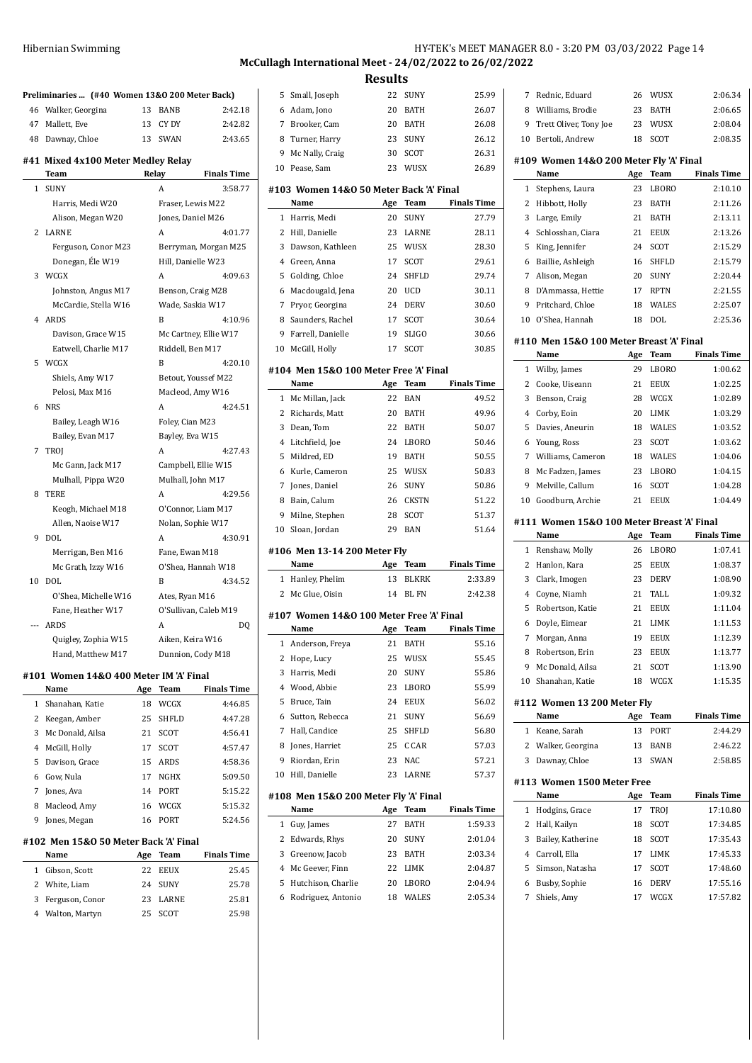**McCullagh International Meet - 24/02/2022 to 26/02/2022**

## Results

### Preliminaries ... (#40 Women 13&O 200 Meter Back)

| | Name | Age | Team | Time |
|---|---|---|---|---|
| 46 | Walker, Georgina | 13 | BANB | 2:42.18 |
| 47 | Mallett, Eve | 13 | CY DY | 2:42.82 |
| 48 | Dawnay, Chloe | 13 | SWAN | 2:43.65 |

### #41 Mixed 4x100 Meter Medley Relay

| | Team | Relay | Finals Time |
|---|---|---|---|
| 1 | SUNY | A | 3:58.77 |
| | Harris, Medi W20 | Fraser, Lewis M22 | |
| | Alison, Megan W20 | Jones, Daniel M26 | |
| 2 | LARNE | A | 4:01.77 |
| | Ferguson, Conor M23 | Berryman, Morgan M25 | |
| | Donegan, Éle W19 | Hill, Danielle W23 | |
| 3 | WCGX | A | 4:09.63 |
| | Johnston, Angus M17 | Benson, Craig M28 | |
| | McCardie, Stella W16 | Wade, Saskia W17 | |
| 4 | ARDS | B | 4:10.96 |
| | Davison, Grace W15 | Mc Cartney, Ellie W17 | |
| | Eatwell, Charlie M17 | Riddell, Ben M17 | |
| 5 | WCGX | B | 4:20.10 |
| | Shiels, Amy W17 | Betout, Youssef M22 | |
| | Pelosi, Max M16 | Macleod, Amy W16 | |
| 6 | NRS | A | 4:24.51 |
| | Bailey, Leagh W16 | Foley, Cian M23 | |
| | Bailey, Evan M17 | Bayley, Eva W15 | |
| 7 | TROJ | A | 4:27.43 |
| | Mc Gann, Jack M17 | Campbell, Ellie W15 | |
| | Mulhall, Pippa W20 | Mulhall, John M17 | |
| 8 | TERE | A | 4:29.56 |
| | Keogh, Michael M18 | O'Connor, Liam M17 | |
| | Allen, Naoise W17 | Nolan, Sophie W17 | |
| 9 | DOL | A | 4:30.91 |
| | Merrigan, Ben M16 | Fane, Ewan M18 | |
| | Mc Grath, Izzy W16 | O'Shea, Hannah W18 | |
| 10 | DOL | B | 4:34.52 |
| | O'Shea, Michelle W16 | Ates, Ryan M16 | |
| | Fane, Heather W17 | O'Sullivan, Caleb M19 | |
| --- | ARDS | A | DQ |
| | Quigley, Zophia W15 | Aiken, Keira W16 | |
| | Hand, Matthew M17 | Dunnion, Cody M18 | |

### #101 Women 14&O 400 Meter IM 'A' Final

| | Name | Age | Team | Finals Time |
|---|---|---|---|---|
| 1 | Shanahan, Katie | 18 | WCGX | 4:46.85 |
| 2 | Keegan, Amber | 25 | SHFLD | 4:47.28 |
| 3 | Mc Donald, Ailsa | 21 | SCOT | 4:56.41 |
| 4 | McGill, Holly | 17 | SCOT | 4:57.47 |
| 5 | Davison, Grace | 15 | ARDS | 4:58.36 |
| 6 | Gow, Nula | 17 | NGHX | 5:09.50 |
| 7 | Jones, Ava | 14 | PORT | 5:15.22 |
| 8 | Macleod, Amy | 16 | WCGX | 5:15.32 |
| 9 | Jones, Megan | 16 | PORT | 5:24.56 |

### #102 Men 15&O 50 Meter Back 'A' Final

| | Name | Age | Team | Finals Time |
|---|---|---|---|---|
| 1 | Gibson, Scott | 22 | EEUX | 25.45 |
| 2 | White, Liam | 24 | SUNY | 25.78 |
| 3 | Ferguson, Conor | 23 | LARNE | 25.81 |
| 4 | Walton, Martyn | 25 | SCOT | 25.98 |
| 5 | Small, Joseph | 22 | SUNY | 25.99 |
| 6 | Adam, Jono | 20 | BATH | 26.07 |
| 7 | Brooker, Cam | 20 | BATH | 26.08 |
| 8 | Turner, Harry | 23 | SUNY | 26.12 |
| 9 | Mc Nally, Craig | 30 | SCOT | 26.31 |
| 10 | Pease, Sam | 23 | WUSX | 26.89 |

### #103 Women 14&O 50 Meter Back 'A' Final

| | Name | Age | Team | Finals Time |
|---|---|---|---|---|
| 1 | Harris, Medi | 20 | SUNY | 27.79 |
| 2 | Hill, Danielle | 23 | LARNE | 28.11 |
| 3 | Dawson, Kathleen | 25 | WUSX | 28.30 |
| 4 | Green, Anna | 17 | SCOT | 29.61 |
| 5 | Golding, Chloe | 24 | SHFLD | 29.74 |
| 6 | Macdougald, Jena | 20 | UCD | 30.11 |
| 7 | Pryor, Georgina | 24 | DERV | 30.60 |
| 8 | Saunders, Rachel | 17 | SCOT | 30.64 |
| 9 | Farrell, Danielle | 19 | SLIGO | 30.66 |
| 10 | McGill, Holly | 17 | SCOT | 30.85 |

### #104 Men 15&O 100 Meter Free 'A' Final

| | Name | Age | Team | Finals Time |
|---|---|---|---|---|
| 1 | Mc Millan, Jack | 22 | BAN | 49.52 |
| 2 | Richards, Matt | 20 | BATH | 49.96 |
| 3 | Dean, Tom | 22 | BATH | 50.07 |
| 4 | Litchfield, Joe | 24 | LBORO | 50.46 |
| 5 | Mildred, ED | 19 | BATH | 50.55 |
| 6 | Kurle, Cameron | 25 | WUSX | 50.83 |
| 7 | Jones, Daniel | 26 | SUNY | 50.86 |
| 8 | Bain, Calum | 26 | CKSTN | 51.22 |
| 9 | Milne, Stephen | 28 | SCOT | 51.37 |
| 10 | Sloan, Jordan | 29 | BAN | 51.64 |

### #106 Men 13-14 200 Meter Fly

| | Name | Age | Team | Finals Time |
|---|---|---|---|---|
| 1 | Hanley, Phelim | 13 | BLKRK | 2:33.89 |
| 2 | Mc Glue, Oisin | 14 | BL FN | 2:42.38 |

### #107 Women 14&O 100 Meter Free 'A' Final

| | Name | Age | Team | Finals Time |
|---|---|---|---|---|
| 1 | Anderson, Freya | 21 | BATH | 55.16 |
| 2 | Hope, Lucy | 25 | WUSX | 55.45 |
| 3 | Harris, Medi | 20 | SUNY | 55.86 |
| 4 | Wood, Abbie | 23 | LBORO | 55.99 |
| 5 | Bruce, Tain | 24 | EEUX | 56.02 |
| 6 | Sutton, Rebecca | 21 | SUNY | 56.69 |
| 7 | Hall, Candice | 25 | SHFLD | 56.80 |
| 8 | Jones, Harriet | 25 | C CAR | 57.03 |
| 9 | Riordan, Erin | 23 | NAC | 57.21 |
| 10 | Hill, Danielle | 23 | LARNE | 57.37 |

### #108 Men 15&O 200 Meter Fly 'A' Final

| | Name | Age | Team | Finals Time |
|---|---|---|---|---|
| 1 | Guy, James | 27 | BATH | 1:59.33 |
| 2 | Edwards, Rhys | 20 | SUNY | 2:01.04 |
| 3 | Greenow, Jacob | 23 | BATH | 2:03.34 |
| 4 | Mc Geever, Finn | 22 | LIMK | 2:04.87 |
| 5 | Hutchison, Charlie | 20 | LBORO | 2:04.94 |
| 6 | Rodriguez, Antonio | 18 | WALES | 2:05.34 |
| 7 | Rednic, Eduard | 26 | WUSX | 2:06.34 |
| 8 | Williams, Brodie | 23 | BATH | 2:06.65 |
| 9 | Trett Oliver, Tony Joe | 23 | WUSX | 2:08.04 |
| 10 | Bertoli, Andrew | 18 | SCOT | 2:08.35 |

### #109 Women 14&O 200 Meter Fly 'A' Final

| | Name | Age | Team | Finals Time |
|---|---|---|---|---|
| 1 | Stephens, Laura | 23 | LBORO | 2:10.10 |
| 2 | Hibbott, Holly | 23 | BATH | 2:11.26 |
| 3 | Large, Emily | 21 | BATH | 2:13.11 |
| 4 | Schlosshan, Ciara | 21 | EEUX | 2:13.26 |
| 5 | King, Jennifer | 24 | SCOT | 2:15.29 |
| 6 | Baillie, Ashleigh | 16 | SHFLD | 2:15.79 |
| 7 | Alison, Megan | 20 | SUNY | 2:20.44 |
| 8 | D'Ammassa, Hettie | 17 | RPTN | 2:21.55 |
| 9 | Pritchard, Chloe | 18 | WALES | 2:25.07 |
| 10 | O'Shea, Hannah | 18 | DOL | 2:25.36 |

### #110 Men 15&O 100 Meter Breast 'A' Final

| | Name | Age | Team | Finals Time |
|---|---|---|---|---|
| 1 | Wilby, James | 29 | LBORO | 1:00.62 |
| 2 | Cooke, Uiseann | 21 | EEUX | 1:02.25 |
| 3 | Benson, Craig | 28 | WCGX | 1:02.89 |
| 4 | Corby, Eoin | 20 | LIMK | 1:03.29 |
| 5 | Davies, Aneurin | 18 | WALES | 1:03.52 |
| 6 | Young, Ross | 23 | SCOT | 1:03.62 |
| 7 | Williams, Cameron | 18 | WALES | 1:04.06 |
| 8 | Mc Fadzen, James | 23 | LBORO | 1:04.15 |
| 9 | Melville, Callum | 16 | SCOT | 1:04.28 |
| 10 | Goodburn, Archie | 21 | EEUX | 1:04.49 |

### #111 Women 15&O 100 Meter Breast 'A' Final

| | Name | Age | Team | Finals Time |
|---|---|---|---|---|
| 1 | Renshaw, Molly | 26 | LBORO | 1:07.41 |
| 2 | Hanlon, Kara | 25 | EEUX | 1:08.37 |
| 3 | Clark, Imogen | 23 | DERV | 1:08.90 |
| 4 | Coyne, Niamh | 21 | TALL | 1:09.32 |
| 5 | Robertson, Katie | 21 | EEUX | 1:11.04 |
| 6 | Doyle, Eimear | 21 | LIMK | 1:11.53 |
| 7 | Morgan, Anna | 19 | EEUX | 1:12.39 |
| 8 | Robertson, Erin | 23 | EEUX | 1:13.77 |
| 9 | Mc Donald, Ailsa | 21 | SCOT | 1:13.90 |
| 10 | Shanahan, Katie | 18 | WCGX | 1:15.35 |

### #112 Women 13 200 Meter Fly

| | Name | Age | Team | Finals Time |
|---|---|---|---|---|
| 1 | Keane, Sarah | 13 | PORT | 2:44.29 |
| 2 | Walker, Georgina | 13 | BANB | 2:46.22 |
| 3 | Dawnay, Chloe | 13 | SWAN | 2:58.85 |

### #113 Women 1500 Meter Free

| | Name | Age | Team | Finals Time |
|---|---|---|---|---|
| 1 | Hodgins, Grace | 17 | TROJ | 17:10.80 |
| 2 | Hall, Kailyn | 18 | SCOT | 17:34.85 |
| 3 | Bailey, Katherine | 18 | SCOT | 17:35.43 |
| 4 | Carroll, Ella | 17 | LIMK | 17:45.33 |
| 5 | Simson, Natasha | 17 | SCOT | 17:48.60 |
| 6 | Busby, Sophie | 16 | DERV | 17:55.16 |
| 7 | Shiels, Amy | 17 | WCGX | 17:57.82 |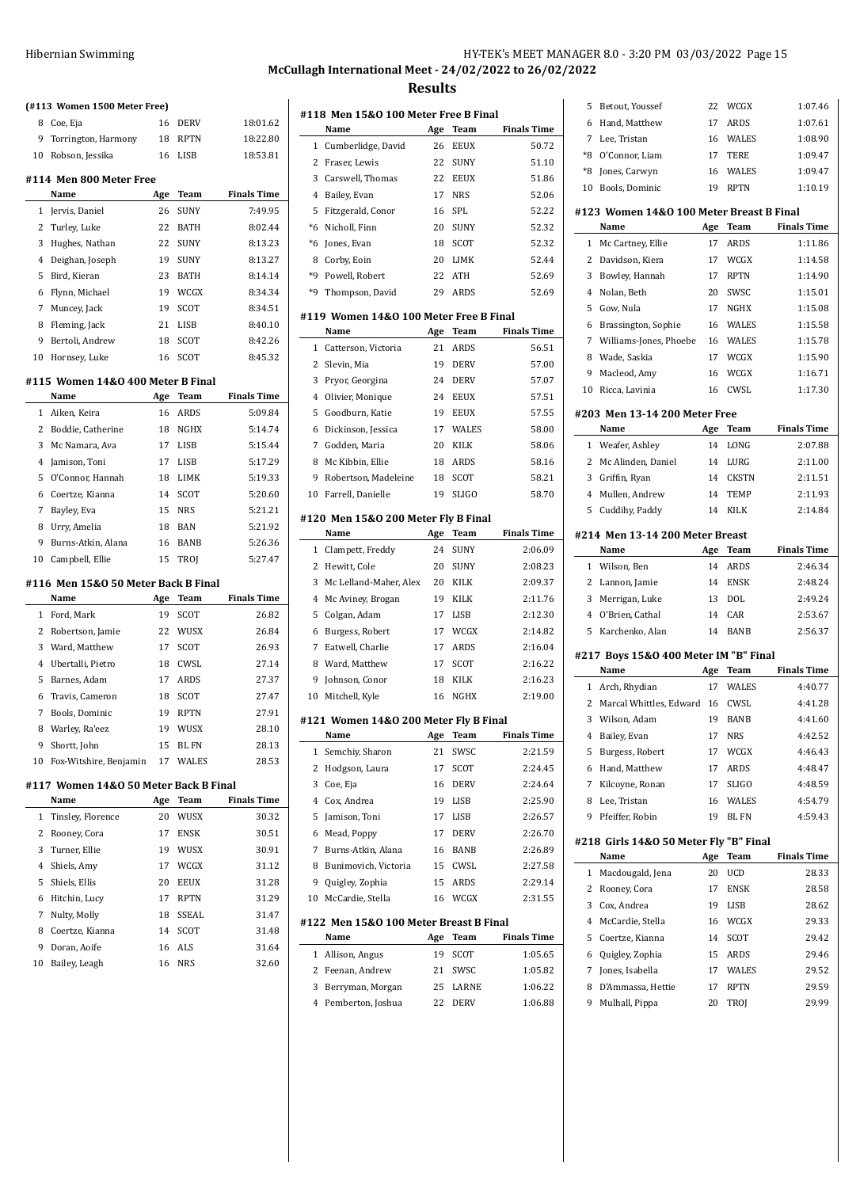**McCullagh International Meet - 24/02/2022 to 26/02/2022**

## Results

### (#113 Women 1500 Meter Free)

| | Name | Age | Team | Finals Time |
|---|---|---|---|---|
| 8 | Coe, Eja | 16 | DERV | 18:01.62 |
| 9 | Torrington, Harmony | 18 | RPTN | 18:22.80 |
| 10 | Robson, Jessika | 16 | LISB | 18:53.81 |

### #114 Men 800 Meter Free

| | Name | Age | Team | Finals Time |
|---|---|---|---|---|
| 1 | Jervis, Daniel | 26 | SUNY | 7:49.95 |
| 2 | Turley, Luke | 22 | BATH | 8:02.44 |
| 3 | Hughes, Nathan | 22 | SUNY | 8:13.23 |
| 4 | Deighan, Joseph | 19 | SUNY | 8:13.27 |
| 5 | Bird, Kieran | 23 | BATH | 8:14.14 |
| 6 | Flynn, Michael | 19 | WCGX | 8:34.34 |
| 7 | Muncey, Jack | 19 | SCOT | 8:34.51 |
| 8 | Fleming, Jack | 21 | LISB | 8:40.10 |
| 9 | Bertoli, Andrew | 18 | SCOT | 8:42.26 |
| 10 | Hornsey, Luke | 16 | SCOT | 8:45.32 |

### #115 Women 14&O 400 Meter Back B Final

| | Name | Age | Team | Finals Time |
|---|---|---|---|---|
| 1 | Aiken, Keira | 16 | ARDS | 5:09.84 |
| 2 | Boddie, Catherine | 18 | NGHX | 5:14.74 |
| 3 | Mc Namara, Ava | 17 | LISB | 5:15.44 |
| 4 | Jamison, Toni | 17 | LISB | 5:17.29 |
| 5 | O'Connor, Hannah | 18 | LIMK | 5:19.33 |
| 6 | Coertze, Kianna | 14 | SCOT | 5:20.60 |
| 7 | Bayley, Eva | 15 | NRS | 5:21.21 |
| 8 | Urry, Amelia | 18 | BAN | 5:21.92 |
| 9 | Burns-Atkin, Alana | 16 | BANB | 5:26.36 |
| 10 | Campbell, Ellie | 15 | TROJ | 5:27.47 |

### #116 Men 15&O 50 Meter Back B Final

| | Name | Age | Team | Finals Time |
|---|---|---|---|---|
| 1 | Ford, Mark | 19 | SCOT | 26.82 |
| 2 | Robertson, Jamie | 22 | WUSX | 26.84 |
| 3 | Ward, Matthew | 17 | SCOT | 26.93 |
| 4 | Ubertalli, Pietro | 18 | CWSL | 27.14 |
| 5 | Barnes, Adam | 17 | ARDS | 27.37 |
| 6 | Travis, Cameron | 18 | SCOT | 27.47 |
| 7 | Bools, Dominic | 19 | RPTN | 27.91 |
| 8 | Warley, Ra'eez | 19 | WUSX | 28.10 |
| 9 | Shortt, John | 15 | BL FN | 28.13 |
| 10 | Fox-Witshire, Benjamin | 17 | WALES | 28.53 |

### #117 Women 14&O 50 Meter Back B Final

| | Name | Age | Team | Finals Time |
|---|---|---|---|---|
| 1 | Tinsley, Florence | 20 | WUSX | 30.32 |
| 2 | Rooney, Cora | 17 | ENSK | 30.51 |
| 3 | Turner, Ellie | 19 | WUSX | 30.91 |
| 4 | Shiels, Amy | 17 | WCGX | 31.12 |
| 5 | Shiels, Ellis | 20 | EEUX | 31.28 |
| 6 | Hitchin, Lucy | 17 | RPTN | 31.29 |
| 7 | Nulty, Molly | 18 | SSEAL | 31.47 |
| 8 | Coertze, Kianna | 14 | SCOT | 31.48 |
| 9 | Doran, Aoife | 16 | ALS | 31.64 |
| 10 | Bailey, Leagh | 16 | NRS | 32.60 |

### #118 Men 15&O 100 Meter Free B Final

| | Name | Age | Team | Finals Time |
|---|---|---|---|---|
| 1 | Cumberlidge, David | 26 | EEUX | 50.72 |
| 2 | Fraser, Lewis | 22 | SUNY | 51.10 |
| 3 | Carswell, Thomas | 22 | EEUX | 51.86 |
| 4 | Bailey, Evan | 17 | NRS | 52.06 |
| 5 | Fitzgerald, Conor | 16 | SPL | 52.22 |
| *6 | Nicholl, Finn | 20 | SUNY | 52.32 |
| *6 | Jones, Evan | 18 | SCOT | 52.32 |
| 8 | Corby, Eoin | 20 | LIMK | 52.44 |
| *9 | Powell, Robert | 22 | ATH | 52.69 |
| *9 | Thompson, David | 29 | ARDS | 52.69 |

### #119 Women 14&O 100 Meter Free B Final

| | Name | Age | Team | Finals Time |
|---|---|---|---|---|
| 1 | Catterson, Victoria | 21 | ARDS | 56.51 |
| 2 | Slevin, Mia | 19 | DERV | 57.00 |
| 3 | Pryor, Georgina | 24 | DERV | 57.07 |
| 4 | Olivier, Monique | 24 | EEUX | 57.51 |
| 5 | Goodburn, Katie | 19 | EEUX | 57.55 |
| 6 | Dickinson, Jessica | 17 | WALES | 58.00 |
| 7 | Godden, Maria | 20 | KILK | 58.06 |
| 8 | Mc Kibbin, Ellie | 18 | ARDS | 58.16 |
| 9 | Robertson, Madeleine | 18 | SCOT | 58.21 |
| 10 | Farrell, Danielle | 19 | SLIGO | 58.70 |

### #120 Men 15&O 200 Meter Fly B Final

| | Name | Age | Team | Finals Time |
|---|---|---|---|---|
| 1 | Clampett, Freddy | 24 | SUNY | 2:06.09 |
| 2 | Hewitt, Cole | 20 | SUNY | 2:08.23 |
| 3 | Mc Lelland-Maher, Alex | 20 | KILK | 2:09.37 |
| 4 | Mc Aviney, Brogan | 19 | KILK | 2:11.76 |
| 5 | Colgan, Adam | 17 | LISB | 2:12.30 |
| 6 | Burgess, Robert | 17 | WCGX | 2:14.82 |
| 7 | Eatwell, Charlie | 17 | ARDS | 2:16.04 |
| 8 | Ward, Matthew | 17 | SCOT | 2:16.22 |
| 9 | Johnson, Conor | 18 | KILK | 2:16.23 |
| 10 | Mitchell, Kyle | 16 | NGHX | 2:19.00 |

### #121 Women 14&O 200 Meter Fly B Final

| | Name | Age | Team | Finals Time |
|---|---|---|---|---|
| 1 | Semchiy, Sharon | 21 | SWSC | 2:21.59 |
| 2 | Hodgson, Laura | 17 | SCOT | 2:24.45 |
| 3 | Coe, Eja | 16 | DERV | 2:24.64 |
| 4 | Cox, Andrea | 19 | LISB | 2:25.90 |
| 5 | Jamison, Toni | 17 | LISB | 2:26.57 |
| 6 | Mead, Poppy | 17 | DERV | 2:26.70 |
| 7 | Burns-Atkin, Alana | 16 | BANB | 2:26.89 |
| 8 | Bunimovich, Victoria | 15 | CWSL | 2:27.58 |
| 9 | Quigley, Zophia | 15 | ARDS | 2:29.14 |
| 10 | McCardie, Stella | 16 | WCGX | 2:31.55 |

### #122 Men 15&O 100 Meter Breast B Final

| | Name | Age | Team | Finals Time |
|---|---|---|---|---|
| 1 | Allison, Angus | 19 | SCOT | 1:05.65 |
| 2 | Feenan, Andrew | 21 | SWSC | 1:05.82 |
| 3 | Berryman, Morgan | 25 | LARNE | 1:06.22 |
| 4 | Pemberton, Joshua | 22 | DERV | 1:06.88 |
| 5 | Betout, Youssef | 22 | WCGX | 1:07.46 |
| 6 | Hand, Matthew | 17 | ARDS | 1:07.61 |
| 7 | Lee, Tristan | 16 | WALES | 1:08.90 |
| *8 | O'Connor, Liam | 17 | TERE | 1:09.47 |
| *8 | Jones, Carwyn | 16 | WALES | 1:09.47 |
| 10 | Bools, Dominic | 19 | RPTN | 1:10.19 |

### #123 Women 14&O 100 Meter Breast B Final

| | Name | Age | Team | Finals Time |
|---|---|---|---|---|
| 1 | Mc Cartney, Ellie | 17 | ARDS | 1:11.86 |
| 2 | Davidson, Kiera | 17 | WCGX | 1:14.58 |
| 3 | Bowley, Hannah | 17 | RPTN | 1:14.90 |
| 4 | Nolan, Beth | 20 | SWSC | 1:15.01 |
| 5 | Gow, Nula | 17 | NGHX | 1:15.08 |
| 6 | Brassington, Sophie | 16 | WALES | 1:15.58 |
| 7 | Williams-Jones, Phoebe | 16 | WALES | 1:15.78 |
| 8 | Wade, Saskia | 17 | WCGX | 1:15.90 |
| 9 | Macleod, Amy | 16 | WCGX | 1:16.71 |
| 10 | Ricca, Lavinia | 16 | CWSL | 1:17.30 |

### #203 Men 13-14 200 Meter Free

| | Name | Age | Team | Finals Time |
|---|---|---|---|---|
| 1 | Weafer, Ashley | 14 | LONG | 2:07.88 |
| 2 | Mc Alinden, Daniel | 14 | LURG | 2:11.00 |
| 3 | Griffin, Ryan | 14 | CKSTN | 2:11.51 |
| 4 | Mullen, Andrew | 14 | TEMP | 2:11.93 |
| 5 | Cuddihy, Paddy | 14 | KILK | 2:14.84 |

### #214 Men 13-14 200 Meter Breast

| | Name | Age | Team | Finals Time |
|---|---|---|---|---|
| 1 | Wilson, Ben | 14 | ARDS | 2:46.34 |
| 2 | Lannon, Jamie | 14 | ENSK | 2:48.24 |
| 3 | Merrigan, Luke | 13 | DOL | 2:49.24 |
| 4 | O'Brien, Cathal | 14 | CAR | 2:53.67 |
| 5 | Karchenko, Alan | 14 | BANB | 2:56.37 |

### #217 Boys 15&O 400 Meter IM "B" Final

| | Name | Age | Team | Finals Time |
|---|---|---|---|---|
| 1 | Arch, Rhydian | 17 | WALES | 4:40.77 |
| 2 | Marcal Whittles, Edward | 16 | CWSL | 4:41.28 |
| 3 | Wilson, Adam | 19 | BANB | 4:41.60 |
| 4 | Bailey, Evan | 17 | NRS | 4:42.52 |
| 5 | Burgess, Robert | 17 | WCGX | 4:46.43 |
| 6 | Hand, Matthew | 17 | ARDS | 4:48.47 |
| 7 | Kilcoyne, Ronan | 17 | SLIGO | 4:48.59 |
| 8 | Lee, Tristan | 16 | WALES | 4:54.79 |
| 9 | Pfeiffer, Robin | 19 | BL FN | 4:59.43 |

### #218 Girls 14&O 50 Meter Fly "B" Final

| | Name | Age | Team | Finals Time |
|---|---|---|---|---|
| 1 | Macdougald, Jena | 20 | UCD | 28.33 |
| 2 | Rooney, Cora | 17 | ENSK | 28.58 |
| 3 | Cox, Andrea | 19 | LISB | 28.62 |
| 4 | McCardie, Stella | 16 | WCGX | 29.33 |
| 5 | Coertze, Kianna | 14 | SCOT | 29.42 |
| 6 | Quigley, Zophia | 15 | ARDS | 29.46 |
| 7 | Jones, Isabella | 17 | WALES | 29.52 |
| 8 | D'Ammassa, Hettie | 17 | RPTN | 29.59 |
| 9 | Mulhall, Pippa | 20 | TROJ | 29.99 |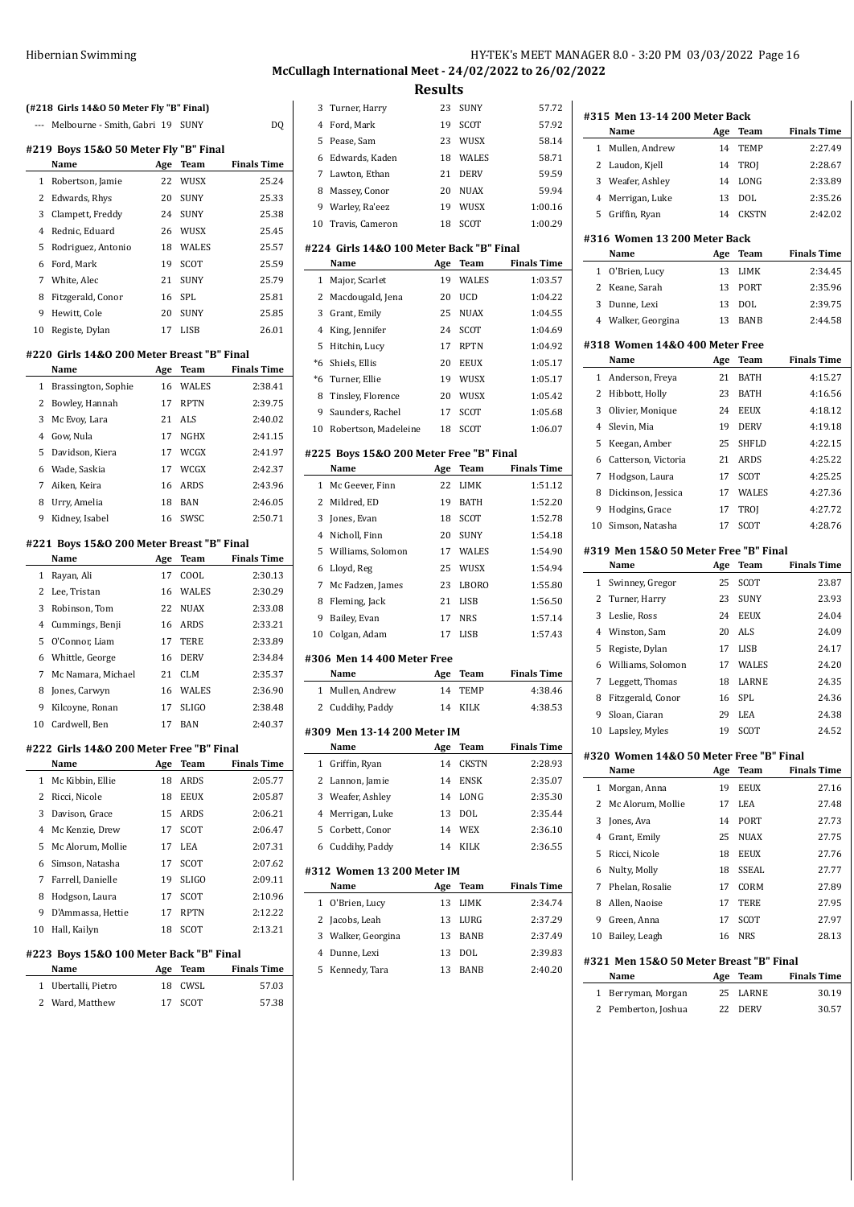McCullagh International Meet - 24/02/2022 to 26/02/2022

## Results

### (#218 Girls 14&O 50 Meter Fly "B" Final)

| | Name | Age | Team | Finals Time |
|---|---|---|---|---|
| --- | Melbourne - Smith, Gabri | 19 | SUNY | DQ |

### #219 Boys 15&O 50 Meter Fly "B" Final

| | Name | Age | Team | Finals Time |
|---|---|---|---|---|
| 1 | Robertson, Jamie | 22 | WUSX | 25.24 |
| 2 | Edwards, Rhys | 20 | SUNY | 25.33 |
| 3 | Clampett, Freddy | 24 | SUNY | 25.38 |
| 4 | Rednic, Eduard | 26 | WUSX | 25.45 |
| 5 | Rodriguez, Antonio | 18 | WALES | 25.57 |
| 6 | Ford, Mark | 19 | SCOT | 25.59 |
| 7 | White, Alec | 21 | SUNY | 25.79 |
| 8 | Fitzgerald, Conor | 16 | SPL | 25.81 |
| 9 | Hewitt, Cole | 20 | SUNY | 25.85 |
| 10 | Registe, Dylan | 17 | LISB | 26.01 |

### #220 Girls 14&O 200 Meter Breast "B" Final

| | Name | Age | Team | Finals Time |
|---|---|---|---|---|
| 1 | Brassington, Sophie | 16 | WALES | 2:38.41 |
| 2 | Bowley, Hannah | 17 | RPTN | 2:39.75 |
| 3 | Mc Evoy, Lara | 21 | ALS | 2:40.02 |
| 4 | Gow, Nula | 17 | NGHX | 2:41.15 |
| 5 | Davidson, Kiera | 17 | WCGX | 2:41.97 |
| 6 | Wade, Saskia | 17 | WCGX | 2:42.37 |
| 7 | Aiken, Keira | 16 | ARDS | 2:43.96 |
| 8 | Urry, Amelia | 18 | BAN | 2:46.05 |
| 9 | Kidney, Isabel | 16 | SWSC | 2:50.71 |

### #221 Boys 15&O 200 Meter Breast "B" Final

| | Name | Age | Team | Finals Time |
|---|---|---|---|---|
| 1 | Rayan, Ali | 17 | COOL | 2:30.13 |
| 2 | Lee, Tristan | 16 | WALES | 2:30.29 |
| 3 | Robinson, Tom | 22 | NUAX | 2:33.08 |
| 4 | Cummings, Benji | 16 | ARDS | 2:33.21 |
| 5 | O'Connor, Liam | 17 | TERE | 2:33.89 |
| 6 | Whittle, George | 16 | DERV | 2:34.84 |
| 7 | Mc Namara, Michael | 21 | CLM | 2:35.37 |
| 8 | Jones, Carwyn | 16 | WALES | 2:36.90 |
| 9 | Kilcoyne, Ronan | 17 | SLIGO | 2:38.48 |
| 10 | Cardwell, Ben | 17 | BAN | 2:40.37 |

### #222 Girls 14&O 200 Meter Free "B" Final

| | Name | Age | Team | Finals Time |
|---|---|---|---|---|
| 1 | Mc Kibbin, Ellie | 18 | ARDS | 2:05.77 |
| 2 | Ricci, Nicole | 18 | EEUX | 2:05.87 |
| 3 | Davison, Grace | 15 | ARDS | 2:06.21 |
| 4 | Mc Kenzie, Drew | 17 | SCOT | 2:06.47 |
| 5 | Mc Alorum, Mollie | 17 | LEA | 2:07.31 |
| 6 | Simson, Natasha | 17 | SCOT | 2:07.62 |
| 7 | Farrell, Danielle | 19 | SLIGO | 2:09.11 |
| 8 | Hodgson, Laura | 17 | SCOT | 2:10.96 |
| 9 | D'Ammassa, Hettie | 17 | RPTN | 2:12.22 |
| 10 | Hall, Kailyn | 18 | SCOT | 2:13.21 |

### #223 Boys 15&O 100 Meter Back "B" Final

| | Name | Age | Team | Finals Time |
|---|---|---|---|---|
| 1 | Ubertalli, Pietro | 18 | CWSL | 57.03 |
| 2 | Ward, Matthew | 17 | SCOT | 57.38 |
| 3 | Turner, Harry | 23 | SUNY | 57.72 |
| 4 | Ford, Mark | 19 | SCOT | 57.92 |
| 5 | Pease, Sam | 23 | WUSX | 58.14 |
| 6 | Edwards, Kaden | 18 | WALES | 58.71 |
| 7 | Lawton, Ethan | 21 | DERV | 59.59 |
| 8 | Massey, Conor | 20 | NUAX | 59.94 |
| 9 | Warley, Ra'eez | 19 | WUSX | 1:00.16 |
| 10 | Travis, Cameron | 18 | SCOT | 1:00.29 |

### #224 Girls 14&O 100 Meter Back "B" Final

| | Name | Age | Team | Finals Time |
|---|---|---|---|---|
| 1 | Major, Scarlet | 19 | WALES | 1:03.57 |
| 2 | Macdougald, Jena | 20 | UCD | 1:04.22 |
| 3 | Grant, Emily | 25 | NUAX | 1:04.55 |
| 4 | King, Jennifer | 24 | SCOT | 1:04.69 |
| 5 | Hitchin, Lucy | 17 | RPTN | 1:04.92 |
| *6 | Shiels, Ellis | 20 | EEUX | 1:05.17 |
| *6 | Turner, Ellie | 19 | WUSX | 1:05.17 |
| 8 | Tinsley, Florence | 20 | WUSX | 1:05.42 |
| 9 | Saunders, Rachel | 17 | SCOT | 1:05.68 |
| 10 | Robertson, Madeleine | 18 | SCOT | 1:06.07 |

### #225 Boys 15&O 200 Meter Free "B" Final

| | Name | Age | Team | Finals Time |
|---|---|---|---|---|
| 1 | Mc Geever, Finn | 22 | LIMK | 1:51.12 |
| 2 | Mildred, ED | 19 | BATH | 1:52.20 |
| 3 | Jones, Evan | 18 | SCOT | 1:52.78 |
| 4 | Nicholl, Finn | 20 | SUNY | 1:54.18 |
| 5 | Williams, Solomon | 17 | WALES | 1:54.90 |
| 6 | Lloyd, Reg | 25 | WUSX | 1:54.94 |
| 7 | Mc Fadzen, James | 23 | LBORO | 1:55.80 |
| 8 | Fleming, Jack | 21 | LISB | 1:56.50 |
| 9 | Bailey, Evan | 17 | NRS | 1:57.14 |
| 10 | Colgan, Adam | 17 | LISB | 1:57.43 |

### #306 Men 14 400 Meter Free

| | Name | Age | Team | Finals Time |
|---|---|---|---|---|
| 1 | Mullen, Andrew | 14 | TEMP | 4:38.46 |
| 2 | Cuddihy, Paddy | 14 | KILK | 4:38.53 |

### #309 Men 13-14 200 Meter IM

| | Name | Age | Team | Finals Time |
|---|---|---|---|---|
| 1 | Griffin, Ryan | 14 | CKSTN | 2:28.93 |
| 2 | Lannon, Jamie | 14 | ENSK | 2:35.07 |
| 3 | Weafer, Ashley | 14 | LONG | 2:35.30 |
| 4 | Merrigan, Luke | 13 | DOL | 2:35.44 |
| 5 | Corbett, Conor | 14 | WEX | 2:36.10 |
| 6 | Cuddihy, Paddy | 14 | KILK | 2:36.55 |

### #312 Women 13 200 Meter IM

| | Name | Age | Team | Finals Time |
|---|---|---|---|---|
| 1 | O'Brien, Lucy | 13 | LIMK | 2:34.74 |
| 2 | Jacobs, Leah | 13 | LURG | 2:37.29 |
| 3 | Walker, Georgina | 13 | BANB | 2:37.49 |
| 4 | Dunne, Lexi | 13 | DOL | 2:39.83 |
| 5 | Kennedy, Tara | 13 | BANB | 2:40.20 |

### #315 Men 13-14 200 Meter Back

| | Name | Age | Team | Finals Time |
|---|---|---|---|---|
| 1 | Mullen, Andrew | 14 | TEMP | 2:27.49 |
| 2 | Laudon, Kjell | 14 | TROJ | 2:28.67 |
| 3 | Weafer, Ashley | 14 | LONG | 2:33.89 |
| 4 | Merrigan, Luke | 13 | DOL | 2:35.26 |
| 5 | Griffin, Ryan | 14 | CKSTN | 2:42.02 |

### #316 Women 13 200 Meter Back

| | Name | Age | Team | Finals Time |
|---|---|---|---|---|
| 1 | O'Brien, Lucy | 13 | LIMK | 2:34.45 |
| 2 | Keane, Sarah | 13 | PORT | 2:35.96 |
| 3 | Dunne, Lexi | 13 | DOL | 2:39.75 |
| 4 | Walker, Georgina | 13 | BANB | 2:44.58 |

### #318 Women 14&O 400 Meter Free

| | Name | Age | Team | Finals Time |
|---|---|---|---|---|
| 1 | Anderson, Freya | 21 | BATH | 4:15.27 |
| 2 | Hibbott, Holly | 23 | BATH | 4:16.56 |
| 3 | Olivier, Monique | 24 | EEUX | 4:18.12 |
| 4 | Slevin, Mia | 19 | DERV | 4:19.18 |
| 5 | Keegan, Amber | 25 | SHFLD | 4:22.15 |
| 6 | Catterson, Victoria | 21 | ARDS | 4:25.22 |
| 7 | Hodgson, Laura | 17 | SCOT | 4:25.25 |
| 8 | Dickinson, Jessica | 17 | WALES | 4:27.36 |
| 9 | Hodgins, Grace | 17 | TROJ | 4:27.72 |
| 10 | Simson, Natasha | 17 | SCOT | 4:28.76 |

### #319 Men 15&O 50 Meter Free "B" Final

| | Name | Age | Team | Finals Time |
|---|---|---|---|---|
| 1 | Swinney, Gregor | 25 | SCOT | 23.87 |
| 2 | Turner, Harry | 23 | SUNY | 23.93 |
| 3 | Leslie, Ross | 24 | EEUX | 24.04 |
| 4 | Winston, Sam | 20 | ALS | 24.09 |
| 5 | Registe, Dylan | 17 | LISB | 24.17 |
| 6 | Williams, Solomon | 17 | WALES | 24.20 |
| 7 | Leggett, Thomas | 18 | LARNE | 24.35 |
| 8 | Fitzgerald, Conor | 16 | SPL | 24.36 |
| 9 | Sloan, Ciaran | 29 | LEA | 24.38 |
| 10 | Lapsley, Myles | 19 | SCOT | 24.52 |

### #320 Women 14&O 50 Meter Free "B" Final

| | Name | Age | Team | Finals Time |
|---|---|---|---|---|
| 1 | Morgan, Anna | 19 | EEUX | 27.16 |
| 2 | Mc Alorum, Mollie | 17 | LEA | 27.48 |
| 3 | Jones, Ava | 14 | PORT | 27.73 |
| 4 | Grant, Emily | 25 | NUAX | 27.75 |
| 5 | Ricci, Nicole | 18 | EEUX | 27.76 |
| 6 | Nulty, Molly | 18 | SSEAL | 27.77 |
| 7 | Phelan, Rosalie | 17 | CORM | 27.89 |
| 8 | Allen, Naoise | 17 | TERE | 27.95 |
| 9 | Green, Anna | 17 | SCOT | 27.97 |
| 10 | Bailey, Leagh | 16 | NRS | 28.13 |

### #321 Men 15&O 50 Meter Breast "B" Final

| | Name | Age | Team | Finals Time |
|---|---|---|---|---|
| 1 | Berryman, Morgan | 25 | LARNE | 30.19 |
| 2 | Pemberton, Joshua | 22 | DERV | 30.57 |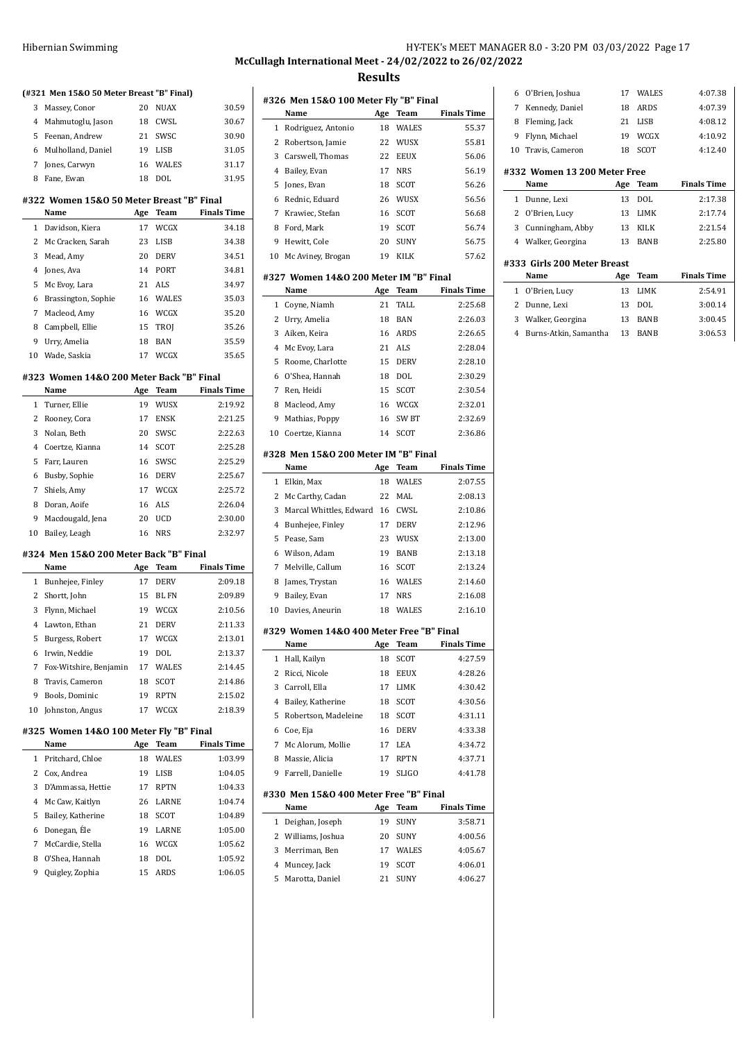## McCullagh International Meet - 24/02/2022 to 26/02/2022

## Results

### (#321 Men 15&O 50 Meter Breast "B" Final)

| | | | | |
|---|---|---|---|---|
| 3 | Massey, Conor | 20 | NUAX | 30.59 |
| 4 | Mahmutoglu, Jason | 18 | CWSL | 30.67 |
| 5 | Feenan, Andrew | 21 | SWSC | 30.90 |
| 6 | Mulholland, Daniel | 19 | LISB | 31.05 |
| 7 | Jones, Carwyn | 16 | WALES | 31.17 |
| 8 | Fane, Ewan | 18 | DOL | 31.95 |

### #322 Women 15&O 50 Meter Breast "B" Final

| | Name | Age | Team | Finals Time |
|---|---|---|---|---|
| 1 | Davidson, Kiera | 17 | WCGX | 34.18 |
| 2 | Mc Cracken, Sarah | 23 | LISB | 34.38 |
| 3 | Mead, Amy | 20 | DERV | 34.51 |
| 4 | Jones, Ava | 14 | PORT | 34.81 |
| 5 | Mc Evoy, Lara | 21 | ALS | 34.97 |
| 6 | Brassington, Sophie | 16 | WALES | 35.03 |
| 7 | Macleod, Amy | 16 | WCGX | 35.20 |
| 8 | Campbell, Ellie | 15 | TROJ | 35.26 |
| 9 | Urry, Amelia | 18 | BAN | 35.59 |
| 10 | Wade, Saskia | 17 | WCGX | 35.65 |

### #323 Women 14&O 200 Meter Back "B" Final

| | Name | Age | Team | Finals Time |
|---|---|---|---|---|
| 1 | Turner, Ellie | 19 | WUSX | 2:19.92 |
| 2 | Rooney, Cora | 17 | ENSK | 2:21.25 |
| 3 | Nolan, Beth | 20 | SWSC | 2:22.63 |
| 4 | Coertze, Kianna | 14 | SCOT | 2:25.28 |
| 5 | Farr, Lauren | 16 | SWSC | 2:25.29 |
| 6 | Busby, Sophie | 16 | DERV | 2:25.67 |
| 7 | Shiels, Amy | 17 | WCGX | 2:25.72 |
| 8 | Doran, Aoife | 16 | ALS | 2:26.04 |
| 9 | Macdougald, Jena | 20 | UCD | 2:30.00 |
| 10 | Bailey, Leagh | 16 | NRS | 2:32.97 |

### #324 Men 15&O 200 Meter Back "B" Final

| | Name | Age | Team | Finals Time |
|---|---|---|---|---|
| 1 | Bunhejee, Finley | 17 | DERV | 2:09.18 |
| 2 | Shortt, John | 15 | BL FN | 2:09.89 |
| 3 | Flynn, Michael | 19 | WCGX | 2:10.56 |
| 4 | Lawton, Ethan | 21 | DERV | 2:11.33 |
| 5 | Burgess, Robert | 17 | WCGX | 2:13.01 |
| 6 | Irwin, Neddie | 19 | DOL | 2:13.37 |
| 7 | Fox-Witshire, Benjamin | 17 | WALES | 2:14.45 |
| 8 | Travis, Cameron | 18 | SCOT | 2:14.86 |
| 9 | Bools, Dominic | 19 | RPTN | 2:15.02 |
| 10 | Johnston, Angus | 17 | WCGX | 2:18.39 |

### #325 Women 14&O 100 Meter Fly "B" Final

| | Name | Age | Team | Finals Time |
|---|---|---|---|---|
| 1 | Pritchard, Chloe | 18 | WALES | 1:03.99 |
| 2 | Cox, Andrea | 19 | LISB | 1:04.05 |
| 3 | D'Ammassa, Hettie | 17 | RPTN | 1:04.33 |
| 4 | Mc Caw, Kaitlyn | 26 | LARNE | 1:04.74 |
| 5 | Bailey, Katherine | 18 | SCOT | 1:04.89 |
| 6 | Donegan, Éle | 19 | LARNE | 1:05.00 |
| 7 | McCardie, Stella | 16 | WCGX | 1:05.62 |
| 8 | O'Shea, Hannah | 18 | DOL | 1:05.92 |
| 9 | Quigley, Zophia | 15 | ARDS | 1:06.05 |

### #326 Men 15&O 100 Meter Fly "B" Final

| | Name | Age | Team | Finals Time |
|---|---|---|---|---|
| 1 | Rodriguez, Antonio | 18 | WALES | 55.37 |
| 2 | Robertson, Jamie | 22 | WUSX | 55.81 |
| 3 | Carswell, Thomas | 22 | EEUX | 56.06 |
| 4 | Bailey, Evan | 17 | NRS | 56.19 |
| 5 | Jones, Evan | 18 | SCOT | 56.26 |
| 6 | Rednic, Eduard | 26 | WUSX | 56.56 |
| 7 | Krawiec, Stefan | 16 | SCOT | 56.68 |
| 8 | Ford, Mark | 19 | SCOT | 56.74 |
| 9 | Hewitt, Cole | 20 | SUNY | 56.75 |
| 10 | Mc Aviney, Brogan | 19 | KILK | 57.62 |

### #327 Women 14&O 200 Meter IM "B" Final

| | Name | Age | Team | Finals Time |
|---|---|---|---|---|
| 1 | Coyne, Niamh | 21 | TALL | 2:25.68 |
| 2 | Urry, Amelia | 18 | BAN | 2:26.03 |
| 3 | Aiken, Keira | 16 | ARDS | 2:26.65 |
| 4 | Mc Evoy, Lara | 21 | ALS | 2:28.04 |
| 5 | Roome, Charlotte | 15 | DERV | 2:28.10 |
| 6 | O'Shea, Hannah | 18 | DOL | 2:30.29 |
| 7 | Ren, Heidi | 15 | SCOT | 2:30.54 |
| 8 | Macleod, Amy | 16 | WCGX | 2:32.01 |
| 9 | Mathias, Poppy | 16 | SW BT | 2:32.69 |
| 10 | Coertze, Kianna | 14 | SCOT | 2:36.86 |

### #328 Men 15&O 200 Meter IM "B" Final

| | Name | Age | Team | Finals Time |
|---|---|---|---|---|
| 1 | Elkin, Max | 18 | WALES | 2:07.55 |
| 2 | Mc Carthy, Cadan | 22 | MAL | 2:08.13 |
| 3 | Marcal Whittles, Edward | 16 | CWSL | 2:10.86 |
| 4 | Bunhejee, Finley | 17 | DERV | 2:12.96 |
| 5 | Pease, Sam | 23 | WUSX | 2:13.00 |
| 6 | Wilson, Adam | 19 | BANB | 2:13.18 |
| 7 | Melville, Callum | 16 | SCOT | 2:13.24 |
| 8 | James, Trystan | 16 | WALES | 2:14.60 |
| 9 | Bailey, Evan | 17 | NRS | 2:16.08 |
| 10 | Davies, Aneurin | 18 | WALES | 2:16.10 |

### #329 Women 14&O 400 Meter Free "B" Final

| | Name | Age | Team | Finals Time |
|---|---|---|---|---|
| 1 | Hall, Kailyn | 18 | SCOT | 4:27.59 |
| 2 | Ricci, Nicole | 18 | EEUX | 4:28.26 |
| 3 | Carroll, Ella | 17 | LIMK | 4:30.42 |
| 4 | Bailey, Katherine | 18 | SCOT | 4:30.56 |
| 5 | Robertson, Madeleine | 18 | SCOT | 4:31.11 |
| 6 | Coe, Eja | 16 | DERV | 4:33.38 |
| 7 | Mc Alorum, Mollie | 17 | LEA | 4:34.72 |
| 8 | Massie, Alicia | 17 | RPTN | 4:37.71 |
| 9 | Farrell, Danielle | 19 | SLIGO | 4:41.78 |

### #330 Men 15&O 400 Meter Free "B" Final

| | Name | Age | Team | Finals Time |
|---|---|---|---|---|
| 1 | Deighan, Joseph | 19 | SUNY | 3:58.71 |
| 2 | Williams, Joshua | 20 | SUNY | 4:00.56 |
| 3 | Merriman, Ben | 17 | WALES | 4:05.67 |
| 4 | Muncey, Jack | 19 | SCOT | 4:06.01 |
| 5 | Marotta, Daniel | 21 | SUNY | 4:06.27 |
| 6 | O'Brien, Joshua | 17 | WALES | 4:07.38 |
| 7 | Kennedy, Daniel | 18 | ARDS | 4:07.39 |
| 8 | Fleming, Jack | 21 | LISB | 4:08.12 |
| 9 | Flynn, Michael | 19 | WCGX | 4:10.92 |
| 10 | Travis, Cameron | 18 | SCOT | 4:12.40 |

### #332 Women 13 200 Meter Free

| | Name | Age | Team | Finals Time |
|---|---|---|---|---|
| 1 | Dunne, Lexi | 13 | DOL | 2:17.38 |
| 2 | O'Brien, Lucy | 13 | LIMK | 2:17.74 |
| 3 | Cunningham, Abby | 13 | KILK | 2:21.54 |
| 4 | Walker, Georgina | 13 | BANB | 2:25.80 |

### #333 Girls 200 Meter Breast

| | Name | Age | Team | Finals Time |
|---|---|---|---|---|
| 1 | O'Brien, Lucy | 13 | LIMK | 2:54.91 |
| 2 | Dunne, Lexi | 13 | DOL | 3:00.14 |
| 3 | Walker, Georgina | 13 | BANB | 3:00.45 |
| 4 | Burns-Atkin, Samantha | 13 | BANB | 3:06.53 |